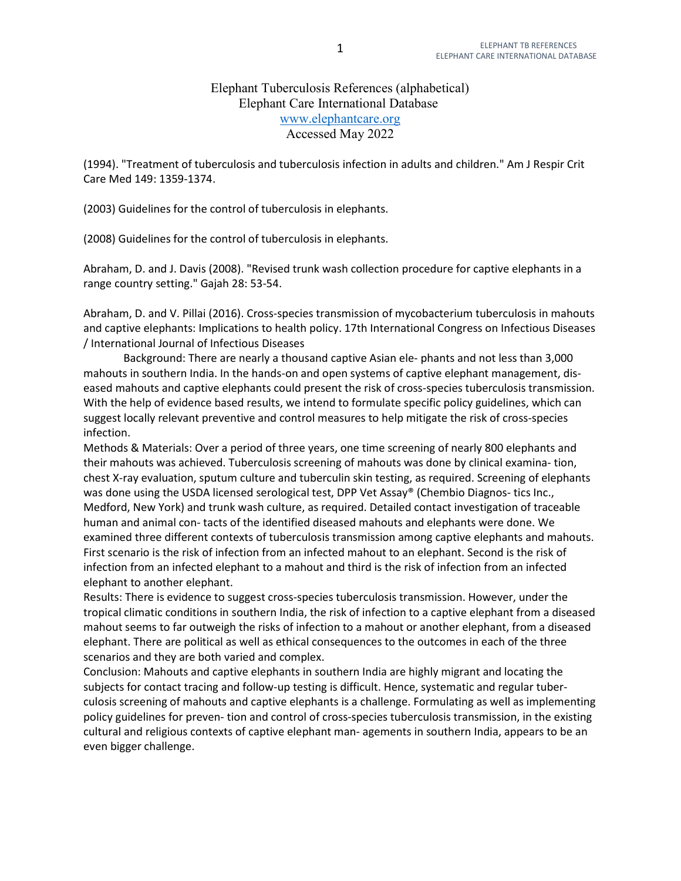# Elephant Tuberculosis References (alphabetical)
## Elephant Care International Database
[www.elephantcare.org](http://www.elephantcare.org)
Accessed May 2022

(1994). "Treatment of tuberculosis and tuberculosis infection in adults and children." Am J Respir Crit Care Med 149: 1359-1374.

(2003) Guidelines for the control of tuberculosis in elephants.

(2008) Guidelines for the control of tuberculosis in elephants.

Abraham, D. and J. Davis (2008). "Revised trunk wash collection procedure for captive elephants in a range country setting." Gajah 28: 53-54.

Abraham, D. and V. Pillai (2016). Cross-species transmission of mycobacterium tuberculosis in mahouts and captive elephants: Implications to health policy. 17th International Congress on Infectious Diseases / International Journal of Infectious Diseases

Background: There are nearly a thousand captive Asian ele- phants and not less than 3,000 mahouts in southern India. In the hands-on and open systems of captive elephant management, dis- eased mahouts and captive elephants could present the risk of cross-species tuberculosis transmission. With the help of evidence based results, we intend to formulate specific policy guidelines, which can suggest locally relevant preventive and control measures to help mitigate the risk of cross-species infection.
Methods & Materials: Over a period of three years, one time screening of nearly 800 elephants and their mahouts was achieved. Tuberculosis screening of mahouts was done by clinical examina- tion, chest X-ray evaluation, sputum culture and tuberculin skin testing, as required. Screening of elephants was done using the USDA licensed serological test, DPP Vet Assay® (Chembio Diagnos- tics Inc., Medford, New York) and trunk wash culture, as required. Detailed contact investigation of traceable human and animal con- tacts of the identified diseased mahouts and elephants were done. We examined three different contexts of tuberculosis transmission among captive elephants and mahouts. First scenario is the risk of infection from an infected mahout to an elephant. Second is the risk of infection from an infected elephant to a mahout and third is the risk of infection from an infected elephant to another elephant.
Results: There is evidence to suggest cross-species tuberculosis transmission. However, under the tropical climatic conditions in southern India, the risk of infection to a captive elephant from a diseased mahout seems to far outweigh the risks of infection to a mahout or another elephant, from a diseased elephant. There are political as well as ethical consequences to the outcomes in each of the three scenarios and they are both varied and complex.
Conclusion: Mahouts and captive elephants in southern India are highly migrant and locating the subjects for contact tracing and follow-up testing is difficult. Hence, systematic and regular tuber- culosis screening of mahouts and captive elephants is a challenge. Formulating as well as implementing policy guidelines for preven- tion and control of cross-species tuberculosis transmission, in the existing cultural and religious contexts of captive elephant man- agements in southern India, appears to be an even bigger challenge.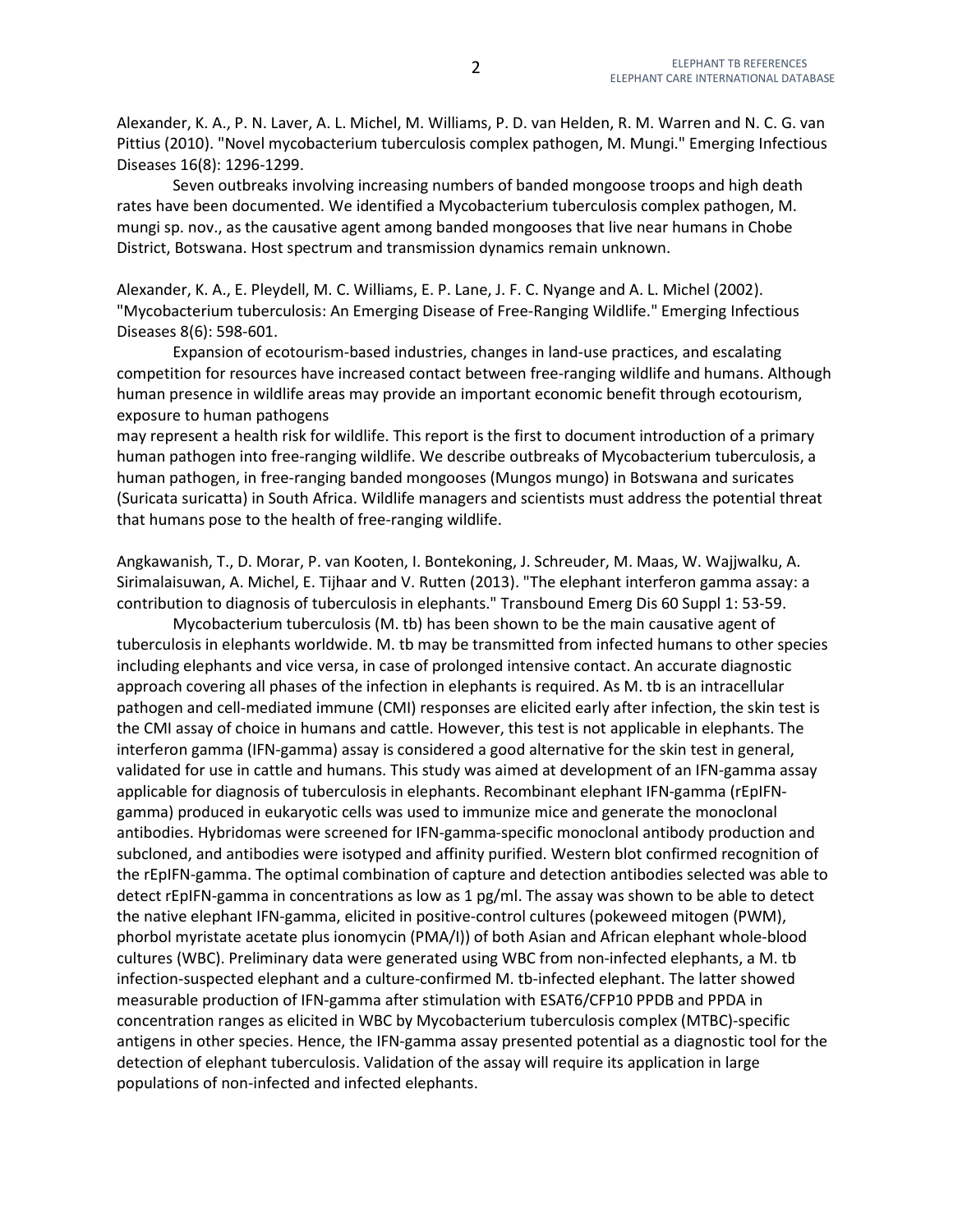Alexander, K. A., P. N. Laver, A. L. Michel, M. Williams, P. D. van Helden, R. M. Warren and N. C. G. van Pittius (2010). "Novel mycobacterium tuberculosis complex pathogen, M. Mungi." Emerging Infectious Diseases 16(8): 1296-1299.

Seven outbreaks involving increasing numbers of banded mongoose troops and high death rates have been documented. We identified a Mycobacterium tuberculosis complex pathogen, M. mungi sp. nov., as the causative agent among banded mongooses that live near humans in Chobe District, Botswana. Host spectrum and transmission dynamics remain unknown.

Alexander, K. A., E. Pleydell, M. C. Williams, E. P. Lane, J. F. C. Nyange and A. L. Michel (2002). "Mycobacterium tuberculosis: An Emerging Disease of Free-Ranging Wildlife." Emerging Infectious Diseases 8(6): 598-601.

Expansion of ecotourism-based industries, changes in land-use practices, and escalating competition for resources have increased contact between free-ranging wildlife and humans. Although human presence in wildlife areas may provide an important economic benefit through ecotourism, exposure to human pathogens may represent a health risk for wildlife. This report is the first to document introduction of a primary human pathogen into free-ranging wildlife. We describe outbreaks of Mycobacterium tuberculosis, a human pathogen, in free-ranging banded mongooses (Mungos mungo) in Botswana and suricates (Suricata suricatta) in South Africa. Wildlife managers and scientists must address the potential threat that humans pose to the health of free-ranging wildlife.

Angkawanish, T., D. Morar, P. van Kooten, I. Bontekoning, J. Schreuder, M. Maas, W. Wajjwalku, A. Sirimalaisuwan, A. Michel, E. Tijhaar and V. Rutten (2013). "The elephant interferon gamma assay: a contribution to diagnosis of tuberculosis in elephants." Transbound Emerg Dis 60 Suppl 1: 53-59.

Mycobacterium tuberculosis (M. tb) has been shown to be the main causative agent of tuberculosis in elephants worldwide. M. tb may be transmitted from infected humans to other species including elephants and vice versa, in case of prolonged intensive contact. An accurate diagnostic approach covering all phases of the infection in elephants is required. As M. tb is an intracellular pathogen and cell-mediated immune (CMI) responses are elicited early after infection, the skin test is the CMI assay of choice in humans and cattle. However, this test is not applicable in elephants. The interferon gamma (IFN-gamma) assay is considered a good alternative for the skin test in general, validated for use in cattle and humans. This study was aimed at development of an IFN-gamma assay applicable for diagnosis of tuberculosis in elephants. Recombinant elephant IFN-gamma (rEpIFN-gamma) produced in eukaryotic cells was used to immunize mice and generate the monoclonal antibodies. Hybridomas were screened for IFN-gamma-specific monoclonal antibody production and subcloned, and antibodies were isotyped and affinity purified. Western blot confirmed recognition of the rEpIFN-gamma. The optimal combination of capture and detection antibodies selected was able to detect rEpIFN-gamma in concentrations as low as 1 pg/ml. The assay was shown to be able to detect the native elephant IFN-gamma, elicited in positive-control cultures (pokeweed mitogen (PWM), phorbol myristate acetate plus ionomycin (PMA/I)) of both Asian and African elephant whole-blood cultures (WBC). Preliminary data were generated using WBC from non-infected elephants, a M. tb infection-suspected elephant and a culture-confirmed M. tb-infected elephant. The latter showed measurable production of IFN-gamma after stimulation with ESAT6/CFP10 PPDB and PPDA in concentration ranges as elicited in WBC by Mycobacterium tuberculosis complex (MTBC)-specific antigens in other species. Hence, the IFN-gamma assay presented potential as a diagnostic tool for the detection of elephant tuberculosis. Validation of the assay will require its application in large populations of non-infected and infected elephants.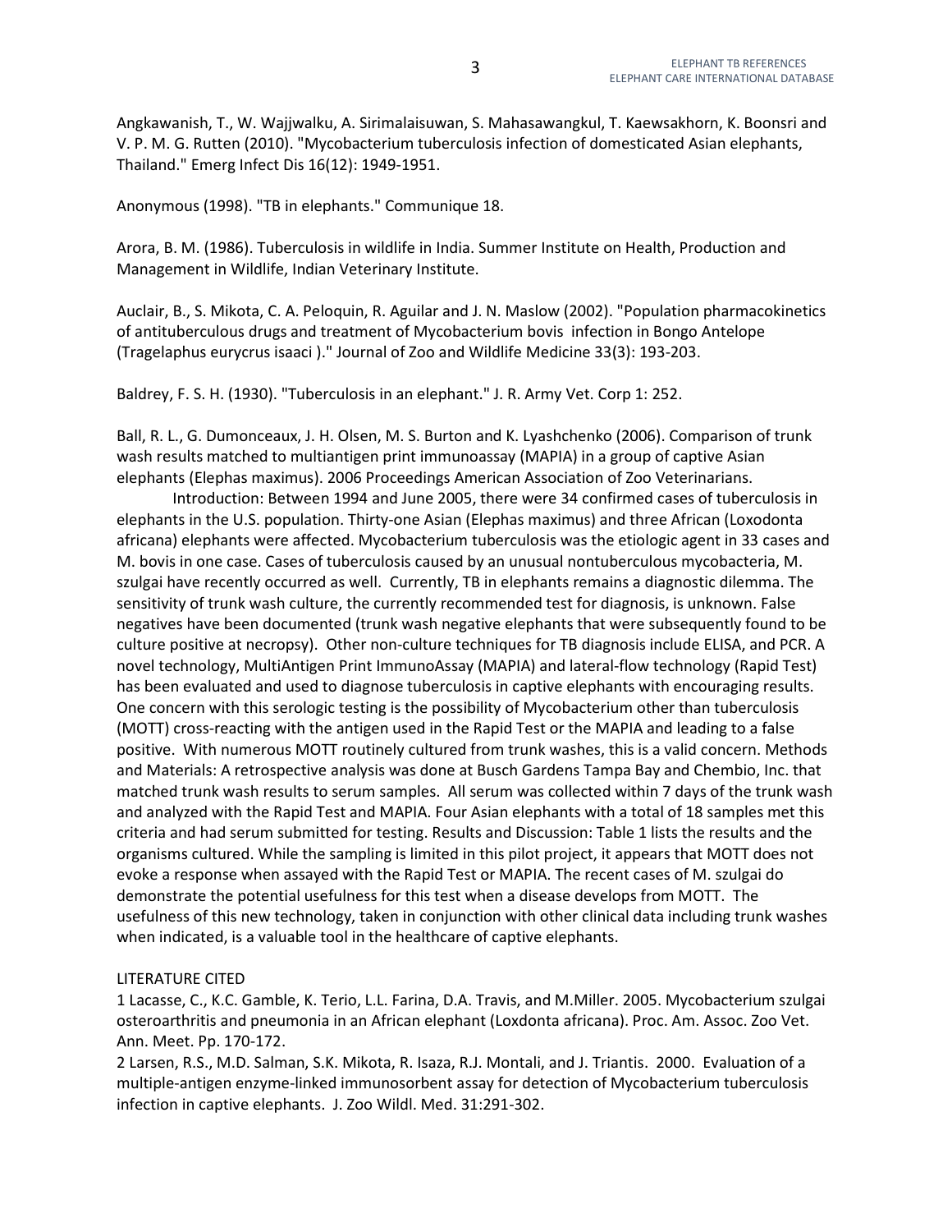Angkawanish, T., W. Wajjwalku, A. Sirimalaisuwan, S. Mahasawangkul, T. Kaewsakhorn, K. Boonsri and V. P. M. G. Rutten (2010). "Mycobacterium tuberculosis infection of domesticated Asian elephants, Thailand." Emerg Infect Dis 16(12): 1949-1951.

Anonymous (1998). "TB in elephants." Communique 18.

Arora, B. M. (1986). Tuberculosis in wildlife in India. Summer Institute on Health, Production and Management in Wildlife, Indian Veterinary Institute.

Auclair, B., S. Mikota, C. A. Peloquin, R. Aguilar and J. N. Maslow (2002). "Population pharmacokinetics of antituberculous drugs and treatment of Mycobacterium bovis infection in Bongo Antelope (Tragelaphus eurycrus isaaci )." Journal of Zoo and Wildlife Medicine 33(3): 193-203.

Baldrey, F. S. H. (1930). "Tuberculosis in an elephant." J. R. Army Vet. Corp 1: 252.

Ball, R. L., G. Dumonceaux, J. H. Olsen, M. S. Burton and K. Lyashchenko (2006). Comparison of trunk wash results matched to multiantigen print immunoassay (MAPIA) in a group of captive Asian elephants (Elephas maximus). 2006 Proceedings American Association of Zoo Veterinarians.

Introduction: Between 1994 and June 2005, there were 34 confirmed cases of tuberculosis in elephants in the U.S. population. Thirty-one Asian (Elephas maximus) and three African (Loxodonta africana) elephants were affected. Mycobacterium tuberculosis was the etiologic agent in 33 cases and M. bovis in one case. Cases of tuberculosis caused by an unusual nontuberculous mycobacteria, M. szulgai have recently occurred as well. Currently, TB in elephants remains a diagnostic dilemma. The sensitivity of trunk wash culture, the currently recommended test for diagnosis, is unknown. False negatives have been documented (trunk wash negative elephants that were subsequently found to be culture positive at necropsy). Other non-culture techniques for TB diagnosis include ELISA, and PCR. A novel technology, MultiAntigen Print ImmunoAssay (MAPIA) and lateral-flow technology (Rapid Test) has been evaluated and used to diagnose tuberculosis in captive elephants with encouraging results. One concern with this serologic testing is the possibility of Mycobacterium other than tuberculosis (MOTT) cross-reacting with the antigen used in the Rapid Test or the MAPIA and leading to a false positive. With numerous MOTT routinely cultured from trunk washes, this is a valid concern. Methods and Materials: A retrospective analysis was done at Busch Gardens Tampa Bay and Chembio, Inc. that matched trunk wash results to serum samples. All serum was collected within 7 days of the trunk wash and analyzed with the Rapid Test and MAPIA. Four Asian elephants with a total of 18 samples met this criteria and had serum submitted for testing. Results and Discussion: Table 1 lists the results and the organisms cultured. While the sampling is limited in this pilot project, it appears that MOTT does not evoke a response when assayed with the Rapid Test or MAPIA. The recent cases of M. szulgai do demonstrate the potential usefulness for this test when a disease develops from MOTT. The usefulness of this new technology, taken in conjunction with other clinical data including trunk washes when indicated, is a valuable tool in the healthcare of captive elephants.

LITERATURE CITED

1 Lacasse, C., K.C. Gamble, K. Terio, L.L. Farina, D.A. Travis, and M.Miller. 2005. Mycobacterium szulgai osteroarthritis and pneumonia in an African elephant (Loxdonta africana). Proc. Am. Assoc. Zoo Vet. Ann. Meet. Pp. 170-172.

2 Larsen, R.S., M.D. Salman, S.K. Mikota, R. Isaza, R.J. Montali, and J. Triantis. 2000. Evaluation of a multiple-antigen enzyme-linked immunosorbent assay for detection of Mycobacterium tuberculosis infection in captive elephants. J. Zoo Wildl. Med. 31:291-302.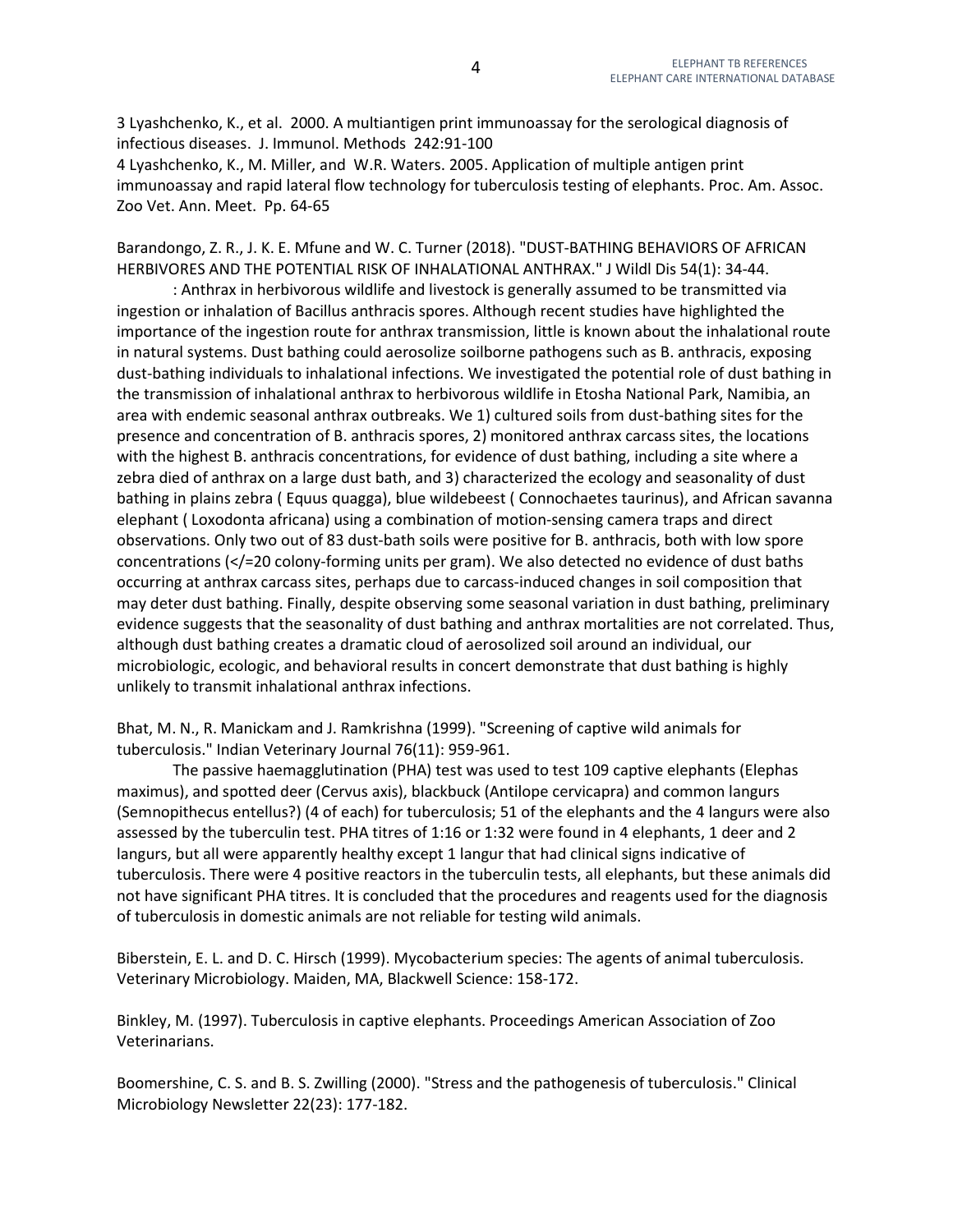3 Lyashchenko, K., et al. 2000. A multiantigen print immunoassay for the serological diagnosis of infectious diseases. J. Immunol. Methods 242:91-100

4 Lyashchenko, K., M. Miller, and W.R. Waters. 2005. Application of multiple antigen print immunoassay and rapid lateral flow technology for tuberculosis testing of elephants. Proc. Am. Assoc. Zoo Vet. Ann. Meet. Pp. 64-65

Barandongo, Z. R., J. K. E. Mfune and W. C. Turner (2018). "DUST-BATHING BEHAVIORS OF AFRICAN HERBIVORES AND THE POTENTIAL RISK OF INHALATIONAL ANTHRAX." J Wildl Dis 54(1): 34-44.

: Anthrax in herbivorous wildlife and livestock is generally assumed to be transmitted via ingestion or inhalation of Bacillus anthracis spores. Although recent studies have highlighted the importance of the ingestion route for anthrax transmission, little is known about the inhalational route in natural systems. Dust bathing could aerosolize soilborne pathogens such as B. anthracis, exposing dust-bathing individuals to inhalational infections. We investigated the potential role of dust bathing in the transmission of inhalational anthrax to herbivorous wildlife in Etosha National Park, Namibia, an area with endemic seasonal anthrax outbreaks. We 1) cultured soils from dust-bathing sites for the presence and concentration of B. anthracis spores, 2) monitored anthrax carcass sites, the locations with the highest B. anthracis concentrations, for evidence of dust bathing, including a site where a zebra died of anthrax on a large dust bath, and 3) characterized the ecology and seasonality of dust bathing in plains zebra ( Equus quagga), blue wildebeest ( Connochaetes taurinus), and African savanna elephant ( Loxodonta africana) using a combination of motion-sensing camera traps and direct observations. Only two out of 83 dust-bath soils were positive for B. anthracis, both with low spore concentrations (</=20 colony-forming units per gram). We also detected no evidence of dust baths occurring at anthrax carcass sites, perhaps due to carcass-induced changes in soil composition that may deter dust bathing. Finally, despite observing some seasonal variation in dust bathing, preliminary evidence suggests that the seasonality of dust bathing and anthrax mortalities are not correlated. Thus, although dust bathing creates a dramatic cloud of aerosolized soil around an individual, our microbiologic, ecologic, and behavioral results in concert demonstrate that dust bathing is highly unlikely to transmit inhalational anthrax infections.

Bhat, M. N., R. Manickam and J. Ramkrishna (1999). "Screening of captive wild animals for tuberculosis." Indian Veterinary Journal 76(11): 959-961.

The passive haemagglutination (PHA) test was used to test 109 captive elephants (Elephas maximus), and spotted deer (Cervus axis), blackbuck (Antilope cervicapra) and common langurs (Semnopithecus entellus?) (4 of each) for tuberculosis; 51 of the elephants and the 4 langurs were also assessed by the tuberculin test. PHA titres of 1:16 or 1:32 were found in 4 elephants, 1 deer and 2 langurs, but all were apparently healthy except 1 langur that had clinical signs indicative of tuberculosis. There were 4 positive reactors in the tuberculin tests, all elephants, but these animals did not have significant PHA titres. It is concluded that the procedures and reagents used for the diagnosis of tuberculosis in domestic animals are not reliable for testing wild animals.

Biberstein, E. L. and D. C. Hirsch (1999). Mycobacterium species: The agents of animal tuberculosis. Veterinary Microbiology. Maiden, MA, Blackwell Science: 158-172.

Binkley, M. (1997). Tuberculosis in captive elephants. Proceedings American Association of Zoo Veterinarians.

Boomershine, C. S. and B. S. Zwilling (2000). "Stress and the pathogenesis of tuberculosis." Clinical Microbiology Newsletter 22(23): 177-182.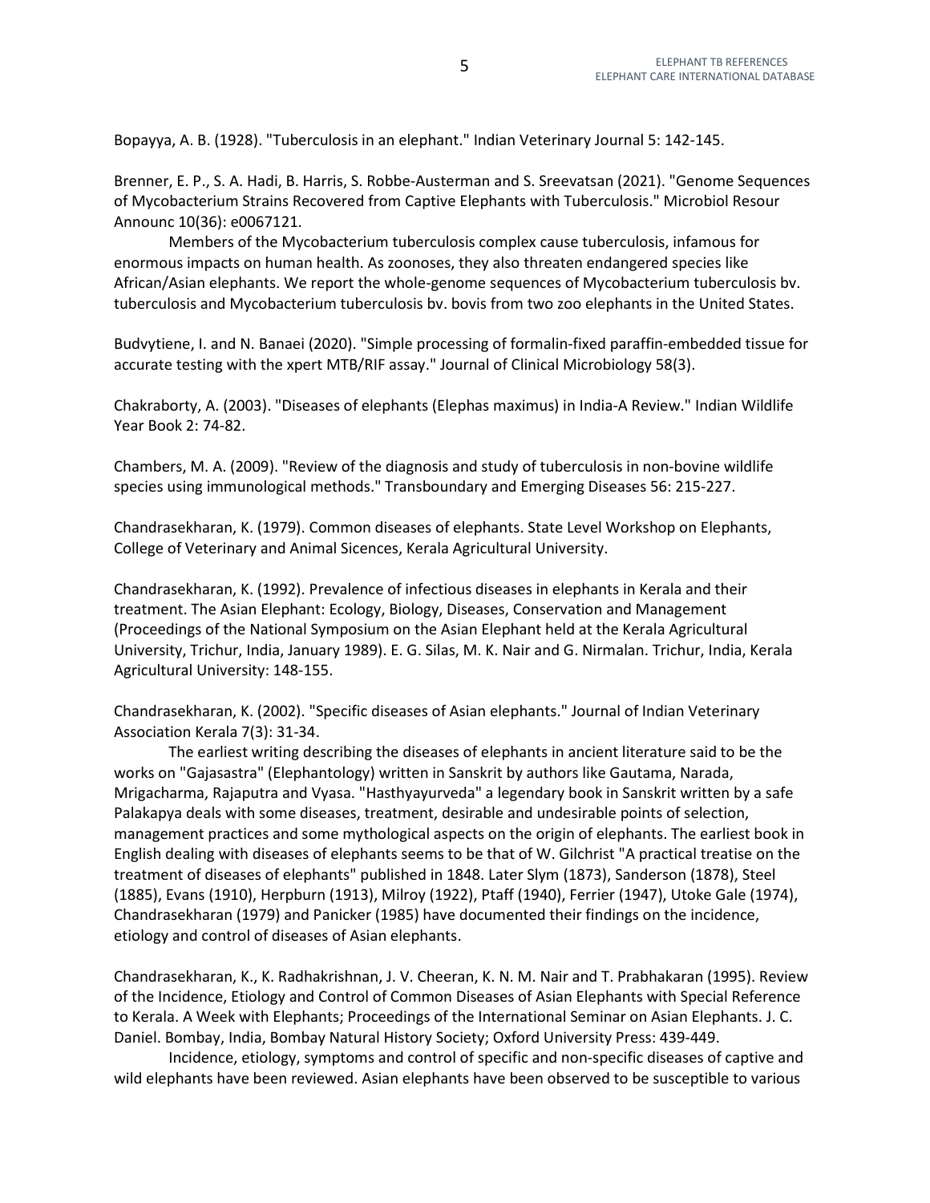Bopayya, A. B. (1928). "Tuberculosis in an elephant." Indian Veterinary Journal 5: 142-145.

Brenner, E. P., S. A. Hadi, B. Harris, S. Robbe-Austerman and S. Sreevatsan (2021). "Genome Sequences of Mycobacterium Strains Recovered from Captive Elephants with Tuberculosis." Microbiol Resour Announc 10(36): e0067121.

Members of the Mycobacterium tuberculosis complex cause tuberculosis, infamous for enormous impacts on human health. As zoonoses, they also threaten endangered species like African/Asian elephants. We report the whole-genome sequences of Mycobacterium tuberculosis bv. tuberculosis and Mycobacterium tuberculosis bv. bovis from two zoo elephants in the United States.

Budvytiene, I. and N. Banaei (2020). "Simple processing of formalin-fixed paraffin-embedded tissue for accurate testing with the xpert MTB/RIF assay." Journal of Clinical Microbiology 58(3).

Chakraborty, A. (2003). "Diseases of elephants (Elephas maximus) in India-A Review." Indian Wildlife Year Book 2: 74-82.

Chambers, M. A. (2009). "Review of the diagnosis and study of tuberculosis in non-bovine wildlife species using immunological methods." Transboundary and Emerging Diseases 56: 215-227.

Chandrasekharan, K. (1979). Common diseases of elephants. State Level Workshop on Elephants, College of Veterinary and Animal Sicences, Kerala Agricultural University.

Chandrasekharan, K. (1992). Prevalence of infectious diseases in elephants in Kerala and their treatment. The Asian Elephant: Ecology, Biology, Diseases, Conservation and Management (Proceedings of the National Symposium on the Asian Elephant held at the Kerala Agricultural University, Trichur, India, January 1989). E. G. Silas, M. K. Nair and G. Nirmalan. Trichur, India, Kerala Agricultural University: 148-155.

Chandrasekharan, K. (2002). "Specific diseases of Asian elephants." Journal of Indian Veterinary Association Kerala 7(3): 31-34.

The earliest writing describing the diseases of elephants in ancient literature said to be the works on "Gajasastra" (Elephantology) written in Sanskrit by authors like Gautama, Narada, Mrigacharma, Rajaputra and Vyasa. "Hasthyayurveda" a legendary book in Sanskrit written by a safe Palakapya deals with some diseases, treatment, desirable and undesirable points of selection, management practices and some mythological aspects on the origin of elephants. The earliest book in English dealing with diseases of elephants seems to be that of W. Gilchrist "A practical treatise on the treatment of diseases of elephants" published in 1848. Later Slym (1873), Sanderson (1878), Steel (1885), Evans (1910), Herpburn (1913), Milroy (1922), Ptaff (1940), Ferrier (1947), Utoke Gale (1974), Chandrasekharan (1979) and Panicker (1985) have documented their findings on the incidence, etiology and control of diseases of Asian elephants.

Chandrasekharan, K., K. Radhakrishnan, J. V. Cheeran, K. N. M. Nair and T. Prabhakaran (1995). Review of the Incidence, Etiology and Control of Common Diseases of Asian Elephants with Special Reference to Kerala. A Week with Elephants; Proceedings of the International Seminar on Asian Elephants. J. C. Daniel. Bombay, India, Bombay Natural History Society; Oxford University Press: 439-449.

Incidence, etiology, symptoms and control of specific and non-specific diseases of captive and wild elephants have been reviewed. Asian elephants have been observed to be susceptible to various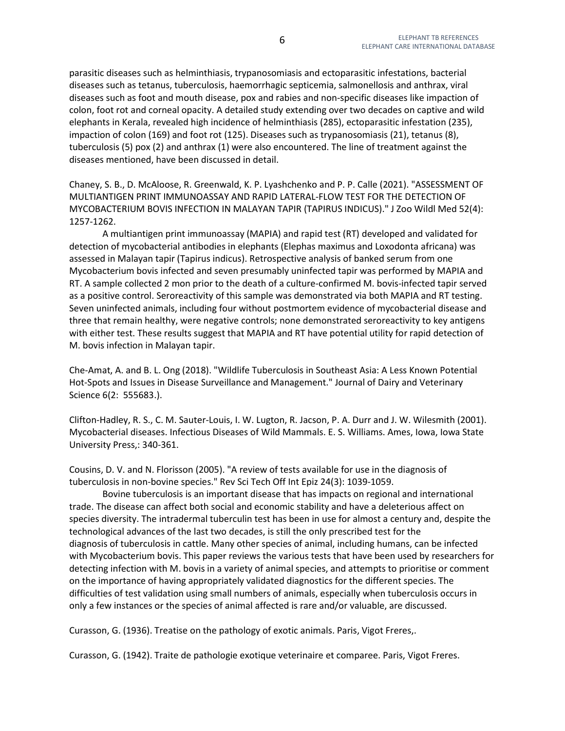parasitic diseases such as helminthiasis, trypanosomiasis and ectoparasitic infestations, bacterial diseases such as tetanus, tuberculosis, haemorrhagic septicemia, salmonellosis and anthrax, viral diseases such as foot and mouth disease, pox and rabies and non-specific diseases like impaction of colon, foot rot and corneal opacity. A detailed study extending over two decades on captive and wild elephants in Kerala, revealed high incidence of helminthiasis (285), ectoparasitic infestation (235), impaction of colon (169) and foot rot (125). Diseases such as trypanosomiasis (21), tetanus (8), tuberculosis (5) pox (2) and anthrax (1) were also encountered. The line of treatment against the diseases mentioned, have been discussed in detail.

Chaney, S. B., D. McAloose, R. Greenwald, K. P. Lyashchenko and P. P. Calle (2021). "ASSESSMENT OF MULTIANTIGEN PRINT IMMUNOASSAY AND RAPID LATERAL-FLOW TEST FOR THE DETECTION OF MYCOBACTERIUM BOVIS INFECTION IN MALAYAN TAPIR (TAPIRUS INDICUS)." J Zoo Wildl Med 52(4): 1257-1262.

A multiantigen print immunoassay (MAPIA) and rapid test (RT) developed and validated for detection of mycobacterial antibodies in elephants (Elephas maximus and Loxodonta africana) was assessed in Malayan tapir (Tapirus indicus). Retrospective analysis of banked serum from one Mycobacterium bovis infected and seven presumably uninfected tapir was performed by MAPIA and RT. A sample collected 2 mon prior to the death of a culture-confirmed M. bovis-infected tapir served as a positive control. Seroreactivity of this sample was demonstrated via both MAPIA and RT testing. Seven uninfected animals, including four without postmortem evidence of mycobacterial disease and three that remain healthy, were negative controls; none demonstrated seroreactivity to key antigens with either test. These results suggest that MAPIA and RT have potential utility for rapid detection of M. bovis infection in Malayan tapir.

Che-Amat, A. and B. L. Ong (2018). "Wildlife Tuberculosis in Southeast Asia: A Less Known Potential Hot-Spots and Issues in Disease Surveillance and Management." Journal of Dairy and Veterinary Science 6(2: 555683.).

Clifton-Hadley, R. S., C. M. Sauter-Louis, I. W. Lugton, R. Jacson, P. A. Durr and J. W. Wilesmith (2001). Mycobacterial diseases. Infectious Diseases of Wild Mammals. E. S. Williams. Ames, Iowa, Iowa State University Press,: 340-361.

Cousins, D. V. and N. Florisson (2005). "A review of tests available for use in the diagnosis of tuberculosis in non-bovine species." Rev Sci Tech Off Int Epiz 24(3): 1039-1059.

Bovine tuberculosis is an important disease that has impacts on regional and international trade. The disease can affect both social and economic stability and have a deleterious affect on species diversity. The intradermal tuberculin test has been in use for almost a century and, despite the technological advances of the last two decades, is still the only prescribed test for the diagnosis of tuberculosis in cattle. Many other species of animal, including humans, can be infected with Mycobacterium bovis. This paper reviews the various tests that have been used by researchers for detecting infection with M. bovis in a variety of animal species, and attempts to prioritise or comment on the importance of having appropriately validated diagnostics for the different species. The difficulties of test validation using small numbers of animals, especially when tuberculosis occurs in only a few instances or the species of animal affected is rare and/or valuable, are discussed.

Curasson, G. (1936). Treatise on the pathology of exotic animals. Paris, Vigot Freres,.

Curasson, G. (1942). Traite de pathologie exotique veterinaire et comparee. Paris, Vigot Freres.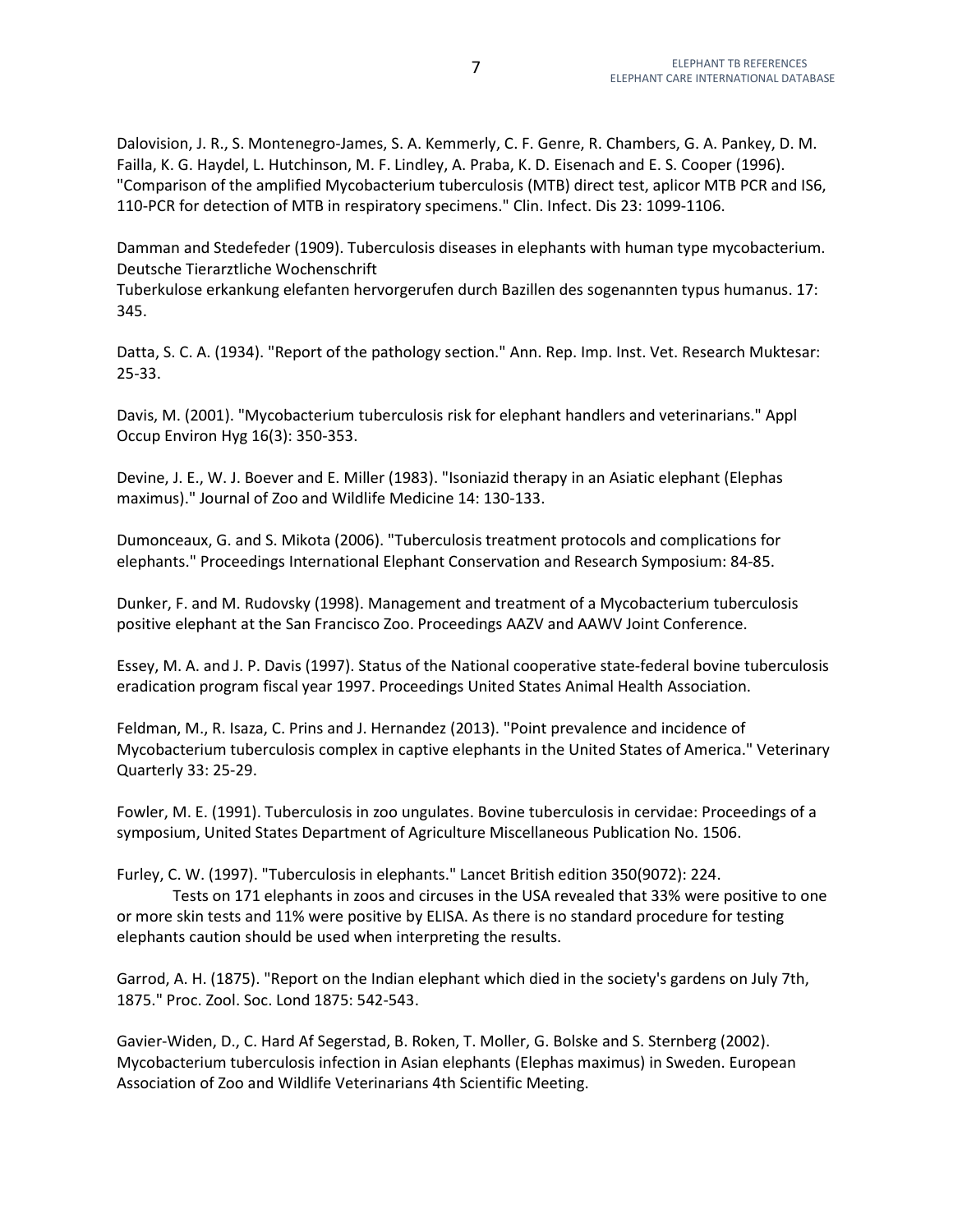Dalovision, J. R., S. Montenegro-James, S. A. Kemmerly, C. F. Genre, R. Chambers, G. A. Pankey, D. M. Failla, K. G. Haydel, L. Hutchinson, M. F. Lindley, A. Praba, K. D. Eisenach and E. S. Cooper (1996). "Comparison of the amplified Mycobacterium tuberculosis (MTB) direct test, aplicor MTB PCR and IS6, 110-PCR for detection of MTB in respiratory specimens." Clin. Infect. Dis 23: 1099-1106.

Damman and Stedefeder (1909). Tuberculosis diseases in elephants with human type mycobacterium. Deutsche Tierarztliche Wochenschrift
Tuberkulose erkankung elefanten hervorgerufen durch Bazillen des sogenannten typus humanus. 17: 345.

Datta, S. C. A. (1934). "Report of the pathology section." Ann. Rep. Imp. Inst. Vet. Research Muktesar: 25-33.

Davis, M. (2001). "Mycobacterium tuberculosis risk for elephant handlers and veterinarians." Appl Occup Environ Hyg 16(3): 350-353.

Devine, J. E., W. J. Boever and E. Miller (1983). "Isoniazid therapy in an Asiatic elephant (Elephas maximus)." Journal of Zoo and Wildlife Medicine 14: 130-133.

Dumonceaux, G. and S. Mikota (2006). "Tuberculosis treatment protocols and complications for elephants." Proceedings International Elephant Conservation and Research Symposium: 84-85.

Dunker, F. and M. Rudovsky (1998). Management and treatment of a Mycobacterium tuberculosis positive elephant at the San Francisco Zoo. Proceedings AAZV and AAWV Joint Conference.

Essey, M. A. and J. P. Davis (1997). Status of the National cooperative state-federal bovine tuberculosis eradication program fiscal year 1997. Proceedings United States Animal Health Association.

Feldman, M., R. Isaza, C. Prins and J. Hernandez (2013). "Point prevalence and incidence of Mycobacterium tuberculosis complex in captive elephants in the United States of America." Veterinary Quarterly 33: 25-29.

Fowler, M. E. (1991). Tuberculosis in zoo ungulates. Bovine tuberculosis in cervidae: Proceedings of a symposium, United States Department of Agriculture Miscellaneous Publication No. 1506.

Furley, C. W. (1997). "Tuberculosis in elephants." Lancet British edition 350(9072): 224.
Tests on 171 elephants in zoos and circuses in the USA revealed that 33% were positive to one or more skin tests and 11% were positive by ELISA. As there is no standard procedure for testing elephants caution should be used when interpreting the results.

Garrod, A. H. (1875). "Report on the Indian elephant which died in the society's gardens on July 7th, 1875." Proc. Zool. Soc. Lond 1875: 542-543.

Gavier-Widen, D., C. Hard Af Segerstad, B. Roken, T. Moller, G. Bolske and S. Sternberg (2002). Mycobacterium tuberculosis infection in Asian elephants (Elephas maximus) in Sweden. European Association of Zoo and Wildlife Veterinarians 4th Scientific Meeting.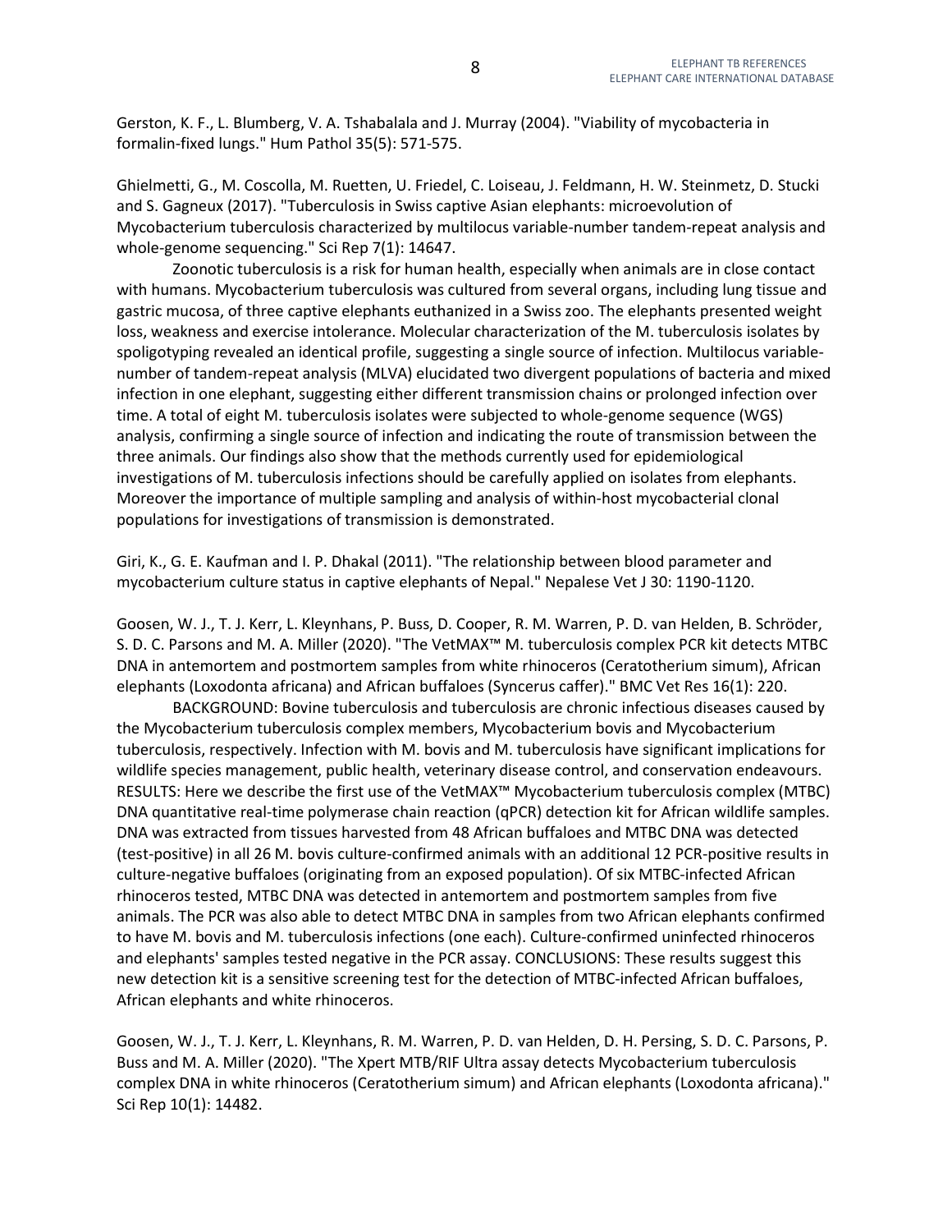Gerston, K. F., L. Blumberg, V. A. Tshabalala and J. Murray (2004). "Viability of mycobacteria in formalin-fixed lungs." Hum Pathol 35(5): 571-575.

Ghielmetti, G., M. Coscolla, M. Ruetten, U. Friedel, C. Loiseau, J. Feldmann, H. W. Steinmetz, D. Stucki and S. Gagneux (2017). "Tuberculosis in Swiss captive Asian elephants: microevolution of Mycobacterium tuberculosis characterized by multilocus variable-number tandem-repeat analysis and whole-genome sequencing." Sci Rep 7(1): 14647.

Zoonotic tuberculosis is a risk for human health, especially when animals are in close contact with humans. Mycobacterium tuberculosis was cultured from several organs, including lung tissue and gastric mucosa, of three captive elephants euthanized in a Swiss zoo. The elephants presented weight loss, weakness and exercise intolerance. Molecular characterization of the M. tuberculosis isolates by spoligotyping revealed an identical profile, suggesting a single source of infection. Multilocus variable-number of tandem-repeat analysis (MLVA) elucidated two divergent populations of bacteria and mixed infection in one elephant, suggesting either different transmission chains or prolonged infection over time. A total of eight M. tuberculosis isolates were subjected to whole-genome sequence (WGS) analysis, confirming a single source of infection and indicating the route of transmission between the three animals. Our findings also show that the methods currently used for epidemiological investigations of M. tuberculosis infections should be carefully applied on isolates from elephants. Moreover the importance of multiple sampling and analysis of within-host mycobacterial clonal populations for investigations of transmission is demonstrated.

Giri, K., G. E. Kaufman and I. P. Dhakal (2011). "The relationship between blood parameter and mycobacterium culture status in captive elephants of Nepal." Nepalese Vet J 30: 1190-1120.

Goosen, W. J., T. J. Kerr, L. Kleynhans, P. Buss, D. Cooper, R. M. Warren, P. D. van Helden, B. Schröder, S. D. C. Parsons and M. A. Miller (2020). "The VetMAX™ M. tuberculosis complex PCR kit detects MTBC DNA in antemortem and postmortem samples from white rhinoceros (Ceratotherium simum), African elephants (Loxodonta africana) and African buffaloes (Syncerus caffer)." BMC Vet Res 16(1): 220.

BACKGROUND: Bovine tuberculosis and tuberculosis are chronic infectious diseases caused by the Mycobacterium tuberculosis complex members, Mycobacterium bovis and Mycobacterium tuberculosis, respectively. Infection with M. bovis and M. tuberculosis have significant implications for wildlife species management, public health, veterinary disease control, and conservation endeavours. RESULTS: Here we describe the first use of the VetMAX™ Mycobacterium tuberculosis complex (MTBC) DNA quantitative real-time polymerase chain reaction (qPCR) detection kit for African wildlife samples. DNA was extracted from tissues harvested from 48 African buffaloes and MTBC DNA was detected (test-positive) in all 26 M. bovis culture-confirmed animals with an additional 12 PCR-positive results in culture-negative buffaloes (originating from an exposed population). Of six MTBC-infected African rhinoceros tested, MTBC DNA was detected in antemortem and postmortem samples from five animals. The PCR was also able to detect MTBC DNA in samples from two African elephants confirmed to have M. bovis and M. tuberculosis infections (one each). Culture-confirmed uninfected rhinoceros and elephants' samples tested negative in the PCR assay. CONCLUSIONS: These results suggest this new detection kit is a sensitive screening test for the detection of MTBC-infected African buffaloes, African elephants and white rhinoceros.

Goosen, W. J., T. J. Kerr, L. Kleynhans, R. M. Warren, P. D. van Helden, D. H. Persing, S. D. C. Parsons, P. Buss and M. A. Miller (2020). "The Xpert MTB/RIF Ultra assay detects Mycobacterium tuberculosis complex DNA in white rhinoceros (Ceratotherium simum) and African elephants (Loxodonta africana)." Sci Rep 10(1): 14482.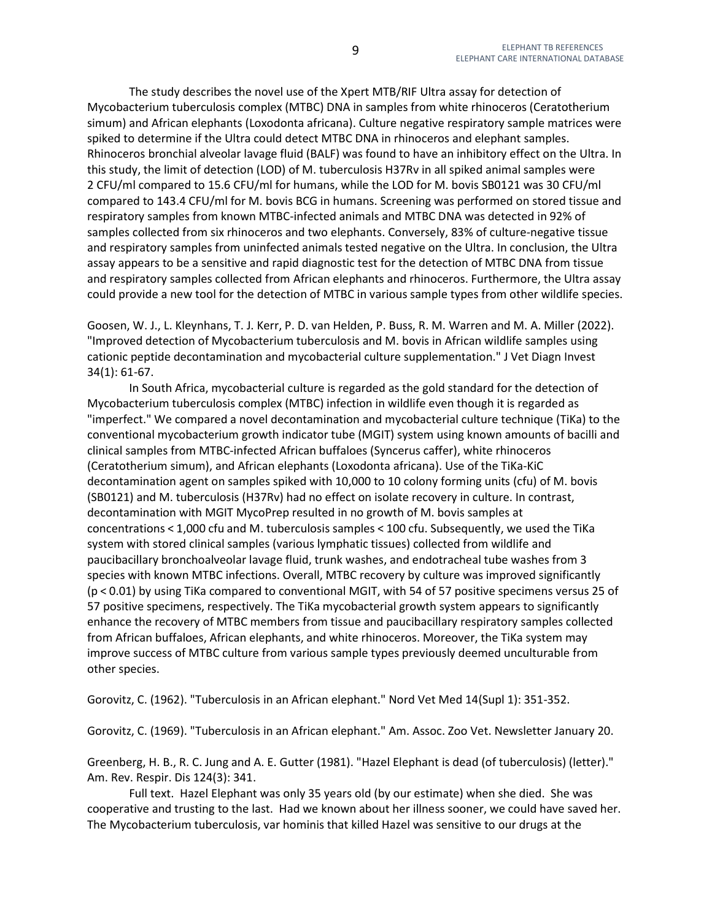The study describes the novel use of the Xpert MTB/RIF Ultra assay for detection of Mycobacterium tuberculosis complex (MTBC) DNA in samples from white rhinoceros (Ceratotherium simum) and African elephants (Loxodonta africana). Culture negative respiratory sample matrices were spiked to determine if the Ultra could detect MTBC DNA in rhinoceros and elephant samples. Rhinoceros bronchial alveolar lavage fluid (BALF) was found to have an inhibitory effect on the Ultra. In this study, the limit of detection (LOD) of M. tuberculosis H37Rv in all spiked animal samples were 2 CFU/ml compared to 15.6 CFU/ml for humans, while the LOD for M. bovis SB0121 was 30 CFU/ml compared to 143.4 CFU/ml for M. bovis BCG in humans. Screening was performed on stored tissue and respiratory samples from known MTBC-infected animals and MTBC DNA was detected in 92% of samples collected from six rhinoceros and two elephants. Conversely, 83% of culture-negative tissue and respiratory samples from uninfected animals tested negative on the Ultra. In conclusion, the Ultra assay appears to be a sensitive and rapid diagnostic test for the detection of MTBC DNA from tissue and respiratory samples collected from African elephants and rhinoceros. Furthermore, the Ultra assay could provide a new tool for the detection of MTBC in various sample types from other wildlife species.

Goosen, W. J., L. Kleynhans, T. J. Kerr, P. D. van Helden, P. Buss, R. M. Warren and M. A. Miller (2022). "Improved detection of Mycobacterium tuberculosis and M. bovis in African wildlife samples using cationic peptide decontamination and mycobacterial culture supplementation." J Vet Diagn Invest 34(1): 61-67.

In South Africa, mycobacterial culture is regarded as the gold standard for the detection of Mycobacterium tuberculosis complex (MTBC) infection in wildlife even though it is regarded as "imperfect." We compared a novel decontamination and mycobacterial culture technique (TiKa) to the conventional mycobacterium growth indicator tube (MGIT) system using known amounts of bacilli and clinical samples from MTBC-infected African buffaloes (Syncerus caffer), white rhinoceros (Ceratotherium simum), and African elephants (Loxodonta africana). Use of the TiKa-KiC decontamination agent on samples spiked with 10,000 to 10 colony forming units (cfu) of M. bovis (SB0121) and M. tuberculosis (H37Rv) had no effect on isolate recovery in culture. In contrast, decontamination with MGIT MycoPrep resulted in no growth of M. bovis samples at concentrations < 1,000 cfu and M. tuberculosis samples < 100 cfu. Subsequently, we used the TiKa system with stored clinical samples (various lymphatic tissues) collected from wildlife and paucibacillary bronchoalveolar lavage fluid, trunk washes, and endotracheal tube washes from 3 species with known MTBC infections. Overall, MTBC recovery by culture was improved significantly ($p < 0.01$) by using TiKa compared to conventional MGIT, with 54 of 57 positive specimens versus 25 of 57 positive specimens, respectively. The TiKa mycobacterial growth system appears to significantly enhance the recovery of MTBC members from tissue and paucibacillary respiratory samples collected from African buffaloes, African elephants, and white rhinoceros. Moreover, the TiKa system may improve success of MTBC culture from various sample types previously deemed unculturable from other species.

Gorovitz, C. (1962). "Tuberculosis in an African elephant." Nord Vet Med 14(Supl 1): 351-352.

Gorovitz, C. (1969). "Tuberculosis in an African elephant." Am. Assoc. Zoo Vet. Newsletter January 20.

Greenberg, H. B., R. C. Jung and A. E. Gutter (1981). "Hazel Elephant is dead (of tuberculosis) (letter)." Am. Rev. Respir. Dis 124(3): 341.

Full text. Hazel Elephant was only 35 years old (by our estimate) when she died. She was cooperative and trusting to the last. Had we known about her illness sooner, we could have saved her. The Mycobacterium tuberculosis, var hominis that killed Hazel was sensitive to our drugs at the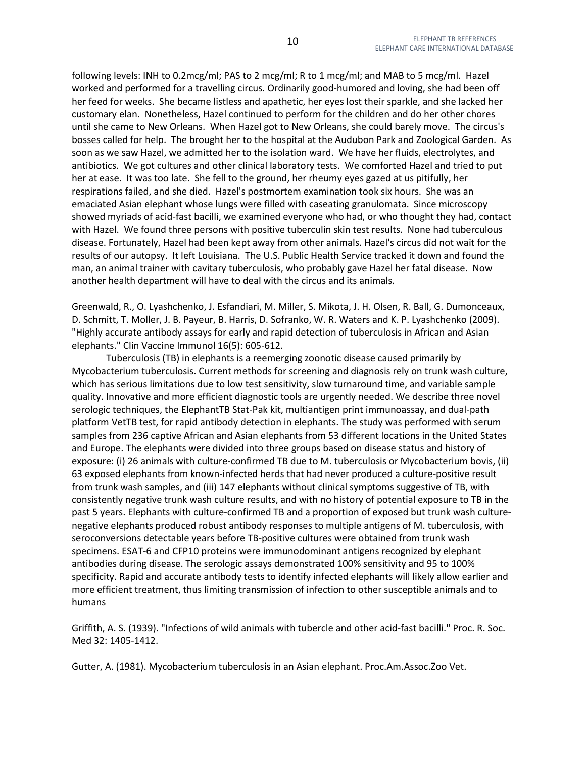following levels: INH to 0.2mcg/ml; PAS to 2 mcg/ml; R to 1 mcg/ml; and MAB to 5 mcg/ml. Hazel worked and performed for a travelling circus. Ordinarily good-humored and loving, she had been off her feed for weeks. She became listless and apathetic, her eyes lost their sparkle, and she lacked her customary elan. Nonetheless, Hazel continued to perform for the children and do her other chores until she came to New Orleans. When Hazel got to New Orleans, she could barely move. The circus's bosses called for help. The brought her to the hospital at the Audubon Park and Zoological Garden. As soon as we saw Hazel, we admitted her to the isolation ward. We have her fluids, electrolytes, and antibiotics. We got cultures and other clinical laboratory tests. We comforted Hazel and tried to put her at ease. It was too late. She fell to the ground, her rheumy eyes gazed at us pitifully, her respirations failed, and she died. Hazel's postmortem examination took six hours. She was an emaciated Asian elephant whose lungs were filled with caseating granulomata. Since microscopy showed myriads of acid-fast bacilli, we examined everyone who had, or who thought they had, contact with Hazel. We found three persons with positive tuberculin skin test results. None had tuberculous disease. Fortunately, Hazel had been kept away from other animals. Hazel's circus did not wait for the results of our autopsy. It left Louisiana. The U.S. Public Health Service tracked it down and found the man, an animal trainer with cavitary tuberculosis, who probably gave Hazel her fatal disease. Now another health department will have to deal with the circus and its animals.

Greenwald, R., O. Lyashchenko, J. Esfandiari, M. Miller, S. Mikota, J. H. Olsen, R. Ball, G. Dumonceaux, D. Schmitt, T. Moller, J. B. Payeur, B. Harris, D. Sofranko, W. R. Waters and K. P. Lyashchenko (2009). "Highly accurate antibody assays for early and rapid detection of tuberculosis in African and Asian elephants." Clin Vaccine Immunol 16(5): 605-612.

Tuberculosis (TB) in elephants is a reemerging zoonotic disease caused primarily by Mycobacterium tuberculosis. Current methods for screening and diagnosis rely on trunk wash culture, which has serious limitations due to low test sensitivity, slow turnaround time, and variable sample quality. Innovative and more efficient diagnostic tools are urgently needed. We describe three novel serologic techniques, the ElephantTB Stat-Pak kit, multiantigen print immunoassay, and dual-path platform VetTB test, for rapid antibody detection in elephants. The study was performed with serum samples from 236 captive African and Asian elephants from 53 different locations in the United States and Europe. The elephants were divided into three groups based on disease status and history of exposure: (i) 26 animals with culture-confirmed TB due to M. tuberculosis or Mycobacterium bovis, (ii) 63 exposed elephants from known-infected herds that had never produced a culture-positive result from trunk wash samples, and (iii) 147 elephants without clinical symptoms suggestive of TB, with consistently negative trunk wash culture results, and with no history of potential exposure to TB in the past 5 years. Elephants with culture-confirmed TB and a proportion of exposed but trunk wash culture-negative elephants produced robust antibody responses to multiple antigens of M. tuberculosis, with seroconversions detectable years before TB-positive cultures were obtained from trunk wash specimens. ESAT-6 and CFP10 proteins were immunodominant antigens recognized by elephant antibodies during disease. The serologic assays demonstrated 100% sensitivity and 95 to 100% specificity. Rapid and accurate antibody tests to identify infected elephants will likely allow earlier and more efficient treatment, thus limiting transmission of infection to other susceptible animals and to humans

Griffith, A. S. (1939). "Infections of wild animals with tubercle and other acid-fast bacilli." Proc. R. Soc. Med 32: 1405-1412.

Gutter, A. (1981). Mycobacterium tuberculosis in an Asian elephant. Proc.Am.Assoc.Zoo Vet.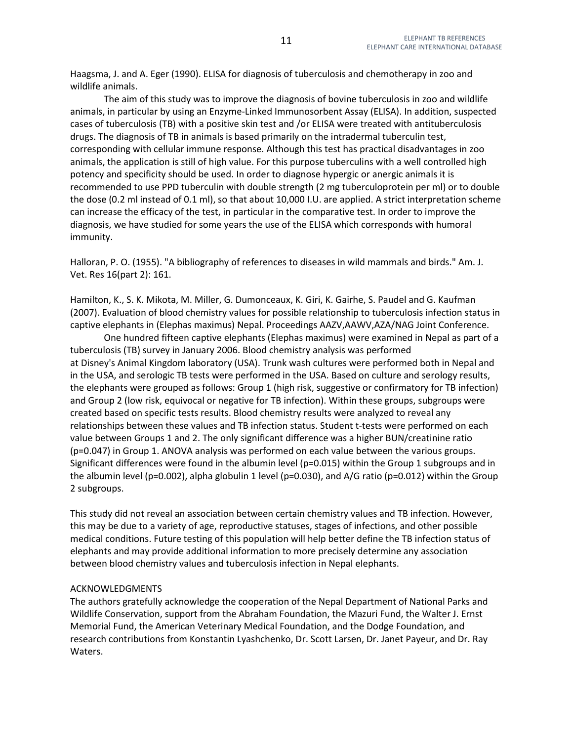Haagsma, J. and A. Eger (1990). ELISA for diagnosis of tuberculosis and chemotherapy in zoo and wildlife animals.

The aim of this study was to improve the diagnosis of bovine tuberculosis in zoo and wildlife animals, in particular by using an Enzyme-Linked Immunosorbent Assay (ELISA). In addition, suspected cases of tuberculosis (TB) with a positive skin test and /or ELISA were treated with antituberculosis drugs. The diagnosis of TB in animals is based primarily on the intradermal tuberculin test, corresponding with cellular immune response. Although this test has practical disadvantages in zoo animals, the application is still of high value. For this purpose tuberculins with a well controlled high potency and specificity should be used. In order to diagnose hypergic or anergic animals it is recommended to use PPD tuberculin with double strength (2 mg tuberculoprotein per ml) or to double the dose (0.2 ml instead of 0.1 ml), so that about 10,000 I.U. are applied. A strict interpretation scheme can increase the efficacy of the test, in particular in the comparative test. In order to improve the diagnosis, we have studied for some years the use of the ELISA which corresponds with humoral immunity.

Halloran, P. O. (1955). "A bibliography of references to diseases in wild mammals and birds." Am. J. Vet. Res 16(part 2): 161.

Hamilton, K., S. K. Mikota, M. Miller, G. Dumonceaux, K. Giri, K. Gairhe, S. Paudel and G. Kaufman (2007). Evaluation of blood chemistry values for possible relationship to tuberculosis infection status in captive elephants in (Elephas maximus) Nepal. Proceedings AAZV,AAWV,AZA/NAG Joint Conference.

One hundred fifteen captive elephants (Elephas maximus) were examined in Nepal as part of a tuberculosis (TB) survey in January 2006. Blood chemistry analysis was performed at Disney's Animal Kingdom laboratory (USA). Trunk wash cultures were performed both in Nepal and in the USA, and serologic TB tests were performed in the USA. Based on culture and serology results, the elephants were grouped as follows: Group 1 (high risk, suggestive or confirmatory for TB infection) and Group 2 (low risk, equivocal or negative for TB infection). Within these groups, subgroups were created based on specific tests results. Blood chemistry results were analyzed to reveal any relationships between these values and TB infection status. Student t-tests were performed on each value between Groups 1 and 2. The only significant difference was a higher BUN/creatinine ratio ($p=0.047$) in Group 1. ANOVA analysis was performed on each value between the various groups. Significant differences were found in the albumin level ($p=0.015$) within the Group 1 subgroups and in the albumin level ($p=0.002$), alpha globulin 1 level ($p=0.030$), and A/G ratio ($p=0.012$) within the Group 2 subgroups.

This study did not reveal an association between certain chemistry values and TB infection. However, this may be due to a variety of age, reproductive statuses, stages of infections, and other possible medical conditions. Future testing of this population will help better define the TB infection status of elephants and may provide additional information to more precisely determine any association between blood chemistry values and tuberculosis infection in Nepal elephants.

ACKNOWLEDGMENTS

The authors gratefully acknowledge the cooperation of the Nepal Department of National Parks and Wildlife Conservation, support from the Abraham Foundation, the Mazuri Fund, the Walter J. Ernst Memorial Fund, the American Veterinary Medical Foundation, and the Dodge Foundation, and research contributions from Konstantin Lyashchenko, Dr. Scott Larsen, Dr. Janet Payeur, and Dr. Ray Waters.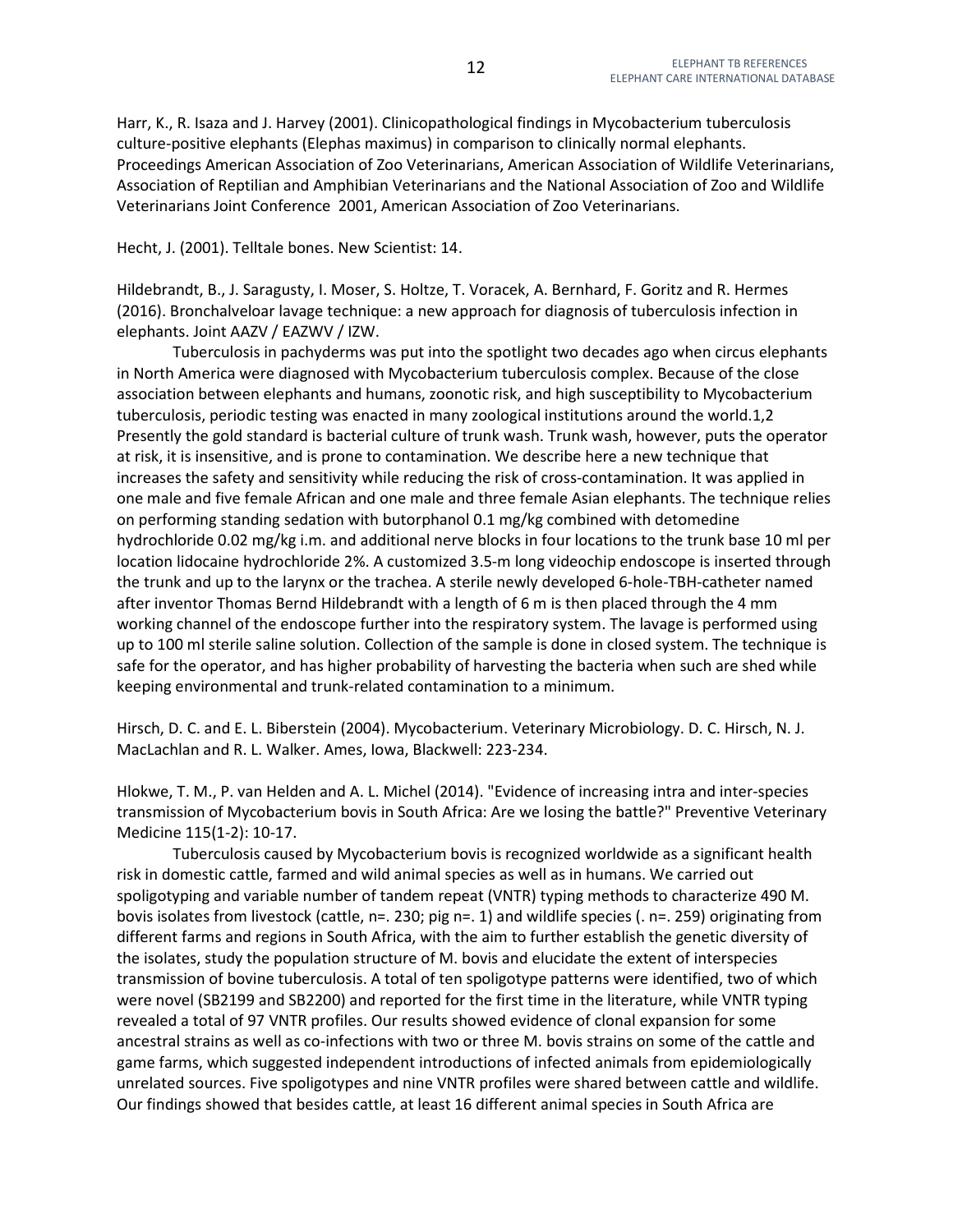Harr, K., R. Isaza and J. Harvey (2001). Clinicopathological findings in Mycobacterium tuberculosis culture-positive elephants (Elephas maximus) in comparison to clinically normal elephants. Proceedings American Association of Zoo Veterinarians, American Association of Wildlife Veterinarians, Association of Reptilian and Amphibian Veterinarians and the National Association of Zoo and Wildlife Veterinarians Joint Conference 2001, American Association of Zoo Veterinarians.

Hecht, J. (2001). Telltale bones. New Scientist: 14.

Hildebrandt, B., J. Saragusty, I. Moser, S. Holtze, T. Voracek, A. Bernhard, F. Goritz and R. Hermes (2016). Bronchalveloar lavage technique: a new approach for diagnosis of tuberculosis infection in elephants. Joint AAZV / EAZWV / IZW.

Tuberculosis in pachyderms was put into the spotlight two decades ago when circus elephants in North America were diagnosed with Mycobacterium tuberculosis complex. Because of the close association between elephants and humans, zoonotic risk, and high susceptibility to Mycobacterium tuberculosis, periodic testing was enacted in many zoological institutions around the world.1,2 Presently the gold standard is bacterial culture of trunk wash. Trunk wash, however, puts the operator at risk, it is insensitive, and is prone to contamination. We describe here a new technique that increases the safety and sensitivity while reducing the risk of cross-contamination. It was applied in one male and five female African and one male and three female Asian elephants. The technique relies on performing standing sedation with butorphanol 0.1 mg/kg combined with detomedine hydrochloride 0.02 mg/kg i.m. and additional nerve blocks in four locations to the trunk base 10 ml per location lidocaine hydrochloride 2%. A customized 3.5-m long videochip endoscope is inserted through the trunk and up to the larynx or the trachea. A sterile newly developed 6-hole-TBH-catheter named after inventor Thomas Bernd Hildebrandt with a length of 6 m is then placed through the 4 mm working channel of the endoscope further into the respiratory system. The lavage is performed using up to 100 ml sterile saline solution. Collection of the sample is done in closed system. The technique is safe for the operator, and has higher probability of harvesting the bacteria when such are shed while keeping environmental and trunk-related contamination to a minimum.

Hirsch, D. C. and E. L. Biberstein (2004). Mycobacterium. Veterinary Microbiology. D. C. Hirsch, N. J. MacLachlan and R. L. Walker. Ames, Iowa, Blackwell: 223-234.

Hlokwe, T. M., P. van Helden and A. L. Michel (2014). "Evidence of increasing intra and inter-species transmission of Mycobacterium bovis in South Africa: Are we losing the battle?" Preventive Veterinary Medicine 115(1-2): 10-17.

Tuberculosis caused by Mycobacterium bovis is recognized worldwide as a significant health risk in domestic cattle, farmed and wild animal species as well as in humans. We carried out spoligotyping and variable number of tandem repeat (VNTR) typing methods to characterize 490 M. bovis isolates from livestock (cattle, n=. 230; pig n=. 1) and wildlife species (. n=. 259) originating from different farms and regions in South Africa, with the aim to further establish the genetic diversity of the isolates, study the population structure of M. bovis and elucidate the extent of interspecies transmission of bovine tuberculosis. A total of ten spoligotype patterns were identified, two of which were novel (SB2199 and SB2200) and reported for the first time in the literature, while VNTR typing revealed a total of 97 VNTR profiles. Our results showed evidence of clonal expansion for some ancestral strains as well as co-infections with two or three M. bovis strains on some of the cattle and game farms, which suggested independent introductions of infected animals from epidemiologically unrelated sources. Five spoligotypes and nine VNTR profiles were shared between cattle and wildlife. Our findings showed that besides cattle, at least 16 different animal species in South Africa are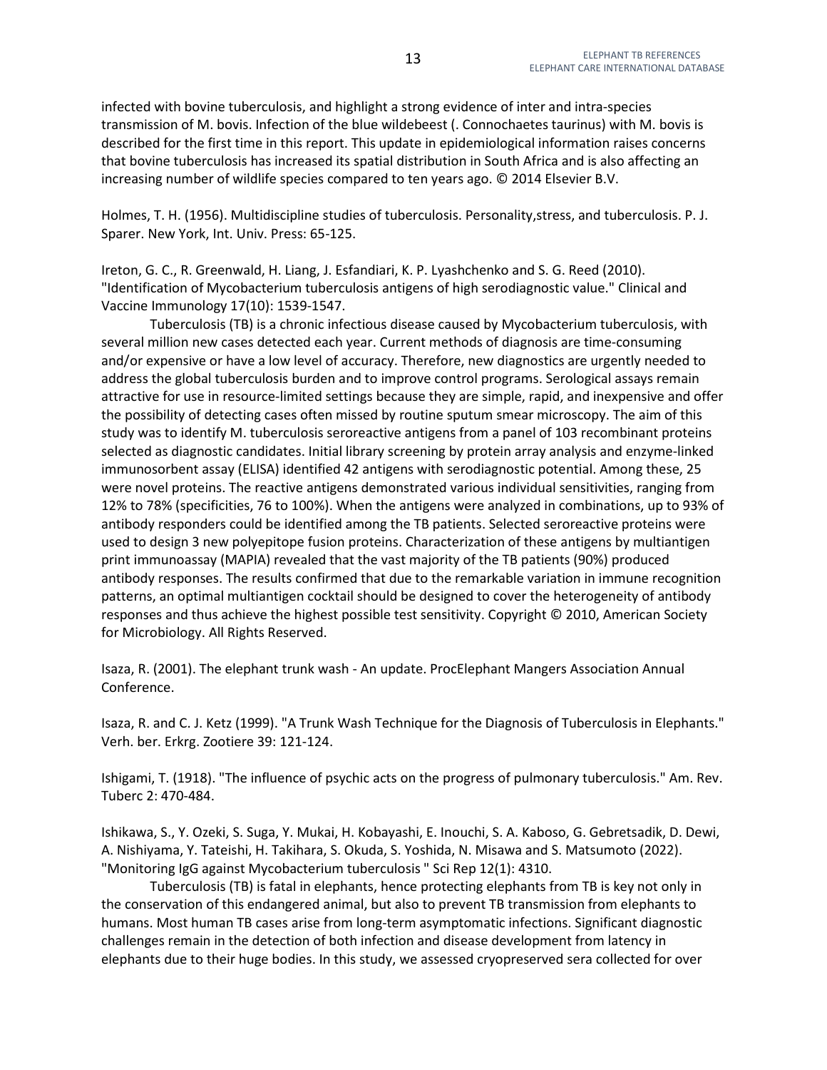infected with bovine tuberculosis, and highlight a strong evidence of inter and intra-species transmission of M. bovis. Infection of the blue wildebeest (. Connochaetes taurinus) with M. bovis is described for the first time in this report. This update in epidemiological information raises concerns that bovine tuberculosis has increased its spatial distribution in South Africa and is also affecting an increasing number of wildlife species compared to ten years ago. © 2014 Elsevier B.V.

Holmes, T. H. (1956). Multidiscipline studies of tuberculosis. Personality,stress, and tuberculosis. P. J. Sparer. New York, Int. Univ. Press: 65-125.

Ireton, G. C., R. Greenwald, H. Liang, J. Esfandiari, K. P. Lyashchenko and S. G. Reed (2010). "Identification of Mycobacterium tuberculosis antigens of high serodiagnostic value." Clinical and Vaccine Immunology 17(10): 1539-1547.

Tuberculosis (TB) is a chronic infectious disease caused by Mycobacterium tuberculosis, with several million new cases detected each year. Current methods of diagnosis are time-consuming and/or expensive or have a low level of accuracy. Therefore, new diagnostics are urgently needed to address the global tuberculosis burden and to improve control programs. Serological assays remain attractive for use in resource-limited settings because they are simple, rapid, and inexpensive and offer the possibility of detecting cases often missed by routine sputum smear microscopy. The aim of this study was to identify M. tuberculosis seroreactive antigens from a panel of 103 recombinant proteins selected as diagnostic candidates. Initial library screening by protein array analysis and enzyme-linked immunosorbent assay (ELISA) identified 42 antigens with serodiagnostic potential. Among these, 25 were novel proteins. The reactive antigens demonstrated various individual sensitivities, ranging from 12% to 78% (specificities, 76 to 100%). When the antigens were analyzed in combinations, up to 93% of antibody responders could be identified among the TB patients. Selected seroreactive proteins were used to design 3 new polyepitope fusion proteins. Characterization of these antigens by multiantigen print immunoassay (MAPIA) revealed that the vast majority of the TB patients (90%) produced antibody responses. The results confirmed that due to the remarkable variation in immune recognition patterns, an optimal multiantigen cocktail should be designed to cover the heterogeneity of antibody responses and thus achieve the highest possible test sensitivity. Copyright © 2010, American Society for Microbiology. All Rights Reserved.

Isaza, R. (2001). The elephant trunk wash - An update. ProcElephant Mangers Association Annual Conference.

Isaza, R. and C. J. Ketz (1999). "A Trunk Wash Technique for the Diagnosis of Tuberculosis in Elephants." Verh. ber. Erkrg. Zootiere 39: 121-124.

Ishigami, T. (1918). "The influence of psychic acts on the progress of pulmonary tuberculosis." Am. Rev. Tuberc 2: 470-484.

Ishikawa, S., Y. Ozeki, S. Suga, Y. Mukai, H. Kobayashi, E. Inouchi, S. A. Kaboso, G. Gebretsadik, D. Dewi, A. Nishiyama, Y. Tateishi, H. Takihara, S. Okuda, S. Yoshida, N. Misawa and S. Matsumoto (2022). "Monitoring IgG against Mycobacterium tuberculosis " Sci Rep 12(1): 4310.

Tuberculosis (TB) is fatal in elephants, hence protecting elephants from TB is key not only in the conservation of this endangered animal, but also to prevent TB transmission from elephants to humans. Most human TB cases arise from long-term asymptomatic infections. Significant diagnostic challenges remain in the detection of both infection and disease development from latency in elephants due to their huge bodies. In this study, we assessed cryopreserved sera collected for over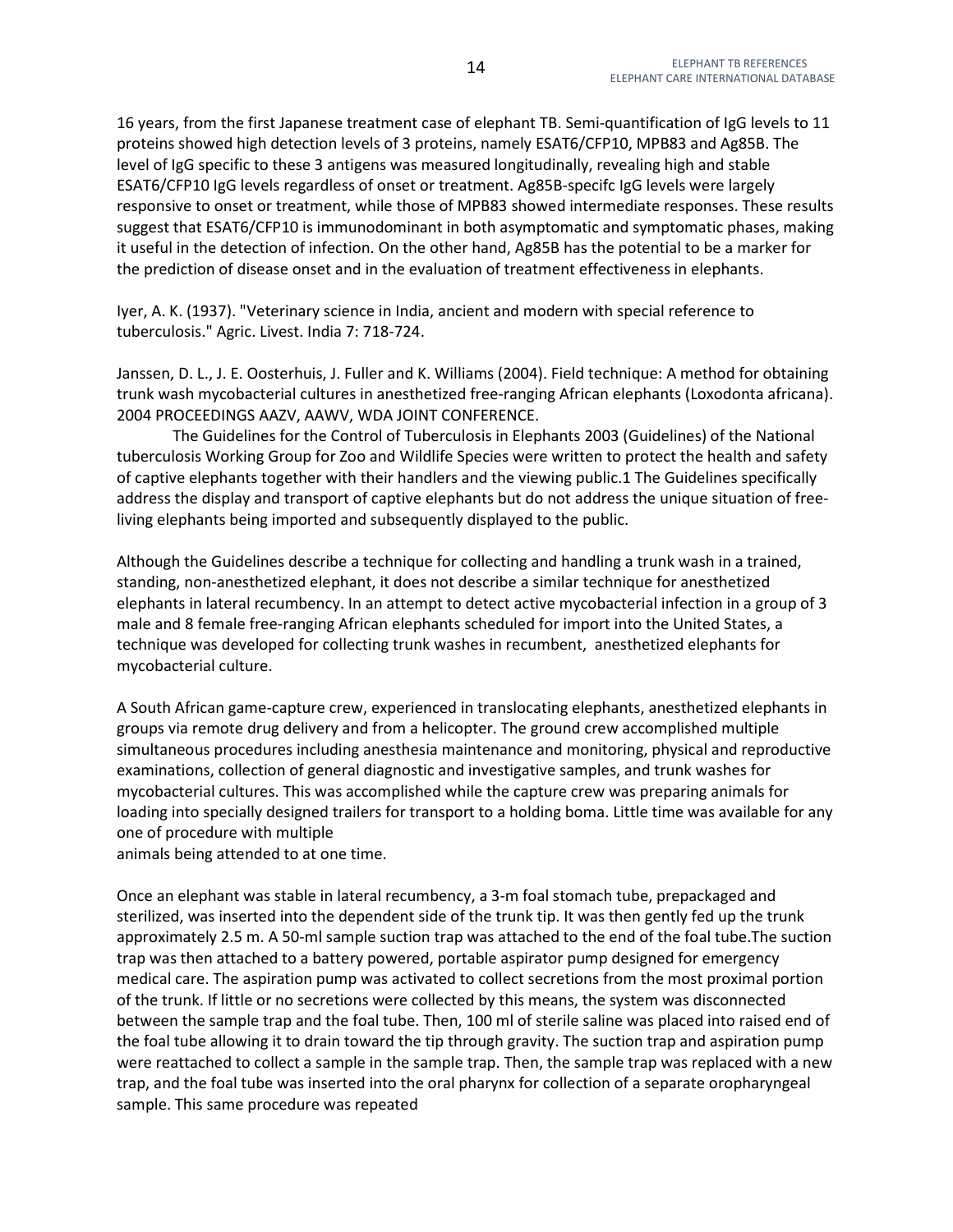16 years, from the first Japanese treatment case of elephant TB. Semi-quantification of IgG levels to 11 proteins showed high detection levels of 3 proteins, namely ESAT6/CFP10, MPB83 and Ag85B. The level of IgG specific to these 3 antigens was measured longitudinally, revealing high and stable ESAT6/CFP10 IgG levels regardless of onset or treatment. Ag85B-specifc IgG levels were largely responsive to onset or treatment, while those of MPB83 showed intermediate responses. These results suggest that ESAT6/CFP10 is immunodominant in both asymptomatic and symptomatic phases, making it useful in the detection of infection. On the other hand, Ag85B has the potential to be a marker for the prediction of disease onset and in the evaluation of treatment effectiveness in elephants.

Iyer, A. K. (1937). "Veterinary science in India, ancient and modern with special reference to tuberculosis." Agric. Livest. India 7: 718-724.

Janssen, D. L., J. E. Oosterhuis, J. Fuller and K. Williams (2004). Field technique: A method for obtaining trunk wash mycobacterial cultures in anesthetized free-ranging African elephants (Loxodonta africana). 2004 PROCEEDINGS AAZV, AAWV, WDA JOINT CONFERENCE.

The Guidelines for the Control of Tuberculosis in Elephants 2003 (Guidelines) of the National tuberculosis Working Group for Zoo and Wildlife Species were written to protect the health and safety of captive elephants together with their handlers and the viewing public.1 The Guidelines specifically address the display and transport of captive elephants but do not address the unique situation of free-living elephants being imported and subsequently displayed to the public.

Although the Guidelines describe a technique for collecting and handling a trunk wash in a trained, standing, non-anesthetized elephant, it does not describe a similar technique for anesthetized elephants in lateral recumbency. In an attempt to detect active mycobacterial infection in a group of 3 male and 8 female free-ranging African elephants scheduled for import into the United States, a technique was developed for collecting trunk washes in recumbent, anesthetized elephants for mycobacterial culture.

A South African game-capture crew, experienced in translocating elephants, anesthetized elephants in groups via remote drug delivery and from a helicopter. The ground crew accomplished multiple simultaneous procedures including anesthesia maintenance and monitoring, physical and reproductive examinations, collection of general diagnostic and investigative samples, and trunk washes for mycobacterial cultures. This was accomplished while the capture crew was preparing animals for loading into specially designed trailers for transport to a holding boma. Little time was available for any one of procedure with multiple
animals being attended to at one time.

Once an elephant was stable in lateral recumbency, a 3-m foal stomach tube, prepackaged and sterilized, was inserted into the dependent side of the trunk tip. It was then gently fed up the trunk approximately 2.5 m. A 50-ml sample suction trap was attached to the end of the foal tube.The suction trap was then attached to a battery powered, portable aspirator pump designed for emergency medical care. The aspiration pump was activated to collect secretions from the most proximal portion of the trunk. If little or no secretions were collected by this means, the system was disconnected between the sample trap and the foal tube. Then, 100 ml of sterile saline was placed into raised end of the foal tube allowing it to drain toward the tip through gravity. The suction trap and aspiration pump were reattached to collect a sample in the sample trap. Then, the sample trap was replaced with a new trap, and the foal tube was inserted into the oral pharynx for collection of a separate oropharyngeal sample. This same procedure was repeated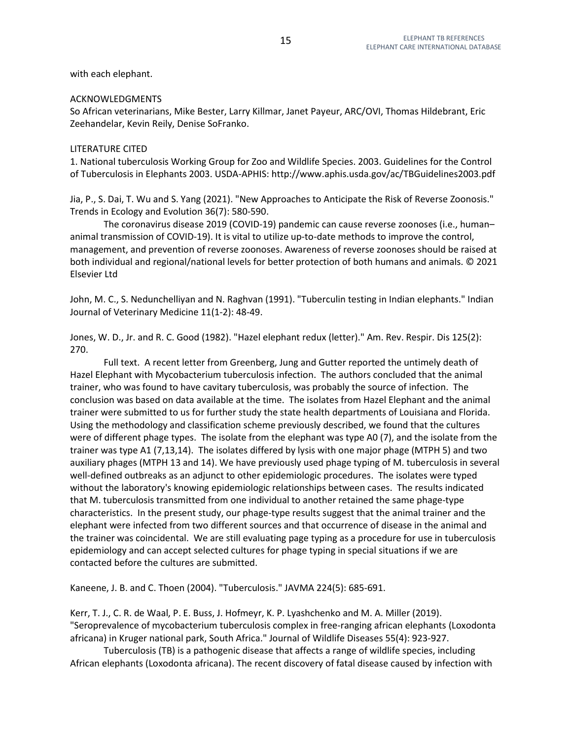with each elephant.

ACKNOWLEDGMENTS
So African veterinarians, Mike Bester, Larry Killmar, Janet Payeur, ARC/OVI, Thomas Hildebrant, Eric Zeehandelar, Kevin Reily, Denise SoFranko.

LITERATURE CITED
1. National tuberculosis Working Group for Zoo and Wildlife Species. 2003. Guidelines for the Control of Tuberculosis in Elephants 2003. USDA-APHIS: http://www.aphis.usda.gov/ac/TBGuidelines2003.pdf

Jia, P., S. Dai, T. Wu and S. Yang (2021). "New Approaches to Anticipate the Risk of Reverse Zoonosis." Trends in Ecology and Evolution 36(7): 580-590.

The coronavirus disease 2019 (COVID-19) pandemic can cause reverse zoonoses (i.e., human–animal transmission of COVID-19). It is vital to utilize up-to-date methods to improve the control, management, and prevention of reverse zoonoses. Awareness of reverse zoonoses should be raised at both individual and regional/national levels for better protection of both humans and animals. © 2021 Elsevier Ltd

John, M. C., S. Nedunchelliyan and N. Raghvan (1991). "Tuberculin testing in Indian elephants." Indian Journal of Veterinary Medicine 11(1-2): 48-49.

Jones, W. D., Jr. and R. C. Good (1982). "Hazel elephant redux (letter)." Am. Rev. Respir. Dis 125(2): 270.

Full text. A recent letter from Greenberg, Jung and Gutter reported the untimely death of Hazel Elephant with Mycobacterium tuberculosis infection. The authors concluded that the animal trainer, who was found to have cavitary tuberculosis, was probably the source of infection. The conclusion was based on data available at the time. The isolates from Hazel Elephant and the animal trainer were submitted to us for further study the state health departments of Louisiana and Florida. Using the methodology and classification scheme previously described, we found that the cultures were of different phage types. The isolate from the elephant was type A0 (7), and the isolate from the trainer was type A1 (7,13,14). The isolates differed by lysis with one major phage (MTPH 5) and two auxiliary phages (MTPH 13 and 14). We have previously used phage typing of M. tuberculosis in several well-defined outbreaks as an adjunct to other epidemiologic procedures. The isolates were typed without the laboratory's knowing epidemiologic relationships between cases. The results indicated that M. tuberculosis transmitted from one individual to another retained the same phage-type characteristics. In the present study, our phage-type results suggest that the animal trainer and the elephant were infected from two different sources and that occurrence of disease in the animal and the trainer was coincidental. We are still evaluating page typing as a procedure for use in tuberculosis epidemiology and can accept selected cultures for phage typing in special situations if we are contacted before the cultures are submitted.

Kaneene, J. B. and C. Thoen (2004). "Tuberculosis." JAVMA 224(5): 685-691.

Kerr, T. J., C. R. de Waal, P. E. Buss, J. Hofmeyr, K. P. Lyashchenko and M. A. Miller (2019). "Seroprevalence of mycobacterium tuberculosis complex in free-ranging african elephants (Loxodonta africana) in Kruger national park, South Africa." Journal of Wildlife Diseases 55(4): 923-927.

Tuberculosis (TB) is a pathogenic disease that affects a range of wildlife species, including African elephants (Loxodonta africana). The recent discovery of fatal disease caused by infection with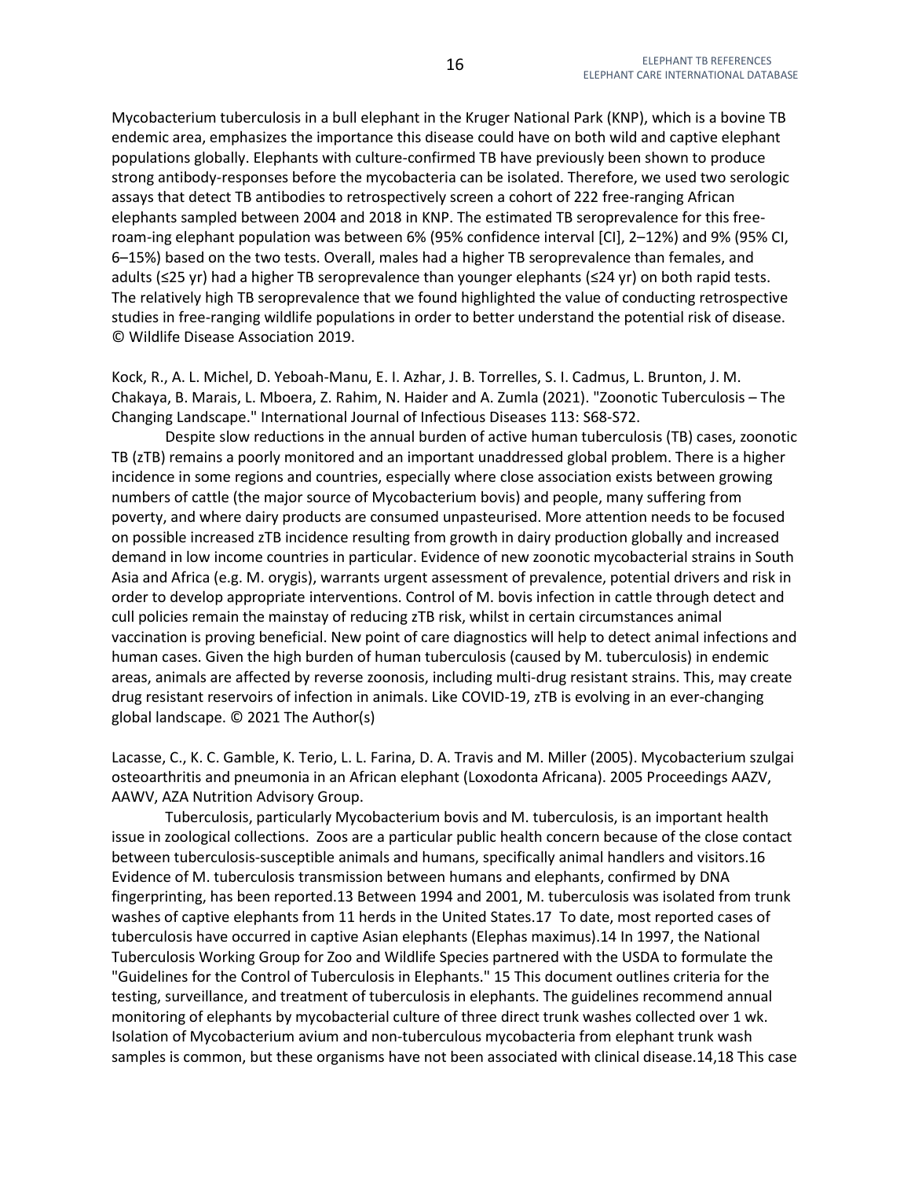Mycobacterium tuberculosis in a bull elephant in the Kruger National Park (KNP), which is a bovine TB endemic area, emphasizes the importance this disease could have on both wild and captive elephant populations globally. Elephants with culture-confirmed TB have previously been shown to produce strong antibody-responses before the mycobacteria can be isolated. Therefore, we used two serologic assays that detect TB antibodies to retrospectively screen a cohort of 222 free-ranging African elephants sampled between 2004 and 2018 in KNP. The estimated TB seroprevalence for this free-roam-ing elephant population was between 6% (95% confidence interval [CI], 2–12%) and 9% (95% CI, 6–15%) based on the two tests. Overall, males had a higher TB seroprevalence than females, and adults (≤25 yr) had a higher TB seroprevalence than younger elephants (≤24 yr) on both rapid tests. The relatively high TB seroprevalence that we found highlighted the value of conducting retrospective studies in free-ranging wildlife populations in order to better understand the potential risk of disease. © Wildlife Disease Association 2019.

Kock, R., A. L. Michel, D. Yeboah-Manu, E. I. Azhar, J. B. Torrelles, S. I. Cadmus, L. Brunton, J. M. Chakaya, B. Marais, L. Mboera, Z. Rahim, N. Haider and A. Zumla (2021). "Zoonotic Tuberculosis – The Changing Landscape." International Journal of Infectious Diseases 113: S68-S72.

Despite slow reductions in the annual burden of active human tuberculosis (TB) cases, zoonotic TB (zTB) remains a poorly monitored and an important unaddressed global problem. There is a higher incidence in some regions and countries, especially where close association exists between growing numbers of cattle (the major source of Mycobacterium bovis) and people, many suffering from poverty, and where dairy products are consumed unpasteurised. More attention needs to be focused on possible increased zTB incidence resulting from growth in dairy production globally and increased demand in low income countries in particular. Evidence of new zoonotic mycobacterial strains in South Asia and Africa (e.g. M. orygis), warrants urgent assessment of prevalence, potential drivers and risk in order to develop appropriate interventions. Control of M. bovis infection in cattle through detect and cull policies remain the mainstay of reducing zTB risk, whilst in certain circumstances animal vaccination is proving beneficial. New point of care diagnostics will help to detect animal infections and human cases. Given the high burden of human tuberculosis (caused by M. tuberculosis) in endemic areas, animals are affected by reverse zoonosis, including multi-drug resistant strains. This, may create drug resistant reservoirs of infection in animals. Like COVID-19, zTB is evolving in an ever-changing global landscape. © 2021 The Author(s)

Lacasse, C., K. C. Gamble, K. Terio, L. L. Farina, D. A. Travis and M. Miller (2005). Mycobacterium szulgai osteoarthritis and pneumonia in an African elephant (Loxodonta Africana). 2005 Proceedings AAZV, AAWV, AZA Nutrition Advisory Group.

Tuberculosis, particularly Mycobacterium bovis and M. tuberculosis, is an important health issue in zoological collections. Zoos are a particular public health concern because of the close contact between tuberculosis-susceptible animals and humans, specifically animal handlers and visitors.16 Evidence of M. tuberculosis transmission between humans and elephants, confirmed by DNA fingerprinting, has been reported.13 Between 1994 and 2001, M. tuberculosis was isolated from trunk washes of captive elephants from 11 herds in the United States.17 To date, most reported cases of tuberculosis have occurred in captive Asian elephants (Elephas maximus).14 In 1997, the National Tuberculosis Working Group for Zoo and Wildlife Species partnered with the USDA to formulate the "Guidelines for the Control of Tuberculosis in Elephants." 15 This document outlines criteria for the testing, surveillance, and treatment of tuberculosis in elephants. The guidelines recommend annual monitoring of elephants by mycobacterial culture of three direct trunk washes collected over 1 wk. Isolation of Mycobacterium avium and non-tuberculous mycobacteria from elephant trunk wash samples is common, but these organisms have not been associated with clinical disease.14,18 This case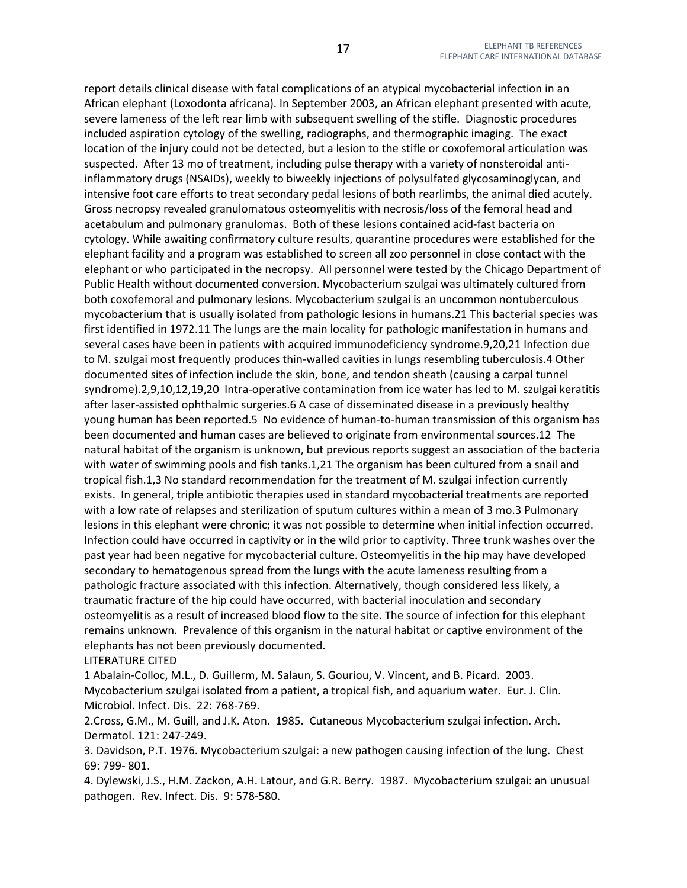report details clinical disease with fatal complications of an atypical mycobacterial infection in an African elephant (Loxodonta africana). In September 2003, an African elephant presented with acute, severe lameness of the left rear limb with subsequent swelling of the stifle. Diagnostic procedures included aspiration cytology of the swelling, radiographs, and thermographic imaging. The exact location of the injury could not be detected, but a lesion to the stifle or coxofemoral articulation was suspected. After 13 mo of treatment, including pulse therapy with a variety of nonsteroidal anti-inflammatory drugs (NSAIDs), weekly to biweekly injections of polysulfated glycosaminoglycan, and intensive foot care efforts to treat secondary pedal lesions of both rearlimbs, the animal died acutely. Gross necropsy revealed granulomatous osteomyelitis with necrosis/loss of the femoral head and acetabulum and pulmonary granulomas. Both of these lesions contained acid-fast bacteria on cytology. While awaiting confirmatory culture results, quarantine procedures were established for the elephant facility and a program was established to screen all zoo personnel in close contact with the elephant or who participated in the necropsy. All personnel were tested by the Chicago Department of Public Health without documented conversion. Mycobacterium szulgai was ultimately cultured from both coxofemoral and pulmonary lesions. Mycobacterium szulgai is an uncommon nontuberculous mycobacterium that is usually isolated from pathologic lesions in humans.21 This bacterial species was first identified in 1972.11 The lungs are the main locality for pathologic manifestation in humans and several cases have been in patients with acquired immunodeficiency syndrome.9,20,21 Infection due to M. szulgai most frequently produces thin-walled cavities in lungs resembling tuberculosis.4 Other documented sites of infection include the skin, bone, and tendon sheath (causing a carpal tunnel syndrome).2,9,10,12,19,20 Intra-operative contamination from ice water has led to M. szulgai keratitis after laser-assisted ophthalmic surgeries.6 A case of disseminated disease in a previously healthy young human has been reported.5 No evidence of human-to-human transmission of this organism has been documented and human cases are believed to originate from environmental sources.12 The natural habitat of the organism is unknown, but previous reports suggest an association of the bacteria with water of swimming pools and fish tanks.1,21 The organism has been cultured from a snail and tropical fish.1,3 No standard recommendation for the treatment of M. szulgai infection currently exists. In general, triple antibiotic therapies used in standard mycobacterial treatments are reported with a low rate of relapses and sterilization of sputum cultures within a mean of 3 mo.3 Pulmonary lesions in this elephant were chronic; it was not possible to determine when initial infection occurred. Infection could have occurred in captivity or in the wild prior to captivity. Three trunk washes over the past year had been negative for mycobacterial culture. Osteomyelitis in the hip may have developed secondary to hematogenous spread from the lungs with the acute lameness resulting from a pathologic fracture associated with this infection. Alternatively, though considered less likely, a traumatic fracture of the hip could have occurred, with bacterial inoculation and secondary osteomyelitis as a result of increased blood flow to the site. The source of infection for this elephant remains unknown. Prevalence of this organism in the natural habitat or captive environment of the elephants has not been previously documented.

LITERATURE CITED

1 Abalain-Colloc, M.L., D. Guillerm, M. Salaun, S. Gouriou, V. Vincent, and B. Picard. 2003. Mycobacterium szulgai isolated from a patient, a tropical fish, and aquarium water. Eur. J. Clin. Microbiol. Infect. Dis. 22: 768-769.

2.Cross, G.M., M. Guill, and J.K. Aton. 1985. Cutaneous Mycobacterium szulgai infection. Arch. Dermatol. 121: 247-249.

3. Davidson, P.T. 1976. Mycobacterium szulgai: a new pathogen causing infection of the lung. Chest 69: 799- 801.

4. Dylewski, J.S., H.M. Zackon, A.H. Latour, and G.R. Berry. 1987. Mycobacterium szulgai: an unusual pathogen. Rev. Infect. Dis. 9: 578-580.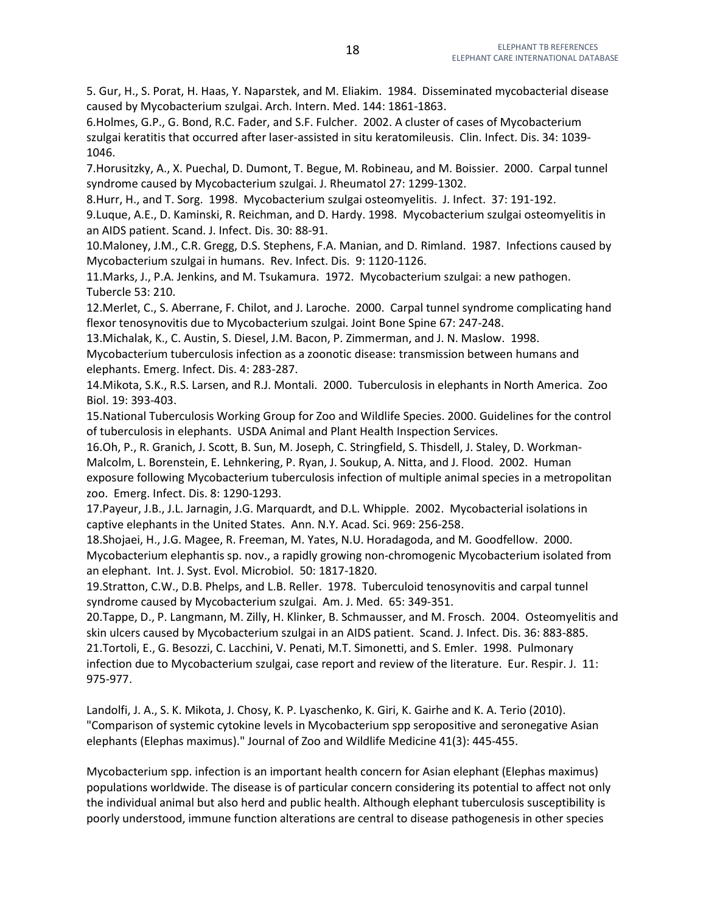5. Gur, H., S. Porat, H. Haas, Y. Naparstek, and M. Eliakim. 1984. Disseminated mycobacterial disease caused by Mycobacterium szulgai. Arch. Intern. Med. 144: 1861-1863.

6.Holmes, G.P., G. Bond, R.C. Fader, and S.F. Fulcher. 2002. A cluster of cases of Mycobacterium szulgai keratitis that occurred after laser-assisted in situ keratomileusis. Clin. Infect. Dis. 34: 1039-1046.

7.Horusitzky, A., X. Puechal, D. Dumont, T. Begue, M. Robineau, and M. Boissier. 2000. Carpal tunnel syndrome caused by Mycobacterium szulgai. J. Rheumatol 27: 1299-1302.

8.Hurr, H., and T. Sorg. 1998. Mycobacterium szulgai osteomyelitis. J. Infect. 37: 191-192.

9.Luque, A.E., D. Kaminski, R. Reichman, and D. Hardy. 1998. Mycobacterium szulgai osteomyelitis in an AIDS patient. Scand. J. Infect. Dis. 30: 88-91.

10.Maloney, J.M., C.R. Gregg, D.S. Stephens, F.A. Manian, and D. Rimland. 1987. Infections caused by Mycobacterium szulgai in humans. Rev. Infect. Dis. 9: 1120-1126.

11.Marks, J., P.A. Jenkins, and M. Tsukamura. 1972. Mycobacterium szulgai: a new pathogen. Tubercle 53: 210.

12.Merlet, C., S. Aberrane, F. Chilot, and J. Laroche. 2000. Carpal tunnel syndrome complicating hand flexor tenosynovitis due to Mycobacterium szulgai. Joint Bone Spine 67: 247-248.

13.Michalak, K., C. Austin, S. Diesel, J.M. Bacon, P. Zimmerman, and J. N. Maslow. 1998. Mycobacterium tuberculosis infection as a zoonotic disease: transmission between humans and elephants. Emerg. Infect. Dis. 4: 283-287.

14.Mikota, S.K., R.S. Larsen, and R.J. Montali. 2000. Tuberculosis in elephants in North America. Zoo Biol. 19: 393-403.

15.National Tuberculosis Working Group for Zoo and Wildlife Species. 2000. Guidelines for the control of tuberculosis in elephants. USDA Animal and Plant Health Inspection Services.

16.Oh, P., R. Granich, J. Scott, B. Sun, M. Joseph, C. Stringfield, S. Thisdell, J. Staley, D. Workman-Malcolm, L. Borenstein, E. Lehnkering, P. Ryan, J. Soukup, A. Nitta, and J. Flood. 2002. Human exposure following Mycobacterium tuberculosis infection of multiple animal species in a metropolitan zoo. Emerg. Infect. Dis. 8: 1290-1293.

17.Payeur, J.B., J.L. Jarnagin, J.G. Marquardt, and D.L. Whipple. 2002. Mycobacterial isolations in captive elephants in the United States. Ann. N.Y. Acad. Sci. 969: 256-258.

18.Shojaei, H., J.G. Magee, R. Freeman, M. Yates, N.U. Horadagoda, and M. Goodfellow. 2000. Mycobacterium elephantis sp. nov., a rapidly growing non-chromogenic Mycobacterium isolated from an elephant. Int. J. Syst. Evol. Microbiol. 50: 1817-1820.

19.Stratton, C.W., D.B. Phelps, and L.B. Reller. 1978. Tuberculoid tenosynovitis and carpal tunnel syndrome caused by Mycobacterium szulgai. Am. J. Med. 65: 349-351.

20.Tappe, D., P. Langmann, M. Zilly, H. Klinker, B. Schmausser, and M. Frosch. 2004. Osteomyelitis and skin ulcers caused by Mycobacterium szulgai in an AIDS patient. Scand. J. Infect. Dis. 36: 883-885.

21.Tortoli, E., G. Besozzi, C. Lacchini, V. Penati, M.T. Simonetti, and S. Emler. 1998. Pulmonary infection due to Mycobacterium szulgai, case report and review of the literature. Eur. Respir. J. 11: 975-977.

Landolfi, J. A., S. K. Mikota, J. Chosy, K. P. Lyaschenko, K. Giri, K. Gairhe and K. A. Terio (2010). "Comparison of systemic cytokine levels in Mycobacterium spp seropositive and seronegative Asian elephants (Elephas maximus)." Journal of Zoo and Wildlife Medicine 41(3): 445-455.

Mycobacterium spp. infection is an important health concern for Asian elephant (Elephas maximus) populations worldwide. The disease is of particular concern considering its potential to affect not only the individual animal but also herd and public health. Although elephant tuberculosis susceptibility is poorly understood, immune function alterations are central to disease pathogenesis in other species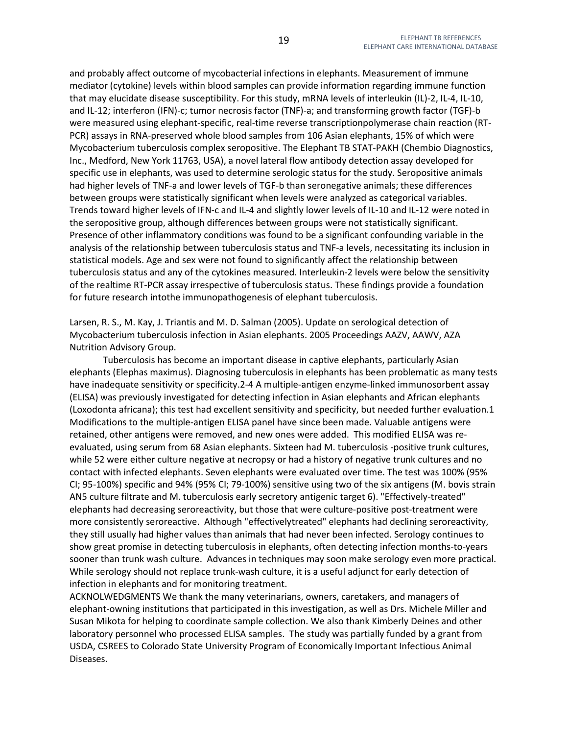and probably affect outcome of mycobacterial infections in elephants. Measurement of immune mediator (cytokine) levels within blood samples can provide information regarding immune function that may elucidate disease susceptibility. For this study, mRNA levels of interleukin (IL)-2, IL-4, IL-10, and IL-12; interferon (IFN)-c; tumor necrosis factor (TNF)-a; and transforming growth factor (TGF)-b were measured using elephant-specific, real-time reverse transcriptionpolymerase chain reaction (RT-PCR) assays in RNA-preserved whole blood samples from 106 Asian elephants, 15% of which were Mycobacterium tuberculosis complex seropositive. The Elephant TB STAT-PAKH (Chembio Diagnostics, Inc., Medford, New York 11763, USA), a novel lateral flow antibody detection assay developed for specific use in elephants, was used to determine serologic status for the study. Seropositive animals had higher levels of TNF-a and lower levels of TGF-b than seronegative animals; these differences between groups were statistically significant when levels were analyzed as categorical variables. Trends toward higher levels of IFN-c and IL-4 and slightly lower levels of IL-10 and IL-12 were noted in the seropositive group, although differences between groups were not statistically significant. Presence of other inflammatory conditions was found to be a significant confounding variable in the analysis of the relationship between tuberculosis status and TNF-a levels, necessitating its inclusion in statistical models. Age and sex were not found to significantly affect the relationship between tuberculosis status and any of the cytokines measured. Interleukin-2 levels were below the sensitivity of the realtime RT-PCR assay irrespective of tuberculosis status. These findings provide a foundation for future research intothe immunopathogenesis of elephant tuberculosis.

Larsen, R. S., M. Kay, J. Triantis and M. D. Salman (2005). Update on serological detection of Mycobacterium tuberculosis infection in Asian elephants. 2005 Proceedings AAZV, AAWV, AZA Nutrition Advisory Group.

Tuberculosis has become an important disease in captive elephants, particularly Asian elephants (Elephas maximus). Diagnosing tuberculosis in elephants has been problematic as many tests have inadequate sensitivity or specificity.2-4 A multiple-antigen enzyme-linked immunosorbent assay (ELISA) was previously investigated for detecting infection in Asian elephants and African elephants (Loxodonta africana); this test had excellent sensitivity and specificity, but needed further evaluation.1 Modifications to the multiple-antigen ELISA panel have since been made. Valuable antigens were retained, other antigens were removed, and new ones were added. This modified ELISA was re-evaluated, using serum from 68 Asian elephants. Sixteen had M. tuberculosis -positive trunk cultures, while 52 were either culture negative at necropsy or had a history of negative trunk cultures and no contact with infected elephants. Seven elephants were evaluated over time. The test was 100% (95% CI; 95-100%) specific and 94% (95% CI; 79-100%) sensitive using two of the six antigens (M. bovis strain AN5 culture filtrate and M. tuberculosis early secretory antigenic target 6). "Effectively-treated" elephants had decreasing seroreactivity, but those that were culture-positive post-treatment were more consistently seroreactive. Although "effectivelytreated" elephants had declining seroreactivity, they still usually had higher values than animals that had never been infected. Serology continues to show great promise in detecting tuberculosis in elephants, often detecting infection months-to-years sooner than trunk wash culture. Advances in techniques may soon make serology even more practical. While serology should not replace trunk-wash culture, it is a useful adjunct for early detection of infection in elephants and for monitoring treatment.

ACKNOLWEDGMENTS We thank the many veterinarians, owners, caretakers, and managers of elephant-owning institutions that participated in this investigation, as well as Drs. Michele Miller and Susan Mikota for helping to coordinate sample collection. We also thank Kimberly Deines and other laboratory personnel who processed ELISA samples. The study was partially funded by a grant from USDA, CSREES to Colorado State University Program of Economically Important Infectious Animal Diseases.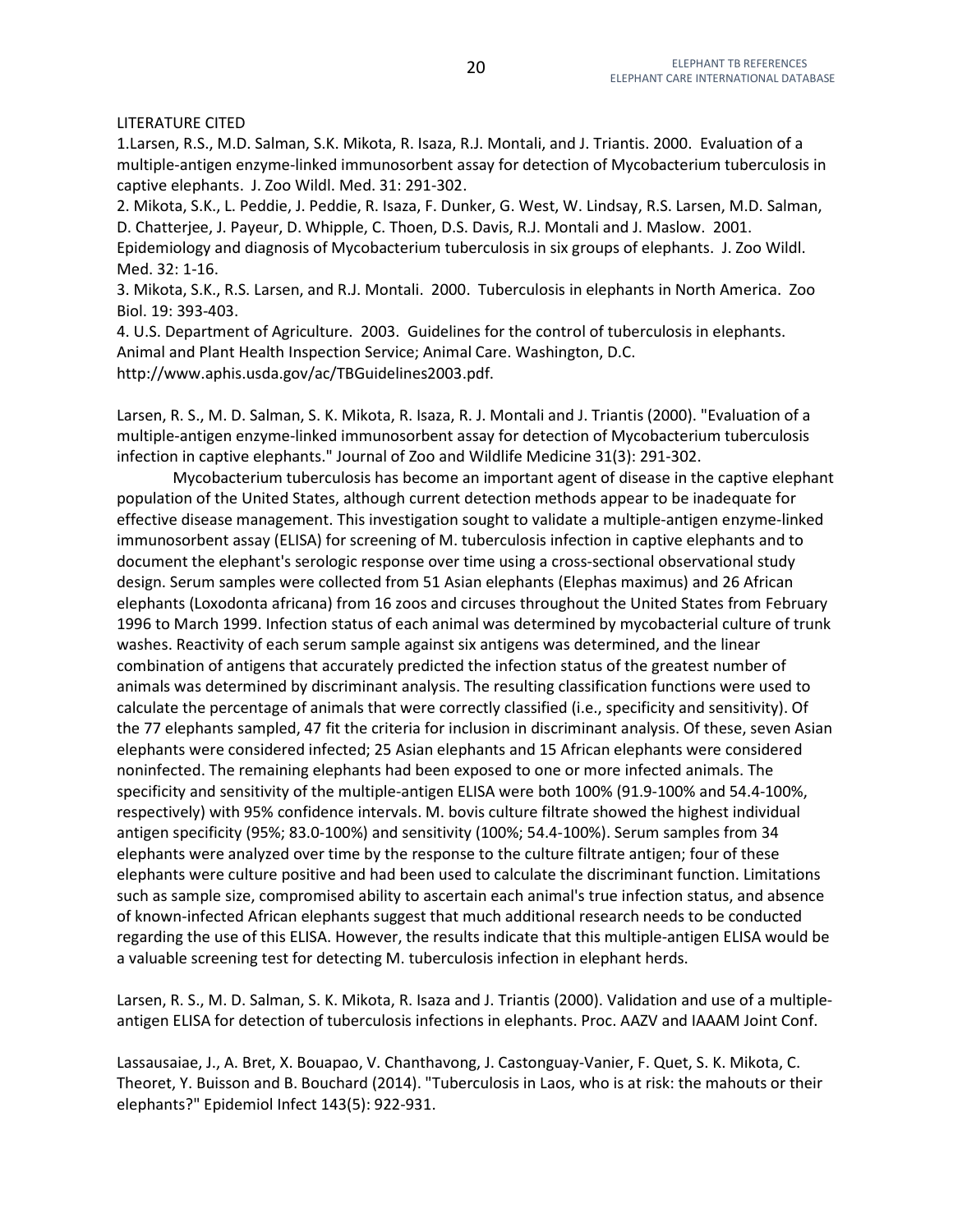LITERATURE CITED

1.Larsen, R.S., M.D. Salman, S.K. Mikota, R. Isaza, R.J. Montali, and J. Triantis. 2000. Evaluation of a multiple-antigen enzyme-linked immunosorbent assay for detection of Mycobacterium tuberculosis in captive elephants. J. Zoo Wildl. Med. 31: 291-302.

2. Mikota, S.K., L. Peddie, J. Peddie, R. Isaza, F. Dunker, G. West, W. Lindsay, R.S. Larsen, M.D. Salman, D. Chatterjee, J. Payeur, D. Whipple, C. Thoen, D.S. Davis, R.J. Montali and J. Maslow. 2001. Epidemiology and diagnosis of Mycobacterium tuberculosis in six groups of elephants. J. Zoo Wildl. Med. 32: 1-16.

3. Mikota, S.K., R.S. Larsen, and R.J. Montali. 2000. Tuberculosis in elephants in North America. Zoo Biol. 19: 393-403.

4. U.S. Department of Agriculture. 2003. Guidelines for the control of tuberculosis in elephants. Animal and Plant Health Inspection Service; Animal Care. Washington, D.C. http://www.aphis.usda.gov/ac/TBGuidelines2003.pdf.

Larsen, R. S., M. D. Salman, S. K. Mikota, R. Isaza, R. J. Montali and J. Triantis (2000). "Evaluation of a multiple-antigen enzyme-linked immunosorbent assay for detection of Mycobacterium tuberculosis infection in captive elephants." Journal of Zoo and Wildlife Medicine 31(3): 291-302.

Mycobacterium tuberculosis has become an important agent of disease in the captive elephant population of the United States, although current detection methods appear to be inadequate for effective disease management. This investigation sought to validate a multiple-antigen enzyme-linked immunosorbent assay (ELISA) for screening of M. tuberculosis infection in captive elephants and to document the elephant's serologic response over time using a cross-sectional observational study design. Serum samples were collected from 51 Asian elephants (Elephas maximus) and 26 African elephants (Loxodonta africana) from 16 zoos and circuses throughout the United States from February 1996 to March 1999. Infection status of each animal was determined by mycobacterial culture of trunk washes. Reactivity of each serum sample against six antigens was determined, and the linear combination of antigens that accurately predicted the infection status of the greatest number of animals was determined by discriminant analysis. The resulting classification functions were used to calculate the percentage of animals that were correctly classified (i.e., specificity and sensitivity). Of the 77 elephants sampled, 47 fit the criteria for inclusion in discriminant analysis. Of these, seven Asian elephants were considered infected; 25 Asian elephants and 15 African elephants were considered noninfected. The remaining elephants had been exposed to one or more infected animals. The specificity and sensitivity of the multiple-antigen ELISA were both 100% (91.9-100% and 54.4-100%, respectively) with 95% confidence intervals. M. bovis culture filtrate showed the highest individual antigen specificity (95%; 83.0-100%) and sensitivity (100%; 54.4-100%). Serum samples from 34 elephants were analyzed over time by the response to the culture filtrate antigen; four of these elephants were culture positive and had been used to calculate the discriminant function. Limitations such as sample size, compromised ability to ascertain each animal's true infection status, and absence of known-infected African elephants suggest that much additional research needs to be conducted regarding the use of this ELISA. However, the results indicate that this multiple-antigen ELISA would be a valuable screening test for detecting M. tuberculosis infection in elephant herds.

Larsen, R. S., M. D. Salman, S. K. Mikota, R. Isaza and J. Triantis (2000). Validation and use of a multiple-antigen ELISA for detection of tuberculosis infections in elephants. Proc. AAZV and IAAAM Joint Conf.

Lassausaiae, J., A. Bret, X. Bouapao, V. Chanthavong, J. Castonguay-Vanier, F. Quet, S. K. Mikota, C. Theoret, Y. Buisson and B. Bouchard (2014). "Tuberculosis in Laos, who is at risk: the mahouts or their elephants?" Epidemiol Infect 143(5): 922-931.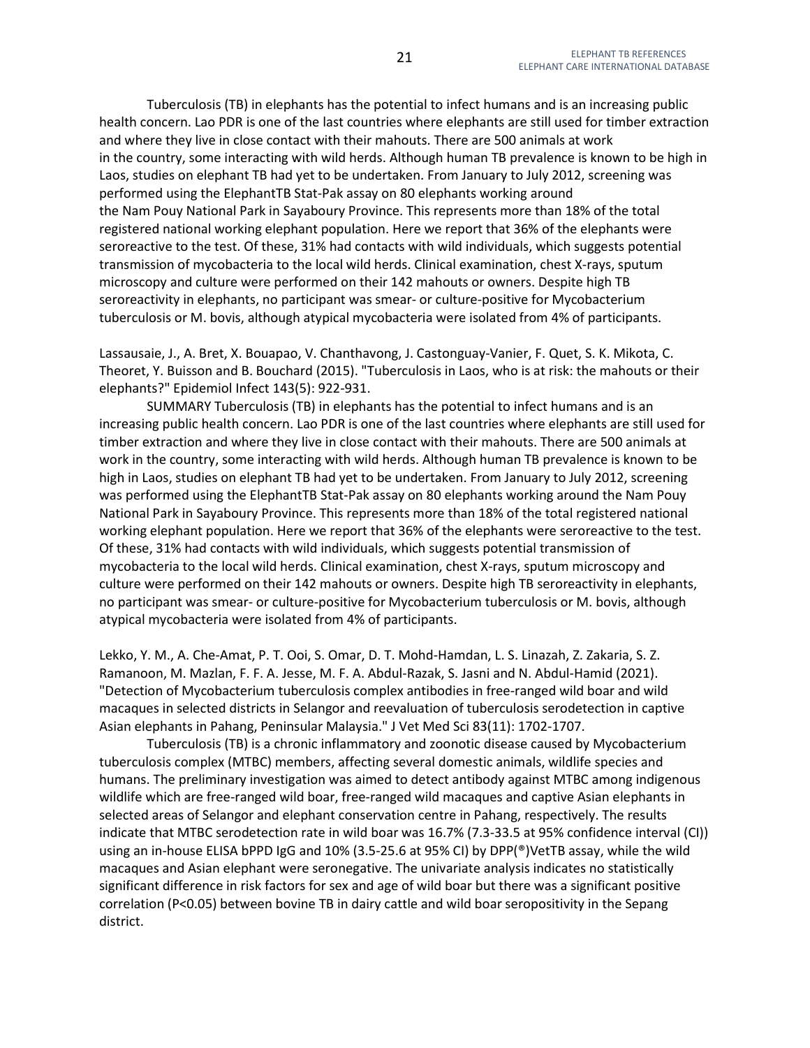Tuberculosis (TB) in elephants has the potential to infect humans and is an increasing public health concern. Lao PDR is one of the last countries where elephants are still used for timber extraction and where they live in close contact with their mahouts. There are 500 animals at work in the country, some interacting with wild herds. Although human TB prevalence is known to be high in Laos, studies on elephant TB had yet to be undertaken. From January to July 2012, screening was performed using the ElephantTB Stat-Pak assay on 80 elephants working around the Nam Pouy National Park in Sayaboury Province. This represents more than 18% of the total registered national working elephant population. Here we report that 36% of the elephants were seroreactive to the test. Of these, 31% had contacts with wild individuals, which suggests potential transmission of mycobacteria to the local wild herds. Clinical examination, chest X-rays, sputum microscopy and culture were performed on their 142 mahouts or owners. Despite high TB seroreactivity in elephants, no participant was smear- or culture-positive for Mycobacterium tuberculosis or M. bovis, although atypical mycobacteria were isolated from 4% of participants.

Lassausaie, J., A. Bret, X. Bouapao, V. Chanthavong, J. Castonguay-Vanier, F. Quet, S. K. Mikota, C. Theoret, Y. Buisson and B. Bouchard (2015). "Tuberculosis in Laos, who is at risk: the mahouts or their elephants?" Epidemiol Infect 143(5): 922-931.

SUMMARY Tuberculosis (TB) in elephants has the potential to infect humans and is an increasing public health concern. Lao PDR is one of the last countries where elephants are still used for timber extraction and where they live in close contact with their mahouts. There are 500 animals at work in the country, some interacting with wild herds. Although human TB prevalence is known to be high in Laos, studies on elephant TB had yet to be undertaken. From January to July 2012, screening was performed using the ElephantTB Stat-Pak assay on 80 elephants working around the Nam Pouy National Park in Sayaboury Province. This represents more than 18% of the total registered national working elephant population. Here we report that 36% of the elephants were seroreactive to the test. Of these, 31% had contacts with wild individuals, which suggests potential transmission of mycobacteria to the local wild herds. Clinical examination, chest X-rays, sputum microscopy and culture were performed on their 142 mahouts or owners. Despite high TB seroreactivity in elephants, no participant was smear- or culture-positive for Mycobacterium tuberculosis or M. bovis, although atypical mycobacteria were isolated from 4% of participants.

Lekko, Y. M., A. Che-Amat, P. T. Ooi, S. Omar, D. T. Mohd-Hamdan, L. S. Linazah, Z. Zakaria, S. Z. Ramanoon, M. Mazlan, F. F. A. Jesse, M. F. A. Abdul-Razak, S. Jasni and N. Abdul-Hamid (2021). "Detection of Mycobacterium tuberculosis complex antibodies in free-ranged wild boar and wild macaques in selected districts in Selangor and reevaluation of tuberculosis serodetection in captive Asian elephants in Pahang, Peninsular Malaysia." J Vet Med Sci 83(11): 1702-1707.

Tuberculosis (TB) is a chronic inflammatory and zoonotic disease caused by Mycobacterium tuberculosis complex (MTBC) members, affecting several domestic animals, wildlife species and humans. The preliminary investigation was aimed to detect antibody against MTBC among indigenous wildlife which are free-ranged wild boar, free-ranged wild macaques and captive Asian elephants in selected areas of Selangor and elephant conservation centre in Pahang, respectively. The results indicate that MTBC serodetection rate in wild boar was 16.7% (7.3-33.5 at 95% confidence interval (CI)) using an in-house ELISA bPPD IgG and 10% (3.5-25.6 at 95% CI) by DPP(®)VetTB assay, while the wild macaques and Asian elephant were seronegative. The univariate analysis indicates no statistically significant difference in risk factors for sex and age of wild boar but there was a significant positive correlation ($P<0.05$) between bovine TB in dairy cattle and wild boar seropositivity in the Sepang district.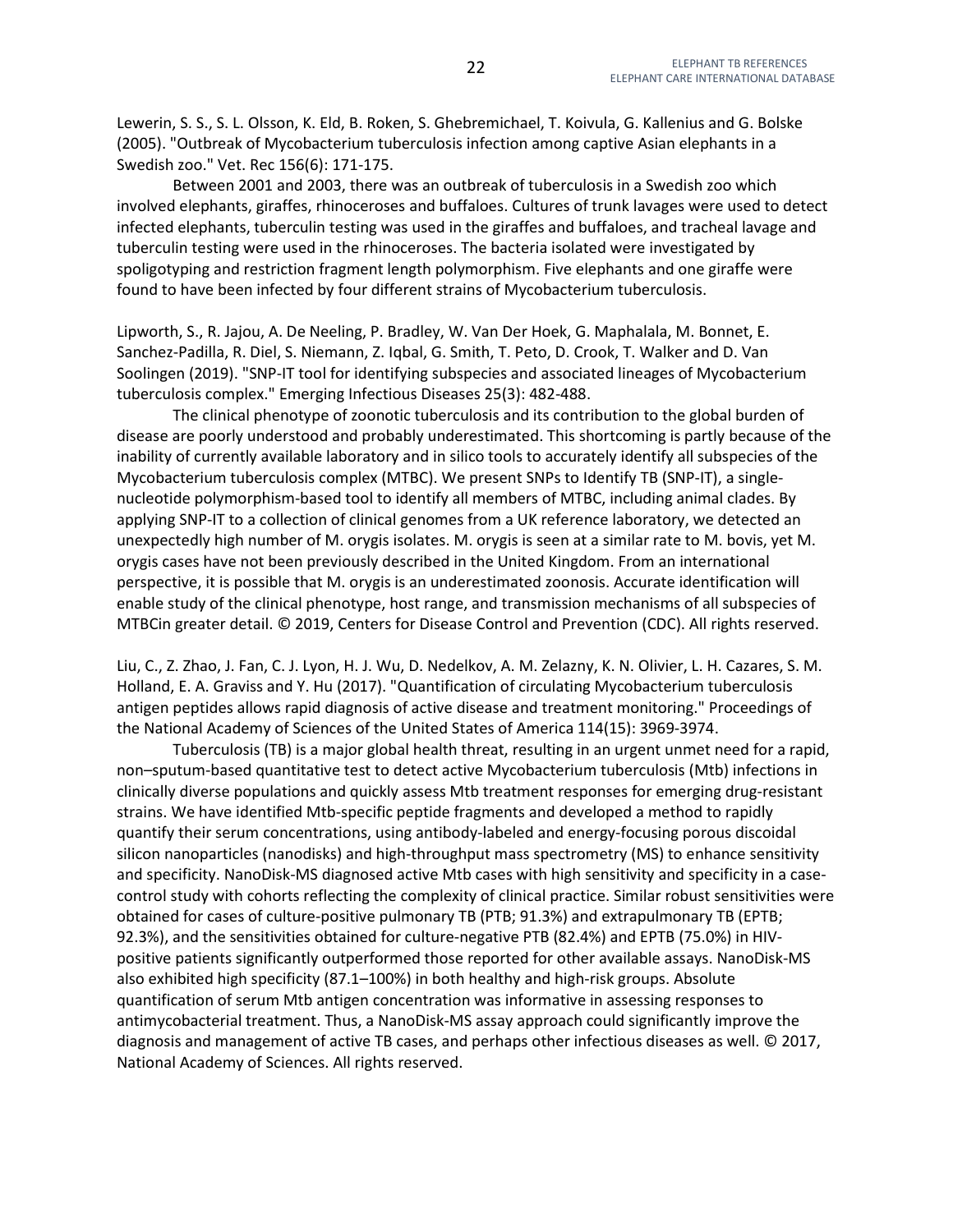Lewerin, S. S., S. L. Olsson, K. Eld, B. Roken, S. Ghebremichael, T. Koivula, G. Kallenius and G. Bolske (2005). "Outbreak of Mycobacterium tuberculosis infection among captive Asian elephants in a Swedish zoo." Vet. Rec 156(6): 171-175.

Between 2001 and 2003, there was an outbreak of tuberculosis in a Swedish zoo which involved elephants, giraffes, rhinoceroses and buffaloes. Cultures of trunk lavages were used to detect infected elephants, tuberculin testing was used in the giraffes and buffaloes, and tracheal lavage and tuberculin testing were used in the rhinoceroses. The bacteria isolated were investigated by spoligotyping and restriction fragment length polymorphism. Five elephants and one giraffe were found to have been infected by four different strains of Mycobacterium tuberculosis.

Lipworth, S., R. Jajou, A. De Neeling, P. Bradley, W. Van Der Hoek, G. Maphalala, M. Bonnet, E. Sanchez-Padilla, R. Diel, S. Niemann, Z. Iqbal, G. Smith, T. Peto, D. Crook, T. Walker and D. Van Soolingen (2019). "SNP-IT tool for identifying subspecies and associated lineages of Mycobacterium tuberculosis complex." Emerging Infectious Diseases 25(3): 482-488.

The clinical phenotype of zoonotic tuberculosis and its contribution to the global burden of disease are poorly understood and probably underestimated. This shortcoming is partly because of the inability of currently available laboratory and in silico tools to accurately identify all subspecies of the Mycobacterium tuberculosis complex (MTBC). We present SNPs to Identify TB (SNP-IT), a single-nucleotide polymorphism-based tool to identify all members of MTBC, including animal clades. By applying SNP-IT to a collection of clinical genomes from a UK reference laboratory, we detected an unexpectedly high number of M. orygis isolates. M. orygis is seen at a similar rate to M. bovis, yet M. orygis cases have not been previously described in the United Kingdom. From an international perspective, it is possible that M. orygis is an underestimated zoonosis. Accurate identification will enable study of the clinical phenotype, host range, and transmission mechanisms of all subspecies of MTBCin greater detail. © 2019, Centers for Disease Control and Prevention (CDC). All rights reserved.

Liu, C., Z. Zhao, J. Fan, C. J. Lyon, H. J. Wu, D. Nedelkov, A. M. Zelazny, K. N. Olivier, L. H. Cazares, S. M. Holland, E. A. Graviss and Y. Hu (2017). "Quantification of circulating Mycobacterium tuberculosis antigen peptides allows rapid diagnosis of active disease and treatment monitoring." Proceedings of the National Academy of Sciences of the United States of America 114(15): 3969-3974.

Tuberculosis (TB) is a major global health threat, resulting in an urgent unmet need for a rapid, non–sputum-based quantitative test to detect active Mycobacterium tuberculosis (Mtb) infections in clinically diverse populations and quickly assess Mtb treatment responses for emerging drug-resistant strains. We have identified Mtb-specific peptide fragments and developed a method to rapidly quantify their serum concentrations, using antibody-labeled and energy-focusing porous discoidal silicon nanoparticles (nanodisks) and high-throughput mass spectrometry (MS) to enhance sensitivity and specificity. NanoDisk-MS diagnosed active Mtb cases with high sensitivity and specificity in a case-control study with cohorts reflecting the complexity of clinical practice. Similar robust sensitivities were obtained for cases of culture-positive pulmonary TB (PTB; 91.3%) and extrapulmonary TB (EPTB; 92.3%), and the sensitivities obtained for culture-negative PTB (82.4%) and EPTB (75.0%) in HIV-positive patients significantly outperformed those reported for other available assays. NanoDisk-MS also exhibited high specificity (87.1–100%) in both healthy and high-risk groups. Absolute quantification of serum Mtb antigen concentration was informative in assessing responses to antimycobacterial treatment. Thus, a NanoDisk-MS assay approach could significantly improve the diagnosis and management of active TB cases, and perhaps other infectious diseases as well. © 2017, National Academy of Sciences. All rights reserved.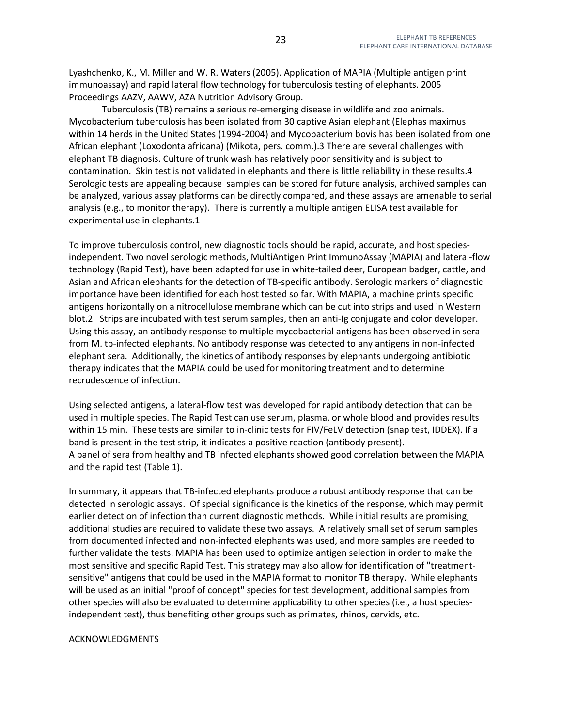Lyashchenko, K., M. Miller and W. R. Waters (2005). Application of MAPIA (Multiple antigen print immunoassay) and rapid lateral flow technology for tuberculosis testing of elephants. 2005 Proceedings AAZV, AAWV, AZA Nutrition Advisory Group.

Tuberculosis (TB) remains a serious re-emerging disease in wildlife and zoo animals. Mycobacterium tuberculosis has been isolated from 30 captive Asian elephant (Elephas maximus within 14 herds in the United States (1994-2004) and Mycobacterium bovis has been isolated from one African elephant (Loxodonta africana) (Mikota, pers. comm.).3 There are several challenges with elephant TB diagnosis. Culture of trunk wash has relatively poor sensitivity and is subject to contamination. Skin test is not validated in elephants and there is little reliability in these results.4 Serologic tests are appealing because samples can be stored for future analysis, archived samples can be analyzed, various assay platforms can be directly compared, and these assays are amenable to serial analysis (e.g., to monitor therapy). There is currently a multiple antigen ELISA test available for experimental use in elephants.1

To improve tuberculosis control, new diagnostic tools should be rapid, accurate, and host species-independent. Two novel serologic methods, MultiAntigen Print ImmunoAssay (MAPIA) and lateral-flow technology (Rapid Test), have been adapted for use in white-tailed deer, European badger, cattle, and Asian and African elephants for the detection of TB-specific antibody. Serologic markers of diagnostic importance have been identified for each host tested so far. With MAPIA, a machine prints specific antigens horizontally on a nitrocellulose membrane which can be cut into strips and used in Western blot.2 Strips are incubated with test serum samples, then an anti-Ig conjugate and color developer. Using this assay, an antibody response to multiple mycobacterial antigens has been observed in sera from M. tb-infected elephants. No antibody response was detected to any antigens in non-infected elephant sera. Additionally, the kinetics of antibody responses by elephants undergoing antibiotic therapy indicates that the MAPIA could be used for monitoring treatment and to determine recrudescence of infection.

Using selected antigens, a lateral-flow test was developed for rapid antibody detection that can be used in multiple species. The Rapid Test can use serum, plasma, or whole blood and provides results within 15 min. These tests are similar to in-clinic tests for FIV/FeLV detection (snap test, IDDEX). If a band is present in the test strip, it indicates a positive reaction (antibody present).
A panel of sera from healthy and TB infected elephants showed good correlation between the MAPIA and the rapid test (Table 1).

In summary, it appears that TB-infected elephants produce a robust antibody response that can be detected in serologic assays. Of special significance is the kinetics of the response, which may permit earlier detection of infection than current diagnostic methods. While initial results are promising, additional studies are required to validate these two assays. A relatively small set of serum samples from documented infected and non-infected elephants was used, and more samples are needed to further validate the tests. MAPIA has been used to optimize antigen selection in order to make the most sensitive and specific Rapid Test. This strategy may also allow for identification of "treatment-sensitive" antigens that could be used in the MAPIA format to monitor TB therapy. While elephants will be used as an initial "proof of concept" species for test development, additional samples from other species will also be evaluated to determine applicability to other species (i.e., a host species-independent test), thus benefiting other groups such as primates, rhinos, cervids, etc.

ACKNOWLEDGMENTS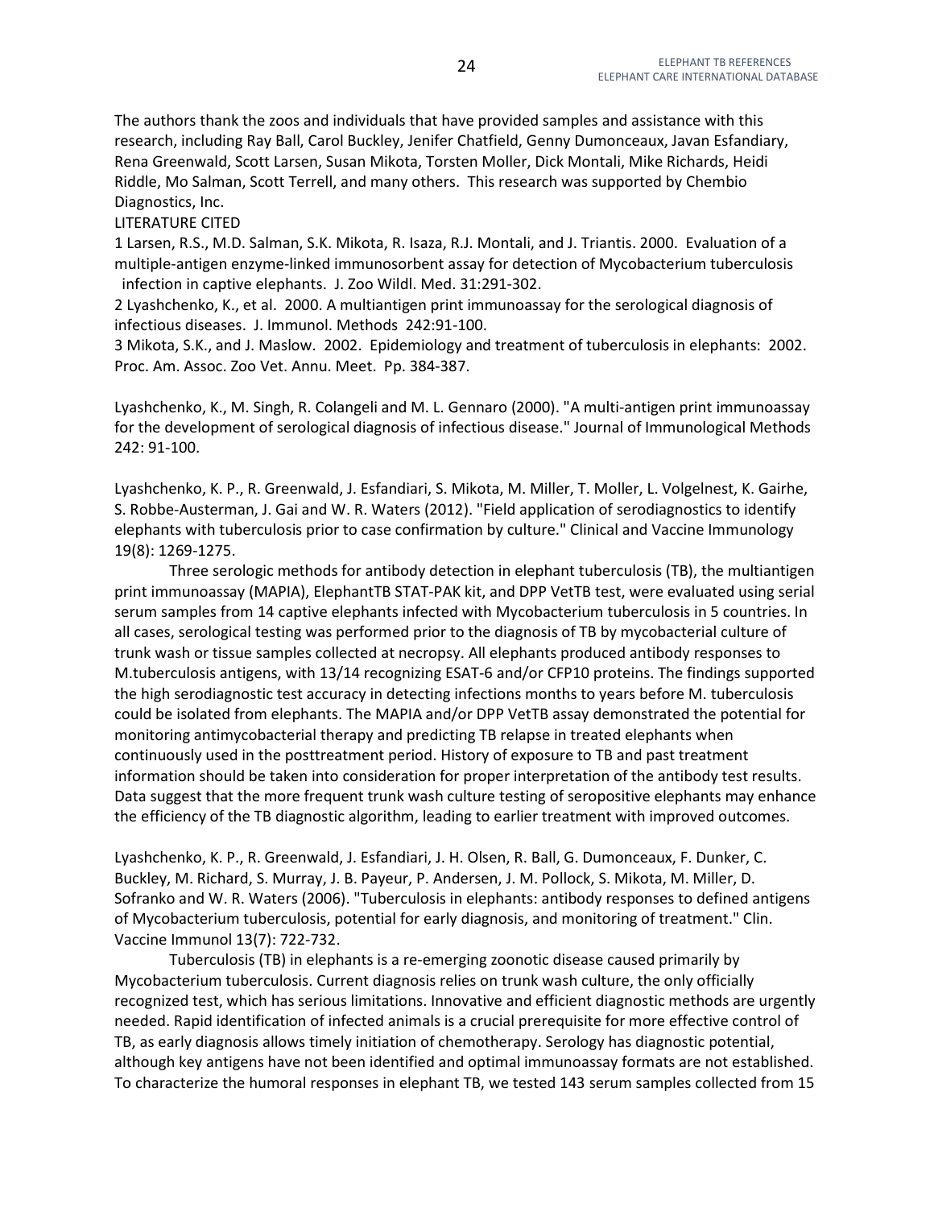The authors thank the zoos and individuals that have provided samples and assistance with this research, including Ray Ball, Carol Buckley, Jenifer Chatfield, Genny Dumonceaux, Javan Esfandiary, Rena Greenwald, Scott Larsen, Susan Mikota, Torsten Moller, Dick Montali, Mike Richards, Heidi Riddle, Mo Salman, Scott Terrell, and many others. This research was supported by Chembio Diagnostics, Inc.

LITERATURE CITED

1 Larsen, R.S., M.D. Salman, S.K. Mikota, R. Isaza, R.J. Montali, and J. Triantis. 2000. Evaluation of a multiple-antigen enzyme-linked immunosorbent assay for detection of Mycobacterium tuberculosis infection in captive elephants. J. Zoo Wildl. Med. 31:291-302.

2 Lyashchenko, K., et al. 2000. A multiantigen print immunoassay for the serological diagnosis of infectious diseases. J. Immunol. Methods 242:91-100.

3 Mikota, S.K., and J. Maslow. 2002. Epidemiology and treatment of tuberculosis in elephants: 2002. Proc. Am. Assoc. Zoo Vet. Annu. Meet. Pp. 384-387.

Lyashchenko, K., M. Singh, R. Colangeli and M. L. Gennaro (2000). "A multi-antigen print immunoassay for the development of serological diagnosis of infectious disease." Journal of Immunological Methods 242: 91-100.

Lyashchenko, K. P., R. Greenwald, J. Esfandiari, S. Mikota, M. Miller, T. Moller, L. Volgelnest, K. Gairhe, S. Robbe-Austerman, J. Gai and W. R. Waters (2012). "Field application of serodiagnostics to identify elephants with tuberculosis prior to case confirmation by culture." Clinical and Vaccine Immunology 19(8): 1269-1275.

Three serologic methods for antibody detection in elephant tuberculosis (TB), the multiantigen print immunoassay (MAPIA), ElephantTB STAT-PAK kit, and DPP VetTB test, were evaluated using serial serum samples from 14 captive elephants infected with Mycobacterium tuberculosis in 5 countries. In all cases, serological testing was performed prior to the diagnosis of TB by mycobacterial culture of trunk wash or tissue samples collected at necropsy. All elephants produced antibody responses to M.tuberculosis antigens, with 13/14 recognizing ESAT-6 and/or CFP10 proteins. The findings supported the high serodiagnostic test accuracy in detecting infections months to years before M. tuberculosis could be isolated from elephants. The MAPIA and/or DPP VetTB assay demonstrated the potential for monitoring antimycobacterial therapy and predicting TB relapse in treated elephants when continuously used in the posttreatment period. History of exposure to TB and past treatment information should be taken into consideration for proper interpretation of the antibody test results. Data suggest that the more frequent trunk wash culture testing of seropositive elephants may enhance the efficiency of the TB diagnostic algorithm, leading to earlier treatment with improved outcomes.

Lyashchenko, K. P., R. Greenwald, J. Esfandiari, J. H. Olsen, R. Ball, G. Dumonceaux, F. Dunker, C. Buckley, M. Richard, S. Murray, J. B. Payeur, P. Andersen, J. M. Pollock, S. Mikota, M. Miller, D. Sofranko and W. R. Waters (2006). "Tuberculosis in elephants: antibody responses to defined antigens of Mycobacterium tuberculosis, potential for early diagnosis, and monitoring of treatment." Clin. Vaccine Immunol 13(7): 722-732.

Tuberculosis (TB) in elephants is a re-emerging zoonotic disease caused primarily by Mycobacterium tuberculosis. Current diagnosis relies on trunk wash culture, the only officially recognized test, which has serious limitations. Innovative and efficient diagnostic methods are urgently needed. Rapid identification of infected animals is a crucial prerequisite for more effective control of TB, as early diagnosis allows timely initiation of chemotherapy. Serology has diagnostic potential, although key antigens have not been identified and optimal immunoassay formats are not established. To characterize the humoral responses in elephant TB, we tested 143 serum samples collected from 15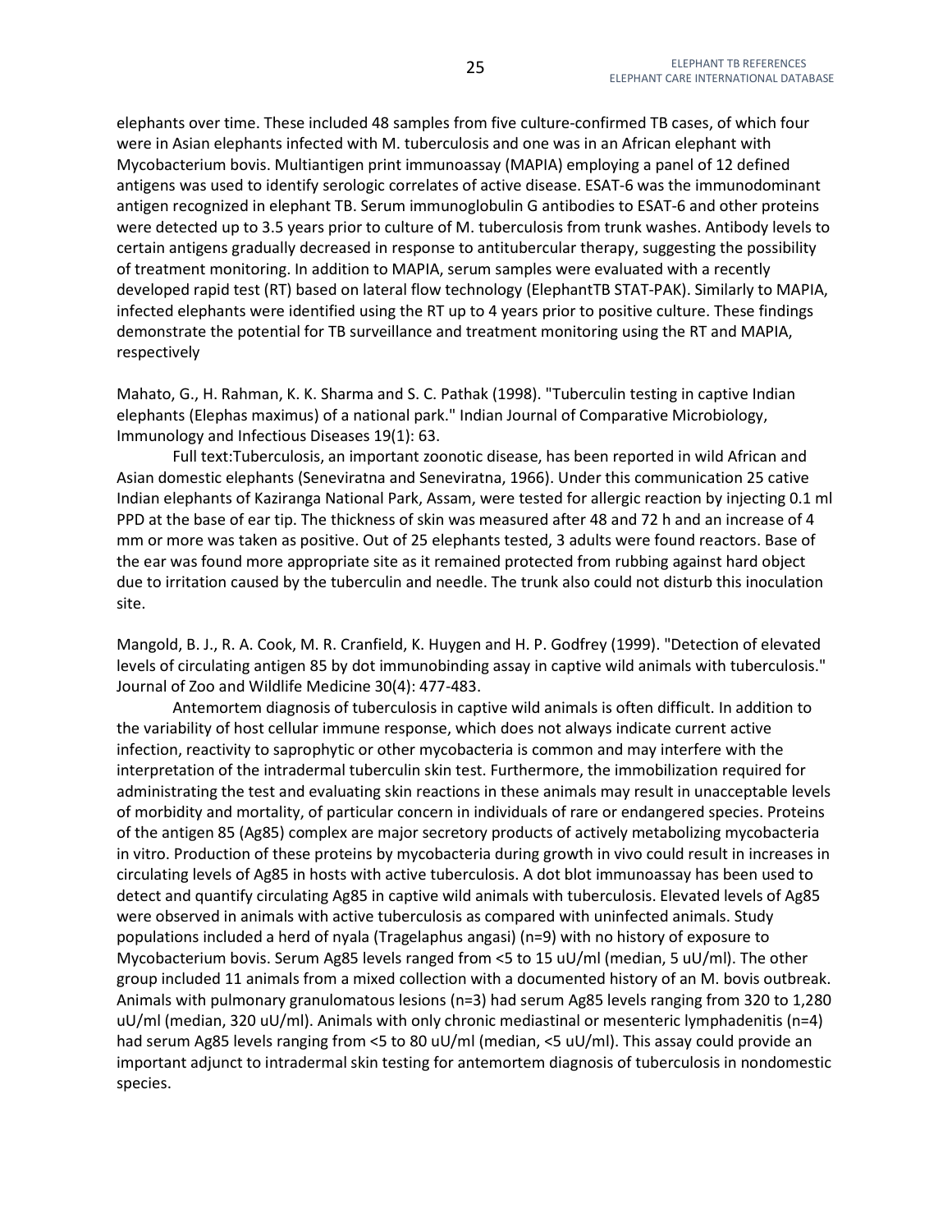elephants over time. These included 48 samples from five culture-confirmed TB cases, of which four were in Asian elephants infected with M. tuberculosis and one was in an African elephant with Mycobacterium bovis. Multiantigen print immunoassay (MAPIA) employing a panel of 12 defined antigens was used to identify serologic correlates of active disease. ESAT-6 was the immunodominant antigen recognized in elephant TB. Serum immunoglobulin G antibodies to ESAT-6 and other proteins were detected up to 3.5 years prior to culture of M. tuberculosis from trunk washes. Antibody levels to certain antigens gradually decreased in response to antitubercular therapy, suggesting the possibility of treatment monitoring. In addition to MAPIA, serum samples were evaluated with a recently developed rapid test (RT) based on lateral flow technology (ElephantTB STAT-PAK). Similarly to MAPIA, infected elephants were identified using the RT up to 4 years prior to positive culture. These findings demonstrate the potential for TB surveillance and treatment monitoring using the RT and MAPIA, respectively

Mahato, G., H. Rahman, K. K. Sharma and S. C. Pathak (1998). "Tuberculin testing in captive Indian elephants (Elephas maximus) of a national park." Indian Journal of Comparative Microbiology, Immunology and Infectious Diseases 19(1): 63.

Full text:Tuberculosis, an important zoonotic disease, has been reported in wild African and Asian domestic elephants (Seneviratna and Seneviratna, 1966). Under this communication 25 cative Indian elephants of Kaziranga National Park, Assam, were tested for allergic reaction by injecting 0.1 ml PPD at the base of ear tip. The thickness of skin was measured after 48 and 72 h and an increase of 4 mm or more was taken as positive. Out of 25 elephants tested, 3 adults were found reactors. Base of the ear was found more appropriate site as it remained protected from rubbing against hard object due to irritation caused by the tuberculin and needle. The trunk also could not disturb this inoculation site.

Mangold, B. J., R. A. Cook, M. R. Cranfield, K. Huygen and H. P. Godfrey (1999). "Detection of elevated levels of circulating antigen 85 by dot immunobinding assay in captive wild animals with tuberculosis." Journal of Zoo and Wildlife Medicine 30(4): 477-483.

Antemortem diagnosis of tuberculosis in captive wild animals is often difficult. In addition to the variability of host cellular immune response, which does not always indicate current active infection, reactivity to saprophytic or other mycobacteria is common and may interfere with the interpretation of the intradermal tuberculin skin test. Furthermore, the immobilization required for administrating the test and evaluating skin reactions in these animals may result in unacceptable levels of morbidity and mortality, of particular concern in individuals of rare or endangered species. Proteins of the antigen 85 (Ag85) complex are major secretory products of actively metabolizing mycobacteria in vitro. Production of these proteins by mycobacteria during growth in vivo could result in increases in circulating levels of Ag85 in hosts with active tuberculosis. A dot blot immunoassay has been used to detect and quantify circulating Ag85 in captive wild animals with tuberculosis. Elevated levels of Ag85 were observed in animals with active tuberculosis as compared with uninfected animals. Study populations included a herd of nyala (Tragelaphus angasi) (n=9) with no history of exposure to Mycobacterium bovis. Serum Ag85 levels ranged from <5 to 15 uU/ml (median, 5 uU/ml). The other group included 11 animals from a mixed collection with a documented history of an M. bovis outbreak. Animals with pulmonary granulomatous lesions (n=3) had serum Ag85 levels ranging from 320 to 1,280 uU/ml (median, 320 uU/ml). Animals with only chronic mediastinal or mesenteric lymphadenitis (n=4) had serum Ag85 levels ranging from <5 to 80 uU/ml (median, <5 uU/ml). This assay could provide an important adjunct to intradermal skin testing for antemortem diagnosis of tuberculosis in nondomestic species.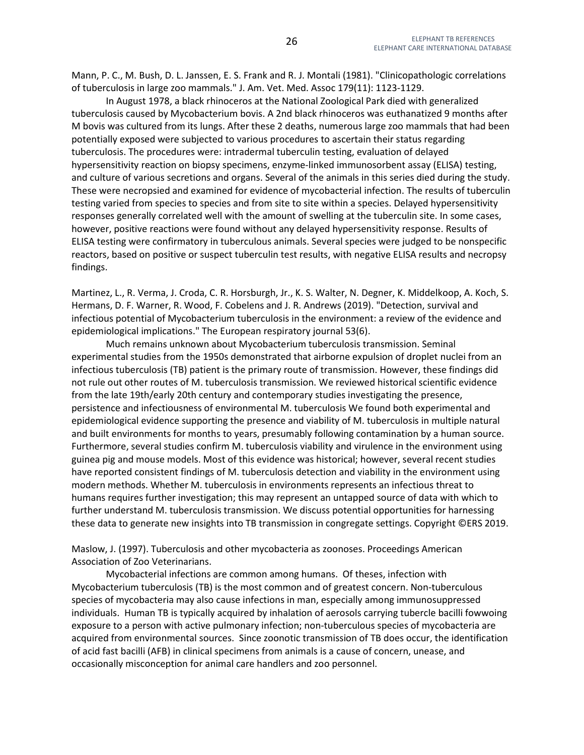Mann, P. C., M. Bush, D. L. Janssen, E. S. Frank and R. J. Montali (1981). "Clinicopathologic correlations of tuberculosis in large zoo mammals." J. Am. Vet. Med. Assoc 179(11): 1123-1129.

In August 1978, a black rhinoceros at the National Zoological Park died with generalized tuberculosis caused by Mycobacterium bovis. A 2nd black rhinoceros was euthanatized 9 months after M bovis was cultured from its lungs. After these 2 deaths, numerous large zoo mammals that had been potentially exposed were subjected to various procedures to ascertain their status regarding tuberculosis. The procedures were: intradermal tuberculin testing, evaluation of delayed hypersensitivity reaction on biopsy specimens, enzyme-linked immunosorbent assay (ELISA) testing, and culture of various secretions and organs. Several of the animals in this series died during the study. These were necropsied and examined for evidence of mycobacterial infection. The results of tuberculin testing varied from species to species and from site to site within a species. Delayed hypersensitivity responses generally correlated well with the amount of swelling at the tuberculin site. In some cases, however, positive reactions were found without any delayed hypersensitivity response. Results of ELISA testing were confirmatory in tuberculous animals. Several species were judged to be nonspecific reactors, based on positive or suspect tuberculin test results, with negative ELISA results and necropsy findings.

Martinez, L., R. Verma, J. Croda, C. R. Horsburgh, Jr., K. S. Walter, N. Degner, K. Middelkoop, A. Koch, S. Hermans, D. F. Warner, R. Wood, F. Cobelens and J. R. Andrews (2019). "Detection, survival and infectious potential of Mycobacterium tuberculosis in the environment: a review of the evidence and epidemiological implications." The European respiratory journal 53(6).

Much remains unknown about Mycobacterium tuberculosis transmission. Seminal experimental studies from the 1950s demonstrated that airborne expulsion of droplet nuclei from an infectious tuberculosis (TB) patient is the primary route of transmission. However, these findings did not rule out other routes of M. tuberculosis transmission. We reviewed historical scientific evidence from the late 19th/early 20th century and contemporary studies investigating the presence, persistence and infectiousness of environmental M. tuberculosis We found both experimental and epidemiological evidence supporting the presence and viability of M. tuberculosis in multiple natural and built environments for months to years, presumably following contamination by a human source. Furthermore, several studies confirm M. tuberculosis viability and virulence in the environment using guinea pig and mouse models. Most of this evidence was historical; however, several recent studies have reported consistent findings of M. tuberculosis detection and viability in the environment using modern methods. Whether M. tuberculosis in environments represents an infectious threat to humans requires further investigation; this may represent an untapped source of data with which to further understand M. tuberculosis transmission. We discuss potential opportunities for harnessing these data to generate new insights into TB transmission in congregate settings. Copyright ©ERS 2019.

Maslow, J. (1997). Tuberculosis and other mycobacteria as zoonoses. Proceedings American Association of Zoo Veterinarians.

Mycobacterial infections are common among humans. Of theses, infection with Mycobacterium tuberculosis (TB) is the most common and of greatest concern. Non-tuberculous species of mycobacteria may also cause infections in man, especially among immunosuppressed individuals. Human TB is typically acquired by inhalation of aerosols carrying tubercle bacilli fowwoing exposure to a person with active pulmonary infection; non-tuberculous species of mycobacteria are acquired from environmental sources. Since zoonotic transmission of TB does occur, the identification of acid fast bacilli (AFB) in clinical specimens from animals is a cause of concern, unease, and occasionally misconception for animal care handlers and zoo personnel.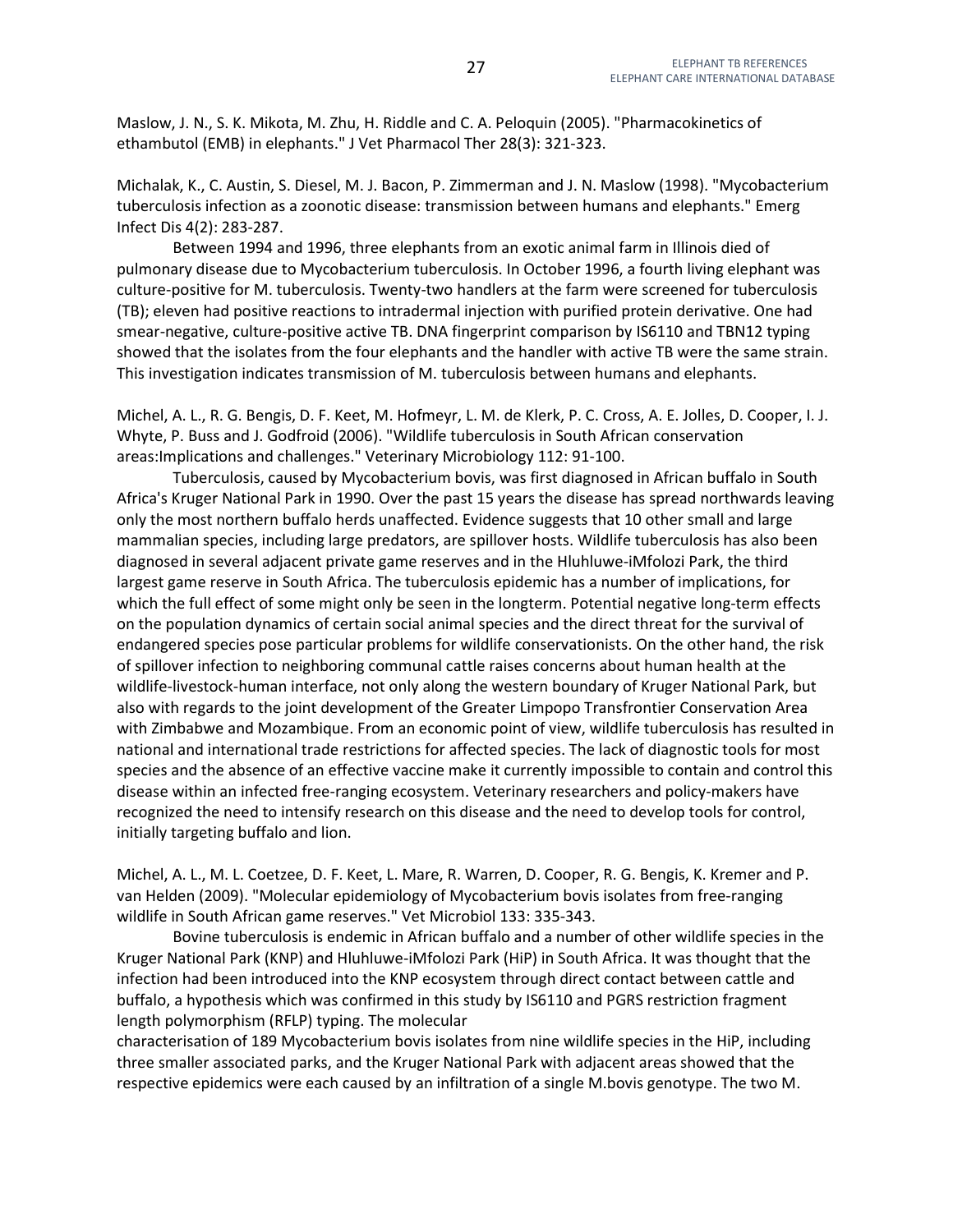Maslow, J. N., S. K. Mikota, M. Zhu, H. Riddle and C. A. Peloquin (2005). "Pharmacokinetics of ethambutol (EMB) in elephants." J Vet Pharmacol Ther 28(3): 321-323.

Michalak, K., C. Austin, S. Diesel, M. J. Bacon, P. Zimmerman and J. N. Maslow (1998). "Mycobacterium tuberculosis infection as a zoonotic disease: transmission between humans and elephants." Emerg Infect Dis 4(2): 283-287.

Between 1994 and 1996, three elephants from an exotic animal farm in Illinois died of pulmonary disease due to Mycobacterium tuberculosis. In October 1996, a fourth living elephant was culture-positive for M. tuberculosis. Twenty-two handlers at the farm were screened for tuberculosis (TB); eleven had positive reactions to intradermal injection with purified protein derivative. One had smear-negative, culture-positive active TB. DNA fingerprint comparison by IS6110 and TBN12 typing showed that the isolates from the four elephants and the handler with active TB were the same strain. This investigation indicates transmission of M. tuberculosis between humans and elephants.

Michel, A. L., R. G. Bengis, D. F. Keet, M. Hofmeyr, L. M. de Klerk, P. C. Cross, A. E. Jolles, D. Cooper, I. J. Whyte, P. Buss and J. Godfroid (2006). "Wildlife tuberculosis in South African conservation areas:Implications and challenges." Veterinary Microbiology 112: 91-100.

Tuberculosis, caused by Mycobacterium bovis, was first diagnosed in African buffalo in South Africa's Kruger National Park in 1990. Over the past 15 years the disease has spread northwards leaving only the most northern buffalo herds unaffected. Evidence suggests that 10 other small and large mammalian species, including large predators, are spillover hosts. Wildlife tuberculosis has also been diagnosed in several adjacent private game reserves and in the Hluhluwe-iMfolozi Park, the third largest game reserve in South Africa. The tuberculosis epidemic has a number of implications, for which the full effect of some might only be seen in the longterm. Potential negative long-term effects on the population dynamics of certain social animal species and the direct threat for the survival of endangered species pose particular problems for wildlife conservationists. On the other hand, the risk of spillover infection to neighboring communal cattle raises concerns about human health at the wildlife-livestock-human interface, not only along the western boundary of Kruger National Park, but also with regards to the joint development of the Greater Limpopo Transfrontier Conservation Area with Zimbabwe and Mozambique. From an economic point of view, wildlife tuberculosis has resulted in national and international trade restrictions for affected species. The lack of diagnostic tools for most species and the absence of an effective vaccine make it currently impossible to contain and control this disease within an infected free-ranging ecosystem. Veterinary researchers and policy-makers have recognized the need to intensify research on this disease and the need to develop tools for control, initially targeting buffalo and lion.

Michel, A. L., M. L. Coetzee, D. F. Keet, L. Mare, R. Warren, D. Cooper, R. G. Bengis, K. Kremer and P. van Helden (2009). "Molecular epidemiology of Mycobacterium bovis isolates from free-ranging wildlife in South African game reserves." Vet Microbiol 133: 335-343.

Bovine tuberculosis is endemic in African buffalo and a number of other wildlife species in the Kruger National Park (KNP) and Hluhluwe-iMfolozi Park (HiP) in South Africa. It was thought that the infection had been introduced into the KNP ecosystem through direct contact between cattle and buffalo, a hypothesis which was confirmed in this study by IS6110 and PGRS restriction fragment length polymorphism (RFLP) typing. The molecular characterisation of 189 Mycobacterium bovis isolates from nine wildlife species in the HiP, including three smaller associated parks, and the Kruger National Park with adjacent areas showed that the respective epidemics were each caused by an infiltration of a single M.bovis genotype. The two M.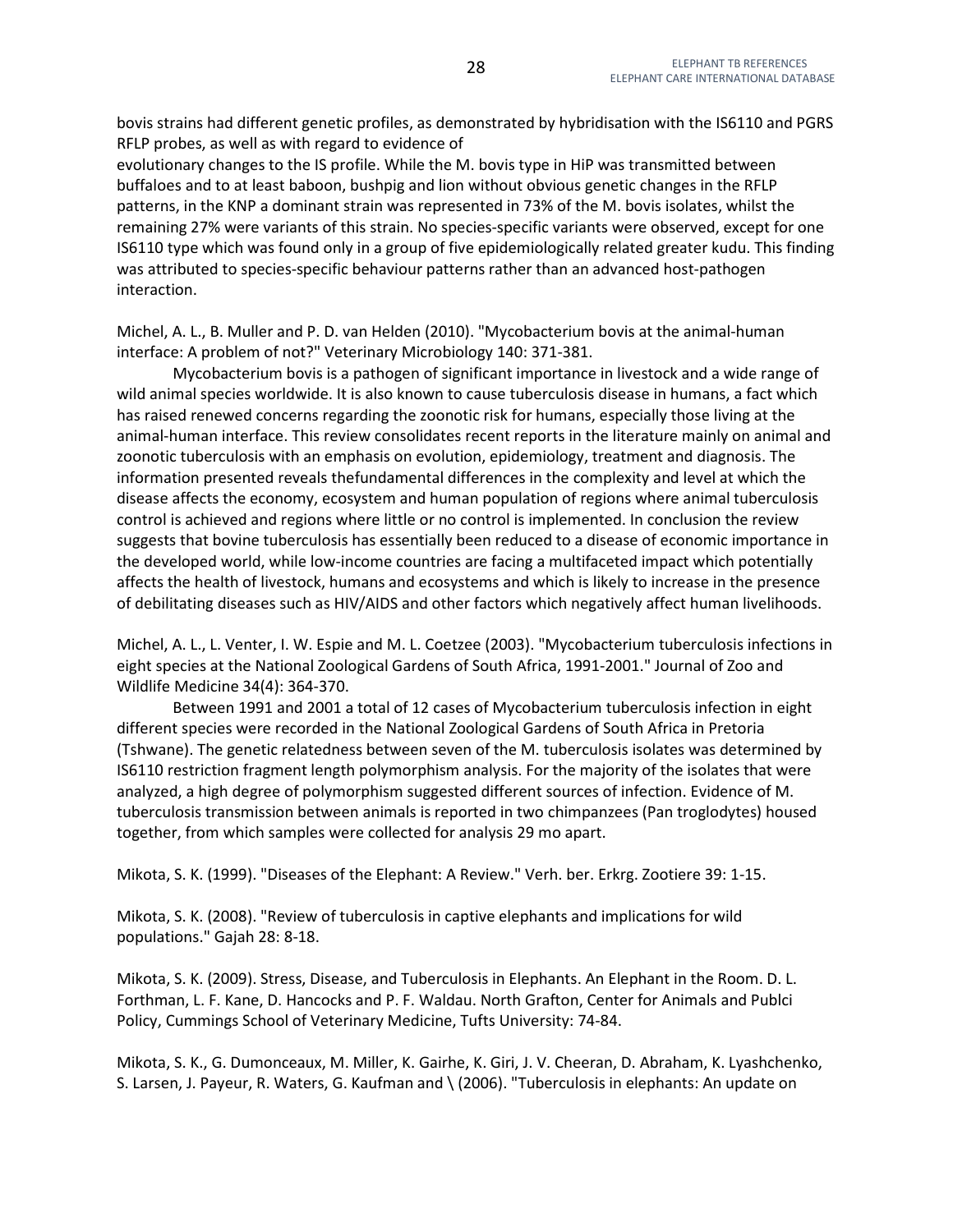bovis strains had different genetic profiles, as demonstrated by hybridisation with the IS6110 and PGRS RFLP probes, as well as with regard to evidence of
evolutionary changes to the IS profile. While the M. bovis type in HiP was transmitted between buffaloes and to at least baboon, bushpig and lion without obvious genetic changes in the RFLP patterns, in the KNP a dominant strain was represented in 73% of the M. bovis isolates, whilst the remaining 27% were variants of this strain. No species-specific variants were observed, except for one IS6110 type which was found only in a group of five epidemiologically related greater kudu. This finding was attributed to species-specific behaviour patterns rather than an advanced host-pathogen interaction.

Michel, A. L., B. Muller and P. D. van Helden (2010). "Mycobacterium bovis at the animal-human interface: A problem of not?" Veterinary Microbiology 140: 371-381.

Mycobacterium bovis is a pathogen of significant importance in livestock and a wide range of wild animal species worldwide. It is also known to cause tuberculosis disease in humans, a fact which has raised renewed concerns regarding the zoonotic risk for humans, especially those living at the animal-human interface. This review consolidates recent reports in the literature mainly on animal and zoonotic tuberculosis with an emphasis on evolution, epidemiology, treatment and diagnosis. The information presented reveals thefundamental differences in the complexity and level at which the disease affects the economy, ecosystem and human population of regions where animal tuberculosis control is achieved and regions where little or no control is implemented. In conclusion the review suggests that bovine tuberculosis has essentially been reduced to a disease of economic importance in the developed world, while low-income countries are facing a multifaceted impact which potentially affects the health of livestock, humans and ecosystems and which is likely to increase in the presence of debilitating diseases such as HIV/AIDS and other factors which negatively affect human livelihoods.

Michel, A. L., L. Venter, I. W. Espie and M. L. Coetzee (2003). "Mycobacterium tuberculosis infections in eight species at the National Zoological Gardens of South Africa, 1991-2001." Journal of Zoo and Wildlife Medicine 34(4): 364-370.

Between 1991 and 2001 a total of 12 cases of Mycobacterium tuberculosis infection in eight different species were recorded in the National Zoological Gardens of South Africa in Pretoria (Tshwane). The genetic relatedness between seven of the M. tuberculosis isolates was determined by IS6110 restriction fragment length polymorphism analysis. For the majority of the isolates that were analyzed, a high degree of polymorphism suggested different sources of infection. Evidence of M. tuberculosis transmission between animals is reported in two chimpanzees (Pan troglodytes) housed together, from which samples were collected for analysis 29 mo apart.

Mikota, S. K. (1999). "Diseases of the Elephant: A Review." Verh. ber. Erkrg. Zootiere 39: 1-15.

Mikota, S. K. (2008). "Review of tuberculosis in captive elephants and implications for wild populations." Gajah 28: 8-18.

Mikota, S. K. (2009). Stress, Disease, and Tuberculosis in Elephants. An Elephant in the Room. D. L. Forthman, L. F. Kane, D. Hancocks and P. F. Waldau. North Grafton, Center for Animals and Publci Policy, Cummings School of Veterinary Medicine, Tufts University: 74-84.

Mikota, S. K., G. Dumonceaux, M. Miller, K. Gairhe, K. Giri, J. V. Cheeran, D. Abraham, K. Lyashchenko, S. Larsen, J. Payeur, R. Waters, G. Kaufman and \ (2006). "Tuberculosis in elephants: An update on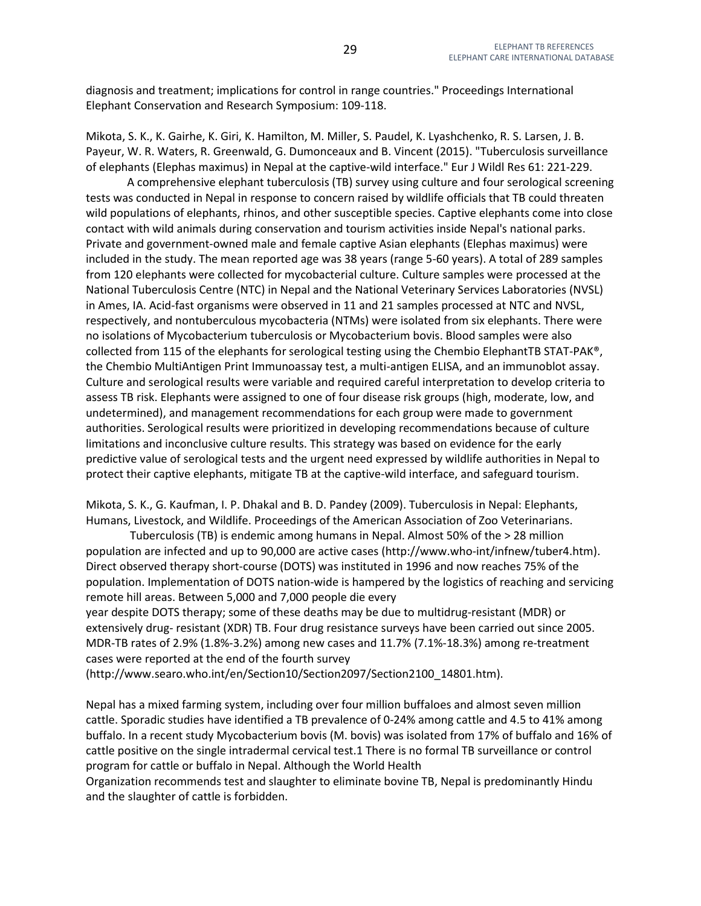diagnosis and treatment; implications for control in range countries." Proceedings International Elephant Conservation and Research Symposium: 109-118.

Mikota, S. K., K. Gairhe, K. Giri, K. Hamilton, M. Miller, S. Paudel, K. Lyashchenko, R. S. Larsen, J. B. Payeur, W. R. Waters, R. Greenwald, G. Dumonceaux and B. Vincent (2015). "Tuberculosis surveillance of elephants (Elephas maximus) in Nepal at the captive-wild interface." Eur J Wildl Res 61: 221-229.

A comprehensive elephant tuberculosis (TB) survey using culture and four serological screening tests was conducted in Nepal in response to concern raised by wildlife officials that TB could threaten wild populations of elephants, rhinos, and other susceptible species. Captive elephants come into close contact with wild animals during conservation and tourism activities inside Nepal's national parks. Private and government-owned male and female captive Asian elephants (Elephas maximus) were included in the study. The mean reported age was 38 years (range 5-60 years). A total of 289 samples from 120 elephants were collected for mycobacterial culture. Culture samples were processed at the National Tuberculosis Centre (NTC) in Nepal and the National Veterinary Services Laboratories (NVSL) in Ames, IA. Acid-fast organisms were observed in 11 and 21 samples processed at NTC and NVSL, respectively, and nontuberculous mycobacteria (NTMs) were isolated from six elephants. There were no isolations of Mycobacterium tuberculosis or Mycobacterium bovis. Blood samples were also collected from 115 of the elephants for serological testing using the Chembio ElephantTB STAT-PAK®, the Chembio MultiAntigen Print Immunoassay test, a multi-antigen ELISA, and an immunoblot assay. Culture and serological results were variable and required careful interpretation to develop criteria to assess TB risk. Elephants were assigned to one of four disease risk groups (high, moderate, low, and undetermined), and management recommendations for each group were made to government authorities. Serological results were prioritized in developing recommendations because of culture limitations and inconclusive culture results. This strategy was based on evidence for the early predictive value of serological tests and the urgent need expressed by wildlife authorities in Nepal to protect their captive elephants, mitigate TB at the captive-wild interface, and safeguard tourism.

Mikota, S. K., G. Kaufman, I. P. Dhakal and B. D. Pandey (2009). Tuberculosis in Nepal: Elephants, Humans, Livestock, and Wildlife. Proceedings of the American Association of Zoo Veterinarians.

Tuberculosis (TB) is endemic among humans in Nepal. Almost 50% of the > 28 million population are infected and up to 90,000 are active cases (http://www.who-int/infnew/tuber4.htm). Direct observed therapy short-course (DOTS) was instituted in 1996 and now reaches 75% of the population. Implementation of DOTS nation-wide is hampered by the logistics of reaching and servicing remote hill areas. Between 5,000 and 7,000 people die every year despite DOTS therapy; some of these deaths may be due to multidrug-resistant (MDR) or extensively drug- resistant (XDR) TB. Four drug resistance surveys have been carried out since 2005. MDR-TB rates of 2.9% (1.8%-3.2%) among new cases and 11.7% (7.1%-18.3%) among re-treatment cases were reported at the end of the fourth survey (http://www.searo.who.int/en/Section10/Section2097/Section2100_14801.htm).

Nepal has a mixed farming system, including over four million buffaloes and almost seven million cattle. Sporadic studies have identified a TB prevalence of 0-24% among cattle and 4.5 to 41% among buffalo. In a recent study Mycobacterium bovis (M. bovis) was isolated from 17% of buffalo and 16% of cattle positive on the single intradermal cervical test.[1] There is no formal TB surveillance or control program for cattle or buffalo in Nepal. Although the World Health Organization recommends test and slaughter to eliminate bovine TB, Nepal is predominantly Hindu and the slaughter of cattle is forbidden.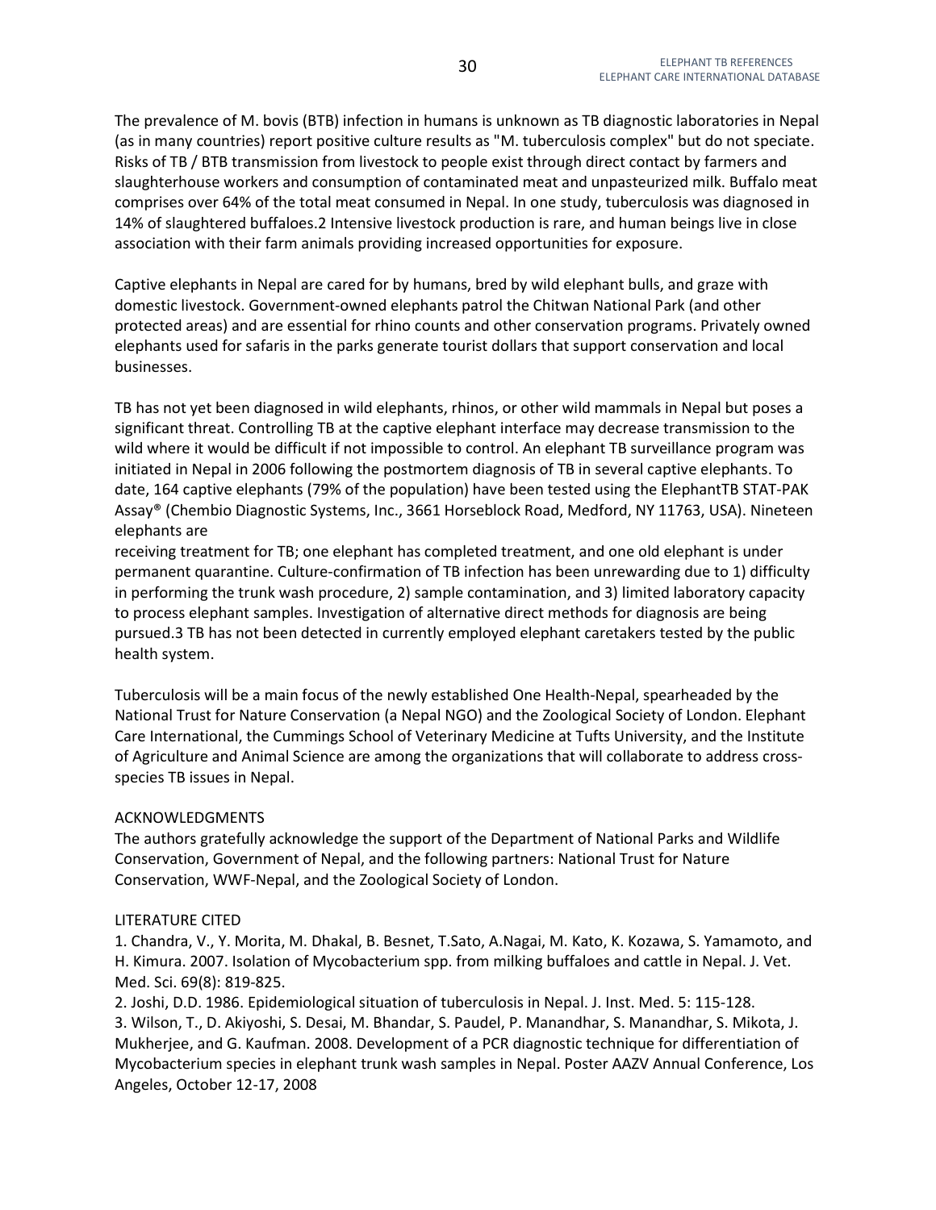The prevalence of M. bovis (BTB) infection in humans is unknown as TB diagnostic laboratories in Nepal (as in many countries) report positive culture results as "M. tuberculosis complex" but do not speciate. Risks of TB / BTB transmission from livestock to people exist through direct contact by farmers and slaughterhouse workers and consumption of contaminated meat and unpasteurized milk. Buffalo meat comprises over 64% of the total meat consumed in Nepal. In one study, tuberculosis was diagnosed in 14% of slaughtered buffaloes.[2] Intensive livestock production is rare, and human beings live in close association with their farm animals providing increased opportunities for exposure.

Captive elephants in Nepal are cared for by humans, bred by wild elephant bulls, and graze with domestic livestock. Government-owned elephants patrol the Chitwan National Park (and other protected areas) and are essential for rhino counts and other conservation programs. Privately owned elephants used for safaris in the parks generate tourist dollars that support conservation and local businesses.

TB has not yet been diagnosed in wild elephants, rhinos, or other wild mammals in Nepal but poses a significant threat. Controlling TB at the captive elephant interface may decrease transmission to the wild where it would be difficult if not impossible to control. An elephant TB surveillance program was initiated in Nepal in 2006 following the postmortem diagnosis of TB in several captive elephants. To date, 164 captive elephants (79% of the population) have been tested using the ElephantTB STAT-PAK Assay® (Chembio Diagnostic Systems, Inc., 3661 Horseblock Road, Medford, NY 11763, USA). Nineteen elephants are receiving treatment for TB; one elephant has completed treatment, and one old elephant is under permanent quarantine. Culture-confirmation of TB infection has been unrewarding due to 1) difficulty in performing the trunk wash procedure, 2) sample contamination, and 3) limited laboratory capacity to process elephant samples. Investigation of alternative direct methods for diagnosis are being pursued.[3] TB has not been detected in currently employed elephant caretakers tested by the public health system.

Tuberculosis will be a main focus of the newly established One Health-Nepal, spearheaded by the National Trust for Nature Conservation (a Nepal NGO) and the Zoological Society of London. Elephant Care International, the Cummings School of Veterinary Medicine at Tufts University, and the Institute of Agriculture and Animal Science are among the organizations that will collaborate to address cross-species TB issues in Nepal.

ACKNOWLEDGMENTS

The authors gratefully acknowledge the support of the Department of National Parks and Wildlife Conservation, Government of Nepal, and the following partners: National Trust for Nature Conservation, WWF-Nepal, and the Zoological Society of London.

LITERATURE CITED

1. Chandra, V., Y. Morita, M. Dhakal, B. Besnet, T.Sato, A.Nagai, M. Kato, K. Kozawa, S. Yamamoto, and H. Kimura. 2007. Isolation of Mycobacterium spp. from milking buffaloes and cattle in Nepal. J. Vet. Med. Sci. 69(8): 819-825.
2. Joshi, D.D. 1986. Epidemiological situation of tuberculosis in Nepal. J. Inst. Med. 5: 115-128.
3. Wilson, T., D. Akiyoshi, S. Desai, M. Bhandar, S. Paudel, P. Manandhar, S. Manandhar, S. Mikota, J. Mukherjee, and G. Kaufman. 2008. Development of a PCR diagnostic technique for differentiation of Mycobacterium species in elephant trunk wash samples in Nepal. Poster AAZV Annual Conference, Los Angeles, October 12-17, 2008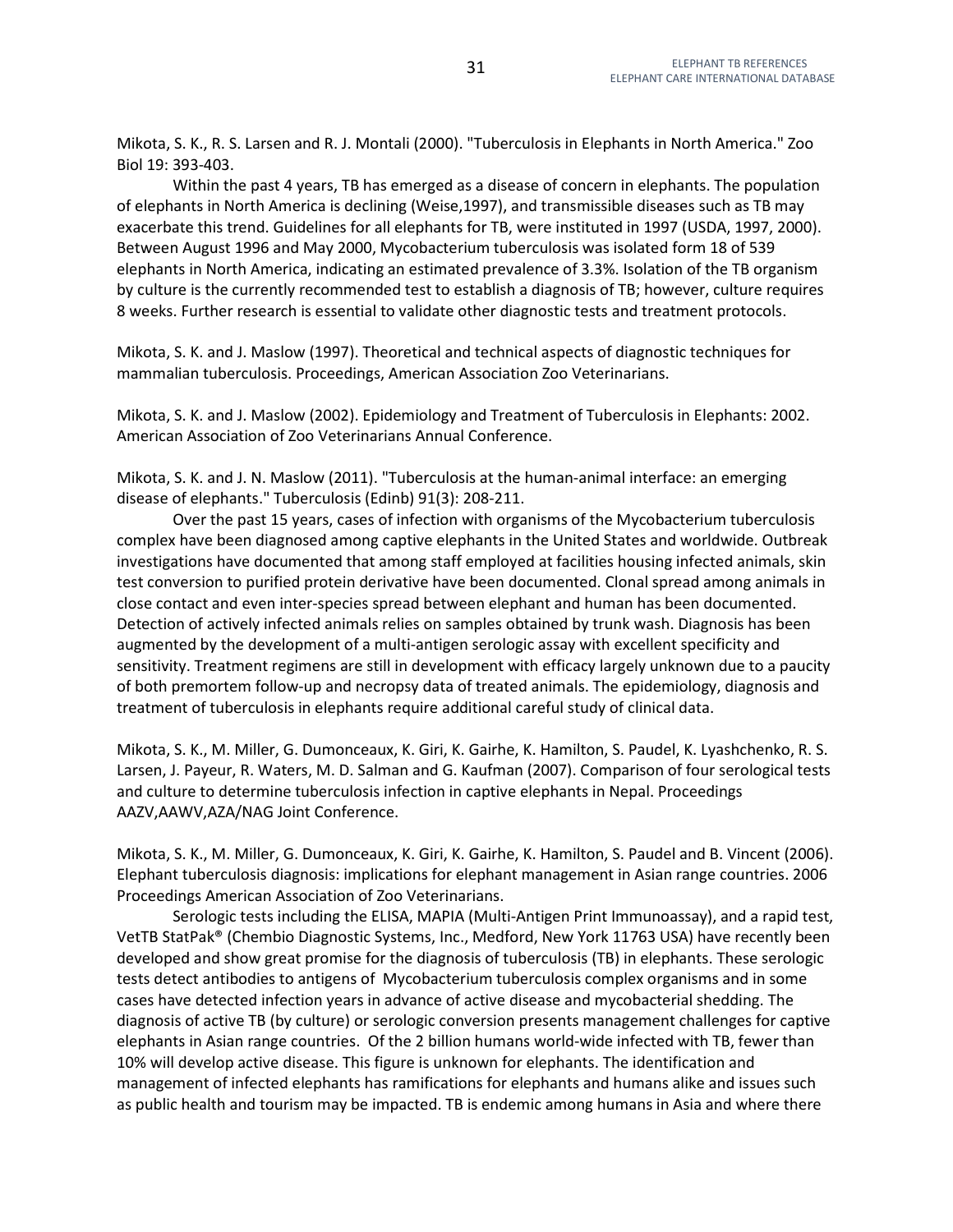Mikota, S. K., R. S. Larsen and R. J. Montali (2000). "Tuberculosis in Elephants in North America." Zoo Biol 19: 393-403.

Within the past 4 years, TB has emerged as a disease of concern in elephants. The population of elephants in North America is declining (Weise,1997), and transmissible diseases such as TB may exacerbate this trend. Guidelines for all elephants for TB, were instituted in 1997 (USDA, 1997, 2000). Between August 1996 and May 2000, Mycobacterium tuberculosis was isolated form 18 of 539 elephants in North America, indicating an estimated prevalence of 3.3%. Isolation of the TB organism by culture is the currently recommended test to establish a diagnosis of TB; however, culture requires 8 weeks. Further research is essential to validate other diagnostic tests and treatment protocols.

Mikota, S. K. and J. Maslow (1997). Theoretical and technical aspects of diagnostic techniques for mammalian tuberculosis. Proceedings, American Association Zoo Veterinarians.

Mikota, S. K. and J. Maslow (2002). Epidemiology and Treatment of Tuberculosis in Elephants: 2002. American Association of Zoo Veterinarians Annual Conference.

Mikota, S. K. and J. N. Maslow (2011). "Tuberculosis at the human-animal interface: an emerging disease of elephants." Tuberculosis (Edinb) 91(3): 208-211.

Over the past 15 years, cases of infection with organisms of the Mycobacterium tuberculosis complex have been diagnosed among captive elephants in the United States and worldwide. Outbreak investigations have documented that among staff employed at facilities housing infected animals, skin test conversion to purified protein derivative have been documented. Clonal spread among animals in close contact and even inter-species spread between elephant and human has been documented. Detection of actively infected animals relies on samples obtained by trunk wash. Diagnosis has been augmented by the development of a multi-antigen serologic assay with excellent specificity and sensitivity. Treatment regimens are still in development with efficacy largely unknown due to a paucity of both premortem follow-up and necropsy data of treated animals. The epidemiology, diagnosis and treatment of tuberculosis in elephants require additional careful study of clinical data.

Mikota, S. K., M. Miller, G. Dumonceaux, K. Giri, K. Gairhe, K. Hamilton, S. Paudel, K. Lyashchenko, R. S. Larsen, J. Payeur, R. Waters, M. D. Salman and G. Kaufman (2007). Comparison of four serological tests and culture to determine tuberculosis infection in captive elephants in Nepal. Proceedings AAZV,AAWV,AZA/NAG Joint Conference.

Mikota, S. K., M. Miller, G. Dumonceaux, K. Giri, K. Gairhe, K. Hamilton, S. Paudel and B. Vincent (2006). Elephant tuberculosis diagnosis: implications for elephant management in Asian range countries. 2006 Proceedings American Association of Zoo Veterinarians.

Serologic tests including the ELISA, MAPIA (Multi-Antigen Print Immunoassay), and a rapid test, VetTB StatPak® (Chembio Diagnostic Systems, Inc., Medford, New York 11763 USA) have recently been developed and show great promise for the diagnosis of tuberculosis (TB) in elephants. These serologic tests detect antibodies to antigens of Mycobacterium tuberculosis complex organisms and in some cases have detected infection years in advance of active disease and mycobacterial shedding. The diagnosis of active TB (by culture) or serologic conversion presents management challenges for captive elephants in Asian range countries. Of the 2 billion humans world-wide infected with TB, fewer than 10% will develop active disease. This figure is unknown for elephants. The identification and management of infected elephants has ramifications for elephants and humans alike and issues such as public health and tourism may be impacted. TB is endemic among humans in Asia and where there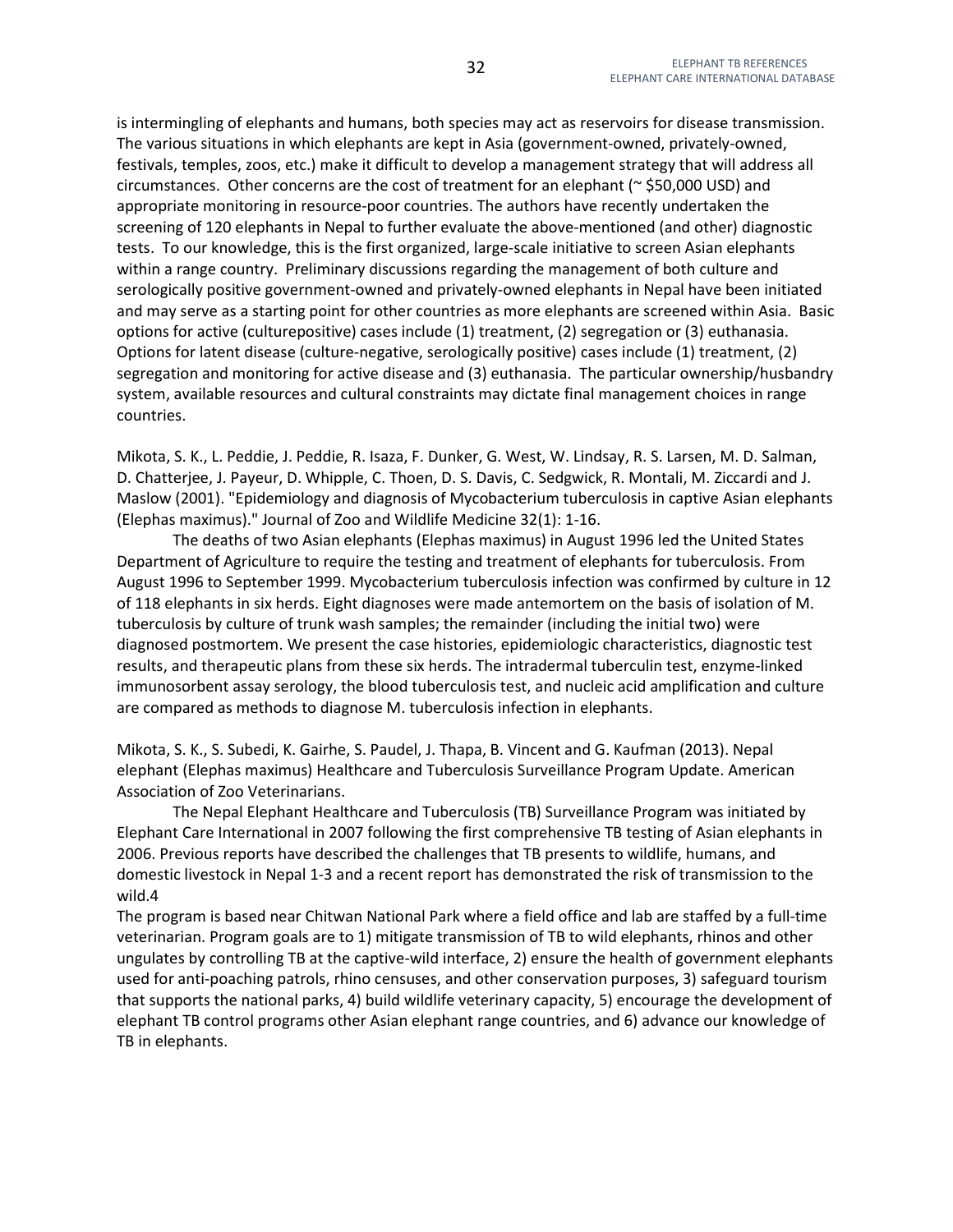is intermingling of elephants and humans, both species may act as reservoirs for disease transmission. The various situations in which elephants are kept in Asia (government-owned, privately-owned, festivals, temples, zoos, etc.) make it difficult to develop a management strategy that will address all circumstances. Other concerns are the cost of treatment for an elephant (~ $50,000 USD) and appropriate monitoring in resource-poor countries. The authors have recently undertaken the screening of 120 elephants in Nepal to further evaluate the above-mentioned (and other) diagnostic tests. To our knowledge, this is the first organized, large-scale initiative to screen Asian elephants within a range country. Preliminary discussions regarding the management of both culture and serologically positive government-owned and privately-owned elephants in Nepal have been initiated and may serve as a starting point for other countries as more elephants are screened within Asia. Basic options for active (culturepositive) cases include (1) treatment, (2) segregation or (3) euthanasia. Options for latent disease (culture-negative, serologically positive) cases include (1) treatment, (2) segregation and monitoring for active disease and (3) euthanasia. The particular ownership/husbandry system, available resources and cultural constraints may dictate final management choices in range countries.

Mikota, S. K., L. Peddie, J. Peddie, R. Isaza, F. Dunker, G. West, W. Lindsay, R. S. Larsen, M. D. Salman, D. Chatterjee, J. Payeur, D. Whipple, C. Thoen, D. S. Davis, C. Sedgwick, R. Montali, M. Ziccardi and J. Maslow (2001). "Epidemiology and diagnosis of Mycobacterium tuberculosis in captive Asian elephants (Elephas maximus)." Journal of Zoo and Wildlife Medicine 32(1): 1-16.

The deaths of two Asian elephants (Elephas maximus) in August 1996 led the United States Department of Agriculture to require the testing and treatment of elephants for tuberculosis. From August 1996 to September 1999. Mycobacterium tuberculosis infection was confirmed by culture in 12 of 118 elephants in six herds. Eight diagnoses were made antemortem on the basis of isolation of M. tuberculosis by culture of trunk wash samples; the remainder (including the initial two) were diagnosed postmortem. We present the case histories, epidemiologic characteristics, diagnostic test results, and therapeutic plans from these six herds. The intradermal tuberculin test, enzyme-linked immunosorbent assay serology, the blood tuberculosis test, and nucleic acid amplification and culture are compared as methods to diagnose M. tuberculosis infection in elephants.

Mikota, S. K., S. Subedi, K. Gairhe, S. Paudel, J. Thapa, B. Vincent and G. Kaufman (2013). Nepal elephant (Elephas maximus) Healthcare and Tuberculosis Surveillance Program Update. American Association of Zoo Veterinarians.

The Nepal Elephant Healthcare and Tuberculosis (TB) Surveillance Program was initiated by Elephant Care International in 2007 following the first comprehensive TB testing of Asian elephants in 2006. Previous reports have described the challenges that TB presents to wildlife, humans, and domestic livestock in Nepal 1-3 and a recent report has demonstrated the risk of transmission to the wild.4

The program is based near Chitwan National Park where a field office and lab are staffed by a full-time veterinarian. Program goals are to 1) mitigate transmission of TB to wild elephants, rhinos and other ungulates by controlling TB at the captive-wild interface, 2) ensure the health of government elephants used for anti-poaching patrols, rhino censuses, and other conservation purposes, 3) safeguard tourism that supports the national parks, 4) build wildlife veterinary capacity, 5) encourage the development of elephant TB control programs other Asian elephant range countries, and 6) advance our knowledge of TB in elephants.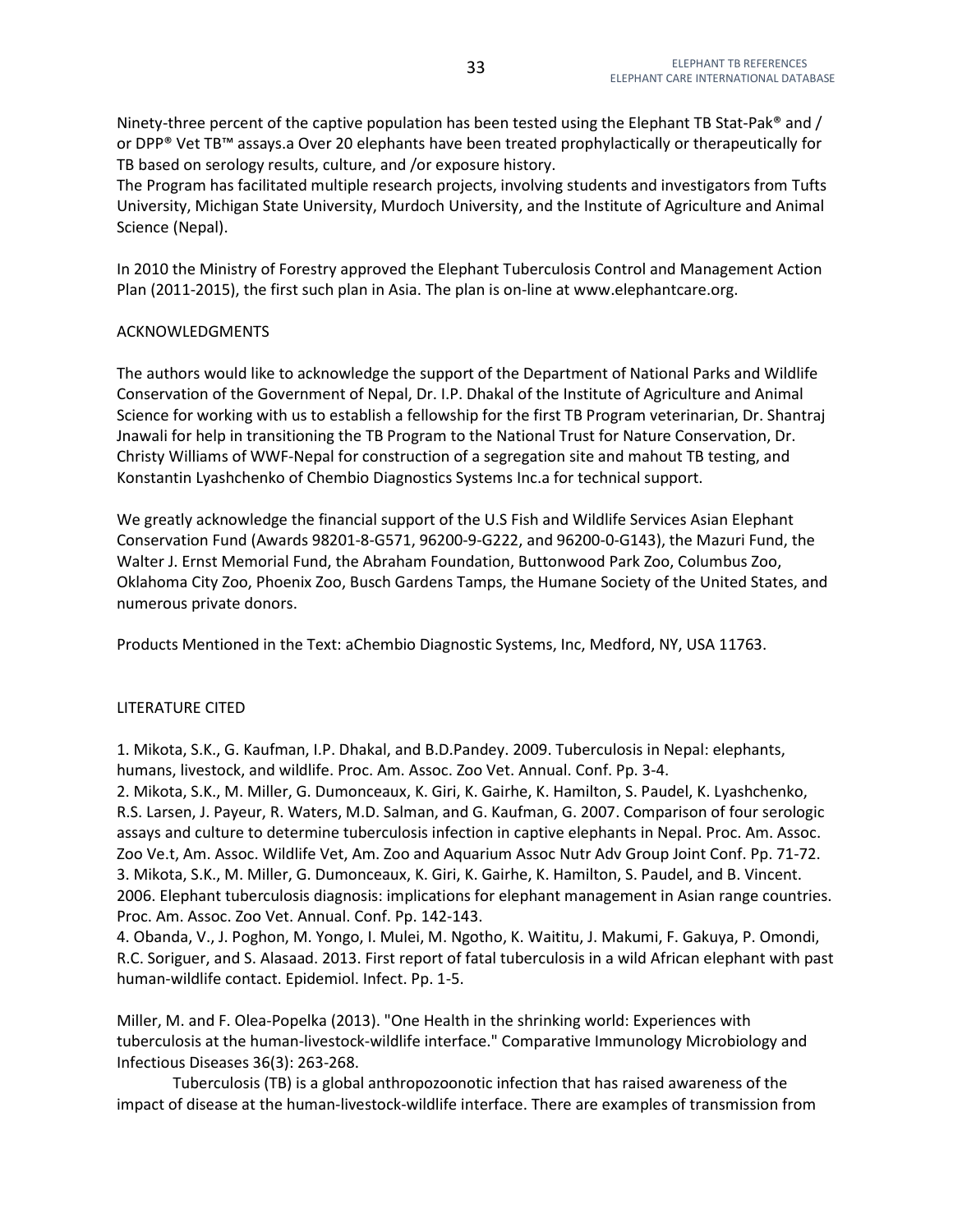Ninety-three percent of the captive population has been tested using the Elephant TB Stat-Pak® and / or DPP® Vet TB™ assays.a Over 20 elephants have been treated prophylactically or therapeutically for TB based on serology results, culture, and /or exposure history.
The Program has facilitated multiple research projects, involving students and investigators from Tufts University, Michigan State University, Murdoch University, and the Institute of Agriculture and Animal Science (Nepal).

In 2010 the Ministry of Forestry approved the Elephant Tuberculosis Control and Management Action Plan (2011-2015), the first such plan in Asia. The plan is on-line at www.elephantcare.org.

ACKNOWLEDGMENTS

The authors would like to acknowledge the support of the Department of National Parks and Wildlife Conservation of the Government of Nepal, Dr. I.P. Dhakal of the Institute of Agriculture and Animal Science for working with us to establish a fellowship for the first TB Program veterinarian, Dr. Shantraj Jnawali for help in transitioning the TB Program to the National Trust for Nature Conservation, Dr. Christy Williams of WWF-Nepal for construction of a segregation site and mahout TB testing, and Konstantin Lyashchenko of Chembio Diagnostics Systems Inc.a for technical support.

We greatly acknowledge the financial support of the U.S Fish and Wildlife Services Asian Elephant Conservation Fund (Awards 98201-8-G571, 96200-9-G222, and 96200-0-G143), the Mazuri Fund, the Walter J. Ernst Memorial Fund, the Abraham Foundation, Buttonwood Park Zoo, Columbus Zoo, Oklahoma City Zoo, Phoenix Zoo, Busch Gardens Tamps, the Humane Society of the United States, and numerous private donors.

Products Mentioned in the Text: aChembio Diagnostic Systems, Inc, Medford, NY, USA 11763.

LITERATURE CITED

1. Mikota, S.K., G. Kaufman, I.P. Dhakal, and B.D.Pandey. 2009. Tuberculosis in Nepal: elephants, humans, livestock, and wildlife. Proc. Am. Assoc. Zoo Vet. Annual. Conf. Pp. 3-4.
2. Mikota, S.K., M. Miller, G. Dumonceaux, K. Giri, K. Gairhe, K. Hamilton, S. Paudel, K. Lyashchenko, R.S. Larsen, J. Payeur, R. Waters, M.D. Salman, and G. Kaufman, G. 2007. Comparison of four serologic assays and culture to determine tuberculosis infection in captive elephants in Nepal. Proc. Am. Assoc. Zoo Ve.t, Am. Assoc. Wildlife Vet, Am. Zoo and Aquarium Assoc Nutr Adv Group Joint Conf. Pp. 71-72.
3. Mikota, S.K., M. Miller, G. Dumonceaux, K. Giri, K. Gairhe, K. Hamilton, S. Paudel, and B. Vincent. 2006. Elephant tuberculosis diagnosis: implications for elephant management in Asian range countries. Proc. Am. Assoc. Zoo Vet. Annual. Conf. Pp. 142-143.
4. Obanda, V., J. Poghon, M. Yongo, I. Mulei, M. Ngotho, K. Waititu, J. Makumi, F. Gakuya, P. Omondi, R.C. Soriguer, and S. Alasaad. 2013. First report of fatal tuberculosis in a wild African elephant with past human-wildlife contact. Epidemiol. Infect. Pp. 1-5.

Miller, M. and F. Olea-Popelka (2013). "One Health in the shrinking world: Experiences with tuberculosis at the human-livestock-wildlife interface." Comparative Immunology Microbiology and Infectious Diseases 36(3): 263-268.

Tuberculosis (TB) is a global anthropozoonotic infection that has raised awareness of the impact of disease at the human-livestock-wildlife interface. There are examples of transmission from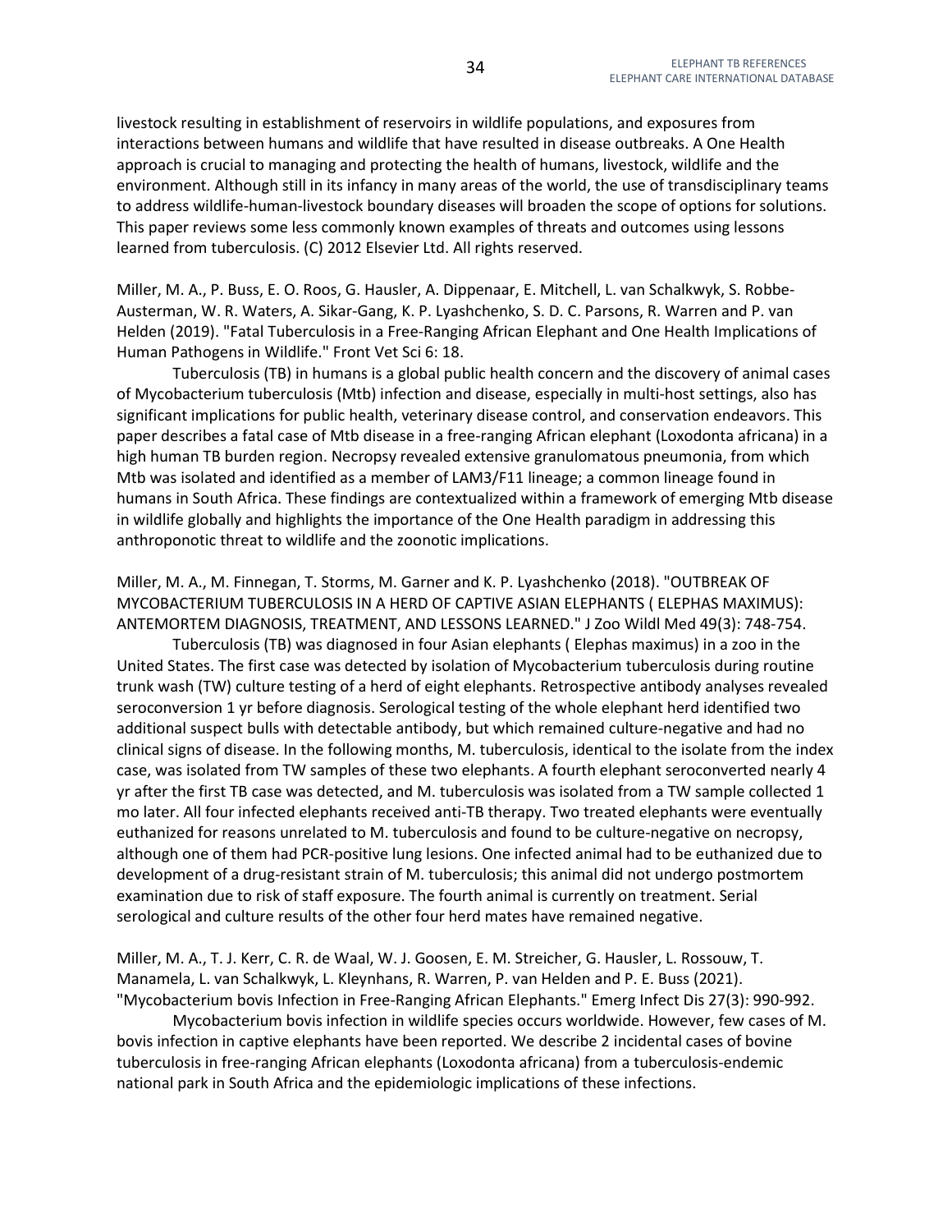livestock resulting in establishment of reservoirs in wildlife populations, and exposures from interactions between humans and wildlife that have resulted in disease outbreaks. A One Health approach is crucial to managing and protecting the health of humans, livestock, wildlife and the environment. Although still in its infancy in many areas of the world, the use of transdisciplinary teams to address wildlife-human-livestock boundary diseases will broaden the scope of options for solutions. This paper reviews some less commonly known examples of threats and outcomes using lessons learned from tuberculosis. (C) 2012 Elsevier Ltd. All rights reserved.

Miller, M. A., P. Buss, E. O. Roos, G. Hausler, A. Dippenaar, E. Mitchell, L. van Schalkwyk, S. Robbe-Austerman, W. R. Waters, A. Sikar-Gang, K. P. Lyashchenko, S. D. C. Parsons, R. Warren and P. van Helden (2019). "Fatal Tuberculosis in a Free-Ranging African Elephant and One Health Implications of Human Pathogens in Wildlife." Front Vet Sci 6: 18.

Tuberculosis (TB) in humans is a global public health concern and the discovery of animal cases of Mycobacterium tuberculosis (Mtb) infection and disease, especially in multi-host settings, also has significant implications for public health, veterinary disease control, and conservation endeavors. This paper describes a fatal case of Mtb disease in a free-ranging African elephant (Loxodonta africana) in a high human TB burden region. Necropsy revealed extensive granulomatous pneumonia, from which Mtb was isolated and identified as a member of LAM3/F11 lineage; a common lineage found in humans in South Africa. These findings are contextualized within a framework of emerging Mtb disease in wildlife globally and highlights the importance of the One Health paradigm in addressing this anthroponotic threat to wildlife and the zoonotic implications.

Miller, M. A., M. Finnegan, T. Storms, M. Garner and K. P. Lyashchenko (2018). "OUTBREAK OF MYCOBACTERIUM TUBERCULOSIS IN A HERD OF CAPTIVE ASIAN ELEPHANTS ( ELEPHAS MAXIMUS): ANTEMORTEM DIAGNOSIS, TREATMENT, AND LESSONS LEARNED." J Zoo Wildl Med 49(3): 748-754.

Tuberculosis (TB) was diagnosed in four Asian elephants ( Elephas maximus) in a zoo in the United States. The first case was detected by isolation of Mycobacterium tuberculosis during routine trunk wash (TW) culture testing of a herd of eight elephants. Retrospective antibody analyses revealed seroconversion 1 yr before diagnosis. Serological testing of the whole elephant herd identified two additional suspect bulls with detectable antibody, but which remained culture-negative and had no clinical signs of disease. In the following months, M. tuberculosis, identical to the isolate from the index case, was isolated from TW samples of these two elephants. A fourth elephant seroconverted nearly 4 yr after the first TB case was detected, and M. tuberculosis was isolated from a TW sample collected 1 mo later. All four infected elephants received anti-TB therapy. Two treated elephants were eventually euthanized for reasons unrelated to M. tuberculosis and found to be culture-negative on necropsy, although one of them had PCR-positive lung lesions. One infected animal had to be euthanized due to development of a drug-resistant strain of M. tuberculosis; this animal did not undergo postmortem examination due to risk of staff exposure. The fourth animal is currently on treatment. Serial serological and culture results of the other four herd mates have remained negative.

Miller, M. A., T. J. Kerr, C. R. de Waal, W. J. Goosen, E. M. Streicher, G. Hausler, L. Rossouw, T. Manamela, L. van Schalkwyk, L. Kleynhans, R. Warren, P. van Helden and P. E. Buss (2021). "Mycobacterium bovis Infection in Free-Ranging African Elephants." Emerg Infect Dis 27(3): 990-992.

Mycobacterium bovis infection in wildlife species occurs worldwide. However, few cases of M. bovis infection in captive elephants have been reported. We describe 2 incidental cases of bovine tuberculosis in free-ranging African elephants (Loxodonta africana) from a tuberculosis-endemic national park in South Africa and the epidemiologic implications of these infections.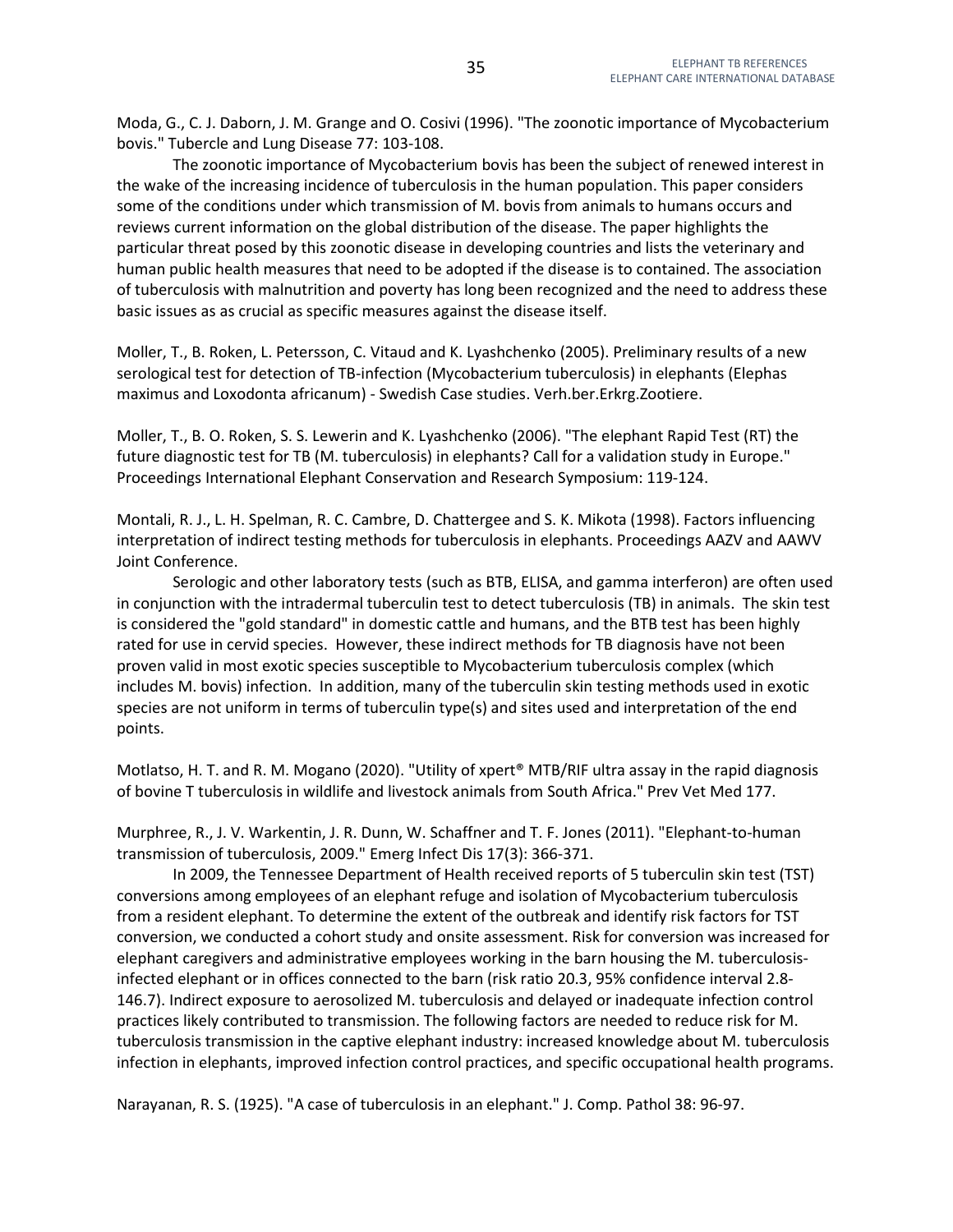Moda, G., C. J. Daborn, J. M. Grange and O. Cosivi (1996). "The zoonotic importance of Mycobacterium bovis." Tubercle and Lung Disease 77: 103-108.

The zoonotic importance of Mycobacterium bovis has been the subject of renewed interest in the wake of the increasing incidence of tuberculosis in the human population. This paper considers some of the conditions under which transmission of M. bovis from animals to humans occurs and reviews current information on the global distribution of the disease. The paper highlights the particular threat posed by this zoonotic disease in developing countries and lists the veterinary and human public health measures that need to be adopted if the disease is to contained. The association of tuberculosis with malnutrition and poverty has long been recognized and the need to address these basic issues as as crucial as specific measures against the disease itself.

Moller, T., B. Roken, L. Petersson, C. Vitaud and K. Lyashchenko (2005). Preliminary results of a new serological test for detection of TB-infection (Mycobacterium tuberculosis) in elephants (Elephas maximus and Loxodonta africanum) - Swedish Case studies. Verh.ber.Erkrg.Zootiere.

Moller, T., B. O. Roken, S. S. Lewerin and K. Lyashchenko (2006). "The elephant Rapid Test (RT) the future diagnostic test for TB (M. tuberculosis) in elephants? Call for a validation study in Europe." Proceedings International Elephant Conservation and Research Symposium: 119-124.

Montali, R. J., L. H. Spelman, R. C. Cambre, D. Chattergee and S. K. Mikota (1998). Factors influencing interpretation of indirect testing methods for tuberculosis in elephants. Proceedings AAZV and AAWV Joint Conference.

Serologic and other laboratory tests (such as BTB, ELISA, and gamma interferon) are often used in conjunction with the intradermal tuberculin test to detect tuberculosis (TB) in animals. The skin test is considered the "gold standard" in domestic cattle and humans, and the BTB test has been highly rated for use in cervid species. However, these indirect methods for TB diagnosis have not been proven valid in most exotic species susceptible to Mycobacterium tuberculosis complex (which includes M. bovis) infection. In addition, many of the tuberculin skin testing methods used in exotic species are not uniform in terms of tuberculin type(s) and sites used and interpretation of the end points.

Motlatso, H. T. and R. M. Mogano (2020). "Utility of xpert® MTB/RIF ultra assay in the rapid diagnosis of bovine T tuberculosis in wildlife and livestock animals from South Africa." Prev Vet Med 177.

Murphree, R., J. V. Warkentin, J. R. Dunn, W. Schaffner and T. F. Jones (2011). "Elephant-to-human transmission of tuberculosis, 2009." Emerg Infect Dis 17(3): 366-371.

In 2009, the Tennessee Department of Health received reports of 5 tuberculin skin test (TST) conversions among employees of an elephant refuge and isolation of Mycobacterium tuberculosis from a resident elephant. To determine the extent of the outbreak and identify risk factors for TST conversion, we conducted a cohort study and onsite assessment. Risk for conversion was increased for elephant caregivers and administrative employees working in the barn housing the M. tuberculosis-infected elephant or in offices connected to the barn (risk ratio 20.3, 95% confidence interval 2.8-146.7). Indirect exposure to aerosolized M. tuberculosis and delayed or inadequate infection control practices likely contributed to transmission. The following factors are needed to reduce risk for M. tuberculosis transmission in the captive elephant industry: increased knowledge about M. tuberculosis infection in elephants, improved infection control practices, and specific occupational health programs.

Narayanan, R. S. (1925). "A case of tuberculosis in an elephant." J. Comp. Pathol 38: 96-97.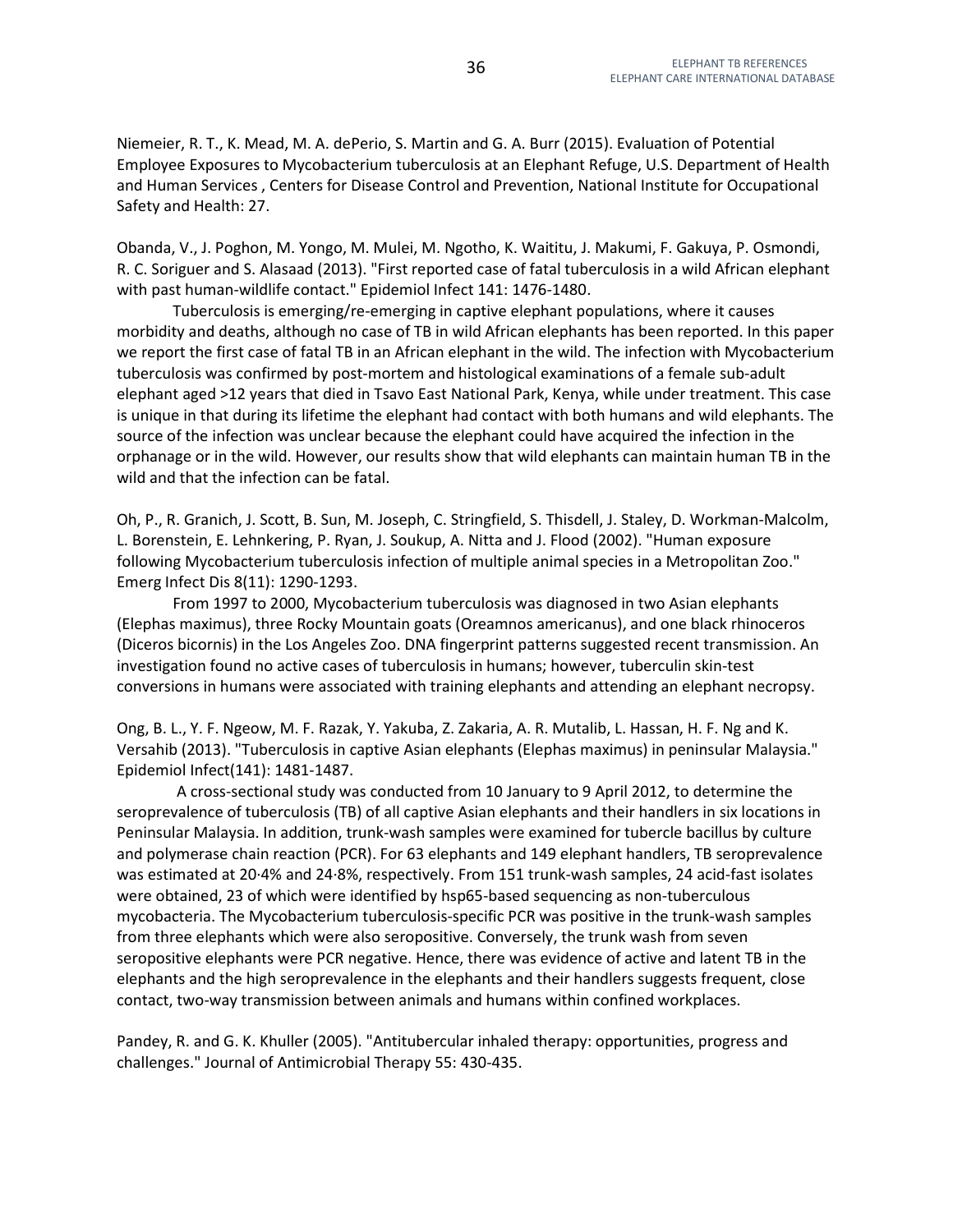Niemeier, R. T., K. Mead, M. A. dePerio, S. Martin and G. A. Burr (2015). Evaluation of Potential Employee Exposures to Mycobacterium tuberculosis at an Elephant Refuge, U.S. Department of Health and Human Services , Centers for Disease Control and Prevention, National Institute for Occupational Safety and Health: 27.

Obanda, V., J. Poghon, M. Yongo, M. Mulei, M. Ngotho, K. Waititu, J. Makumi, F. Gakuya, P. Osmondi, R. C. Soriguer and S. Alasaad (2013). "First reported case of fatal tuberculosis in a wild African elephant with past human-wildlife contact." Epidemiol Infect 141: 1476-1480.

Tuberculosis is emerging/re-emerging in captive elephant populations, where it causes morbidity and deaths, although no case of TB in wild African elephants has been reported. In this paper we report the first case of fatal TB in an African elephant in the wild. The infection with Mycobacterium tuberculosis was confirmed by post-mortem and histological examinations of a female sub-adult elephant aged >12 years that died in Tsavo East National Park, Kenya, while under treatment. This case is unique in that during its lifetime the elephant had contact with both humans and wild elephants. The source of the infection was unclear because the elephant could have acquired the infection in the orphanage or in the wild. However, our results show that wild elephants can maintain human TB in the wild and that the infection can be fatal.

Oh, P., R. Granich, J. Scott, B. Sun, M. Joseph, C. Stringfield, S. Thisdell, J. Staley, D. Workman-Malcolm, L. Borenstein, E. Lehnkering, P. Ryan, J. Soukup, A. Nitta and J. Flood (2002). "Human exposure following Mycobacterium tuberculosis infection of multiple animal species in a Metropolitan Zoo." Emerg Infect Dis 8(11): 1290-1293.

From 1997 to 2000, Mycobacterium tuberculosis was diagnosed in two Asian elephants (Elephas maximus), three Rocky Mountain goats (Oreamnos americanus), and one black rhinoceros (Diceros bicornis) in the Los Angeles Zoo. DNA fingerprint patterns suggested recent transmission. An investigation found no active cases of tuberculosis in humans; however, tuberculin skin-test conversions in humans were associated with training elephants and attending an elephant necropsy.

Ong, B. L., Y. F. Ngeow, M. F. Razak, Y. Yakuba, Z. Zakaria, A. R. Mutalib, L. Hassan, H. F. Ng and K. Versahib (2013). "Tuberculosis in captive Asian elephants (Elephas maximus) in peninsular Malaysia." Epidemiol Infect(141): 1481-1487.

A cross-sectional study was conducted from 10 January to 9 April 2012, to determine the seroprevalence of tuberculosis (TB) of all captive Asian elephants and their handlers in six locations in Peninsular Malaysia. In addition, trunk-wash samples were examined for tubercle bacillus by culture and polymerase chain reaction (PCR). For 63 elephants and 149 elephant handlers, TB seroprevalence was estimated at 20·4% and 24·8%, respectively. From 151 trunk-wash samples, 24 acid-fast isolates were obtained, 23 of which were identified by hsp65-based sequencing as non-tuberculous mycobacteria. The Mycobacterium tuberculosis-specific PCR was positive in the trunk-wash samples from three elephants which were also seropositive. Conversely, the trunk wash from seven seropositive elephants were PCR negative. Hence, there was evidence of active and latent TB in the elephants and the high seroprevalence in the elephants and their handlers suggests frequent, close contact, two-way transmission between animals and humans within confined workplaces.

Pandey, R. and G. K. Khuller (2005). "Antitubercular inhaled therapy: opportunities, progress and challenges." Journal of Antimicrobial Therapy 55: 430-435.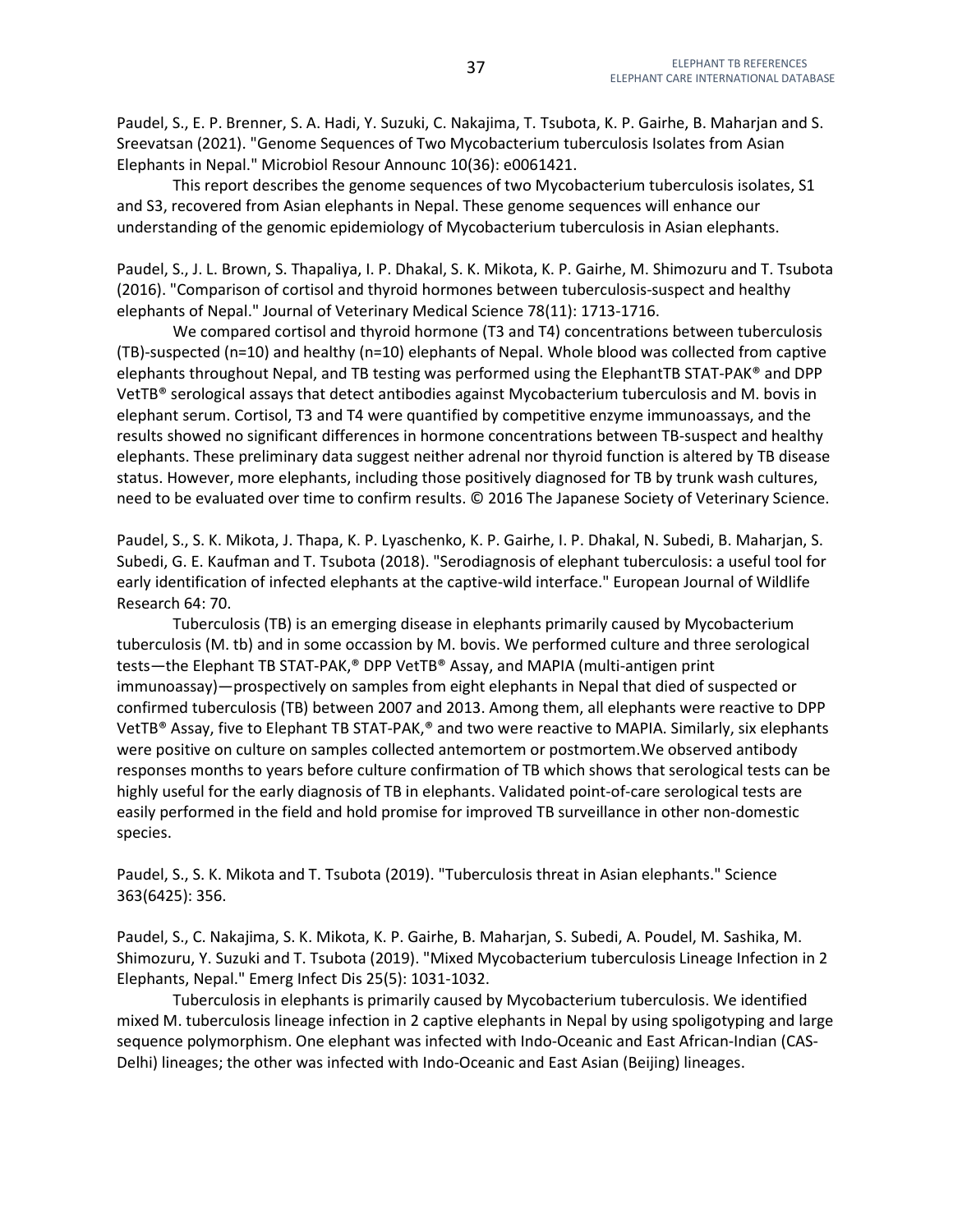Paudel, S., E. P. Brenner, S. A. Hadi, Y. Suzuki, C. Nakajima, T. Tsubota, K. P. Gairhe, B. Maharjan and S. Sreevatsan (2021). "Genome Sequences of Two Mycobacterium tuberculosis Isolates from Asian Elephants in Nepal." Microbiol Resour Announc 10(36): e0061421.

This report describes the genome sequences of two Mycobacterium tuberculosis isolates, S1 and S3, recovered from Asian elephants in Nepal. These genome sequences will enhance our understanding of the genomic epidemiology of Mycobacterium tuberculosis in Asian elephants.

Paudel, S., J. L. Brown, S. Thapaliya, I. P. Dhakal, S. K. Mikota, K. P. Gairhe, M. Shimozuru and T. Tsubota (2016). "Comparison of cortisol and thyroid hormones between tuberculosis-suspect and healthy elephants of Nepal." Journal of Veterinary Medical Science 78(11): 1713-1716.

We compared cortisol and thyroid hormone (T3 and T4) concentrations between tuberculosis (TB)-suspected (n=10) and healthy (n=10) elephants of Nepal. Whole blood was collected from captive elephants throughout Nepal, and TB testing was performed using the ElephantTB STAT-PAK® and DPP VetTB® serological assays that detect antibodies against Mycobacterium tuberculosis and M. bovis in elephant serum. Cortisol, T3 and T4 were quantified by competitive enzyme immunoassays, and the results showed no significant differences in hormone concentrations between TB-suspect and healthy elephants. These preliminary data suggest neither adrenal nor thyroid function is altered by TB disease status. However, more elephants, including those positively diagnosed for TB by trunk wash cultures, need to be evaluated over time to confirm results. © 2016 The Japanese Society of Veterinary Science.

Paudel, S., S. K. Mikota, J. Thapa, K. P. Lyaschenko, K. P. Gairhe, I. P. Dhakal, N. Subedi, B. Maharjan, S. Subedi, G. E. Kaufman and T. Tsubota (2018). "Serodiagnosis of elephant tuberculosis: a useful tool for early identification of infected elephants at the captive-wild interface." European Journal of Wildlife Research 64: 70.

Tuberculosis (TB) is an emerging disease in elephants primarily caused by Mycobacterium tuberculosis (M. tb) and in some occassion by M. bovis. We performed culture and three serological tests—the Elephant TB STAT-PAK,® DPP VetTB® Assay, and MAPIA (multi-antigen print immunoassay)—prospectively on samples from eight elephants in Nepal that died of suspected or confirmed tuberculosis (TB) between 2007 and 2013. Among them, all elephants were reactive to DPP VetTB® Assay, five to Elephant TB STAT-PAK,® and two were reactive to MAPIA. Similarly, six elephants were positive on culture on samples collected antemortem or postmortem.We observed antibody responses months to years before culture confirmation of TB which shows that serological tests can be highly useful for the early diagnosis of TB in elephants. Validated point-of-care serological tests are easily performed in the field and hold promise for improved TB surveillance in other non-domestic species.

Paudel, S., S. K. Mikota and T. Tsubota (2019). "Tuberculosis threat in Asian elephants." Science 363(6425): 356.

Paudel, S., C. Nakajima, S. K. Mikota, K. P. Gairhe, B. Maharjan, S. Subedi, A. Poudel, M. Sashika, M. Shimozuru, Y. Suzuki and T. Tsubota (2019). "Mixed Mycobacterium tuberculosis Lineage Infection in 2 Elephants, Nepal." Emerg Infect Dis 25(5): 1031-1032.

Tuberculosis in elephants is primarily caused by Mycobacterium tuberculosis. We identified mixed M. tuberculosis lineage infection in 2 captive elephants in Nepal by using spoligotyping and large sequence polymorphism. One elephant was infected with Indo-Oceanic and East African-Indian (CAS-Delhi) lineages; the other was infected with Indo-Oceanic and East Asian (Beijing) lineages.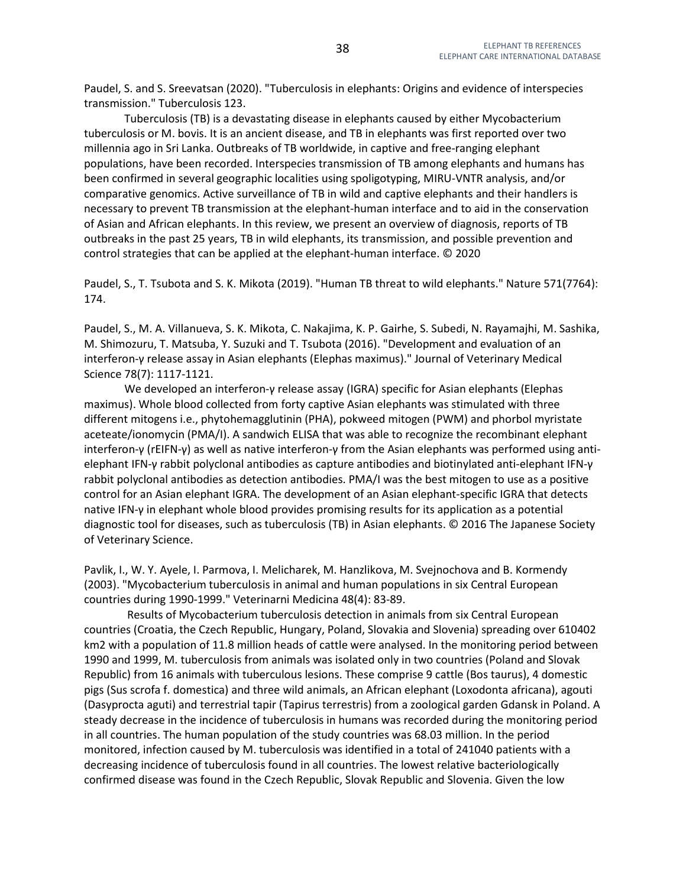Paudel, S. and S. Sreevatsan (2020). "Tuberculosis in elephants: Origins and evidence of interspecies transmission." Tuberculosis 123.

Tuberculosis (TB) is a devastating disease in elephants caused by either Mycobacterium tuberculosis or M. bovis. It is an ancient disease, and TB in elephants was first reported over two millennia ago in Sri Lanka. Outbreaks of TB worldwide, in captive and free-ranging elephant populations, have been recorded. Interspecies transmission of TB among elephants and humans has been confirmed in several geographic localities using spoligotyping, MIRU-VNTR analysis, and/or comparative genomics. Active surveillance of TB in wild and captive elephants and their handlers is necessary to prevent TB transmission at the elephant-human interface and to aid in the conservation of Asian and African elephants. In this review, we present an overview of diagnosis, reports of TB outbreaks in the past 25 years, TB in wild elephants, its transmission, and possible prevention and control strategies that can be applied at the elephant-human interface. © 2020

Paudel, S., T. Tsubota and S. K. Mikota (2019). "Human TB threat to wild elephants." Nature 571(7764): 174.

Paudel, S., M. A. Villanueva, S. K. Mikota, C. Nakajima, K. P. Gairhe, S. Subedi, N. Rayamajhi, M. Sashika, M. Shimozuru, T. Matsuba, Y. Suzuki and T. Tsubota (2016). "Development and evaluation of an interferon-γ release assay in Asian elephants (Elephas maximus)." Journal of Veterinary Medical Science 78(7): 1117-1121.

We developed an interferon-γ release assay (IGRA) specific for Asian elephants (Elephas maximus). Whole blood collected from forty captive Asian elephants was stimulated with three different mitogens i.e., phytohemagglutinin (PHA), pokweed mitogen (PWM) and phorbol myristate aceteate/ionomycin (PMA/I). A sandwich ELISA that was able to recognize the recombinant elephant interferon-γ (rEIFN-γ) as well as native interferon-γ from the Asian elephants was performed using anti-elephant IFN-γ rabbit polyclonal antibodies as capture antibodies and biotinylated anti-elephant IFN-γ rabbit polyclonal antibodies as detection antibodies. PMA/I was the best mitogen to use as a positive control for an Asian elephant IGRA. The development of an Asian elephant-specific IGRA that detects native IFN-γ in elephant whole blood provides promising results for its application as a potential diagnostic tool for diseases, such as tuberculosis (TB) in Asian elephants. © 2016 The Japanese Society of Veterinary Science.

Pavlik, I., W. Y. Ayele, I. Parmova, I. Melicharek, M. Hanzlikova, M. Svejnochova and B. Kormendy (2003). "Mycobacterium tuberculosis in animal and human populations in six Central European countries during 1990-1999." Veterinarni Medicina 48(4): 83-89.

Results of Mycobacterium tuberculosis detection in animals from six Central European countries (Croatia, the Czech Republic, Hungary, Poland, Slovakia and Slovenia) spreading over 610402 km2 with a population of 11.8 million heads of cattle were analysed. In the monitoring period between 1990 and 1999, M. tuberculosis from animals was isolated only in two countries (Poland and Slovak Republic) from 16 animals with tuberculous lesions. These comprise 9 cattle (Bos taurus), 4 domestic pigs (Sus scrofa f. domestica) and three wild animals, an African elephant (Loxodonta africana), agouti (Dasyprocta aguti) and terrestrial tapir (Tapirus terrestris) from a zoological garden Gdansk in Poland. A steady decrease in the incidence of tuberculosis in humans was recorded during the monitoring period in all countries. The human population of the study countries was 68.03 million. In the period monitored, infection caused by M. tuberculosis was identified in a total of 241040 patients with a decreasing incidence of tuberculosis found in all countries. The lowest relative bacteriologically confirmed disease was found in the Czech Republic, Slovak Republic and Slovenia. Given the low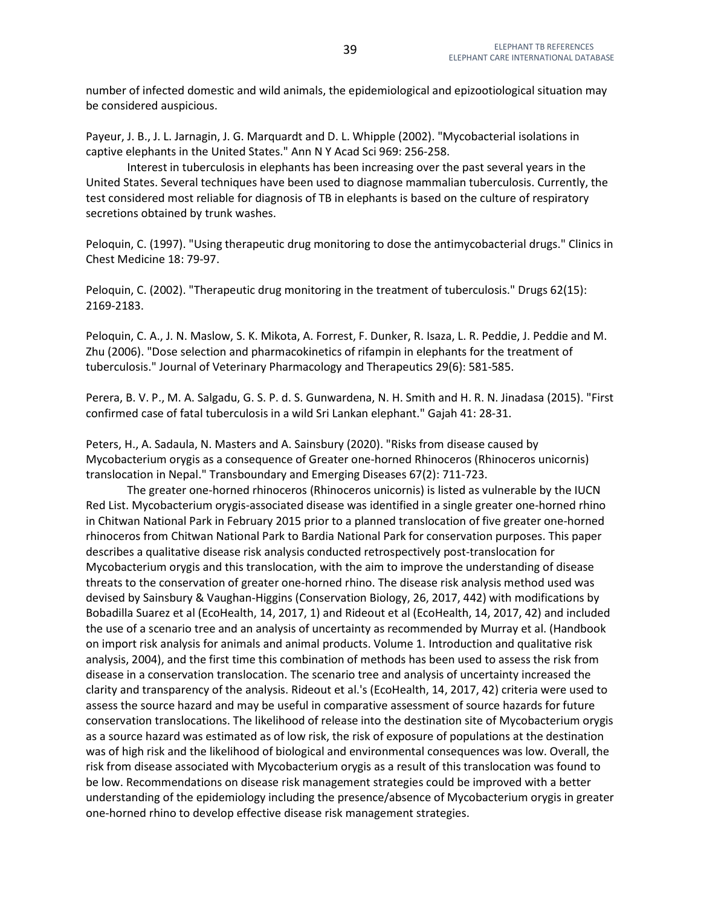number of infected domestic and wild animals, the epidemiological and epizootiological situation may be considered auspicious.

Payeur, J. B., J. L. Jarnagin, J. G. Marquardt and D. L. Whipple (2002). "Mycobacterial isolations in captive elephants in the United States." Ann N Y Acad Sci 969: 256-258.

Interest in tuberculosis in elephants has been increasing over the past several years in the United States. Several techniques have been used to diagnose mammalian tuberculosis. Currently, the test considered most reliable for diagnosis of TB in elephants is based on the culture of respiratory secretions obtained by trunk washes.

Peloquin, C. (1997). "Using therapeutic drug monitoring to dose the antimycobacterial drugs." Clinics in Chest Medicine 18: 79-97.

Peloquin, C. (2002). "Therapeutic drug monitoring in the treatment of tuberculosis." Drugs 62(15): 2169-2183.

Peloquin, C. A., J. N. Maslow, S. K. Mikota, A. Forrest, F. Dunker, R. Isaza, L. R. Peddie, J. Peddie and M. Zhu (2006). "Dose selection and pharmacokinetics of rifampin in elephants for the treatment of tuberculosis." Journal of Veterinary Pharmacology and Therapeutics 29(6): 581-585.

Perera, B. V. P., M. A. Salgadu, G. S. P. d. S. Gunwardena, N. H. Smith and H. R. N. Jinadasa (2015). "First confirmed case of fatal tuberculosis in a wild Sri Lankan elephant." Gajah 41: 28-31.

Peters, H., A. Sadaula, N. Masters and A. Sainsbury (2020). "Risks from disease caused by Mycobacterium orygis as a consequence of Greater one-horned Rhinoceros (Rhinoceros unicornis) translocation in Nepal." Transboundary and Emerging Diseases 67(2): 711-723.

The greater one-horned rhinoceros (Rhinoceros unicornis) is listed as vulnerable by the IUCN Red List. Mycobacterium orygis-associated disease was identified in a single greater one-horned rhino in Chitwan National Park in February 2015 prior to a planned translocation of five greater one-horned rhinoceros from Chitwan National Park to Bardia National Park for conservation purposes. This paper describes a qualitative disease risk analysis conducted retrospectively post-translocation for Mycobacterium orygis and this translocation, with the aim to improve the understanding of disease threats to the conservation of greater one-horned rhino. The disease risk analysis method used was devised by Sainsbury & Vaughan-Higgins (Conservation Biology, 26, 2017, 442) with modifications by Bobadilla Suarez et al (EcoHealth, 14, 2017, 1) and Rideout et al (EcoHealth, 14, 2017, 42) and included the use of a scenario tree and an analysis of uncertainty as recommended by Murray et al. (Handbook on import risk analysis for animals and animal products. Volume 1. Introduction and qualitative risk analysis, 2004), and the first time this combination of methods has been used to assess the risk from disease in a conservation translocation. The scenario tree and analysis of uncertainty increased the clarity and transparency of the analysis. Rideout et al.'s (EcoHealth, 14, 2017, 42) criteria were used to assess the source hazard and may be useful in comparative assessment of source hazards for future conservation translocations. The likelihood of release into the destination site of Mycobacterium orygis as a source hazard was estimated as of low risk, the risk of exposure of populations at the destination was of high risk and the likelihood of biological and environmental consequences was low. Overall, the risk from disease associated with Mycobacterium orygis as a result of this translocation was found to be low. Recommendations on disease risk management strategies could be improved with a better understanding of the epidemiology including the presence/absence of Mycobacterium orygis in greater one-horned rhino to develop effective disease risk management strategies.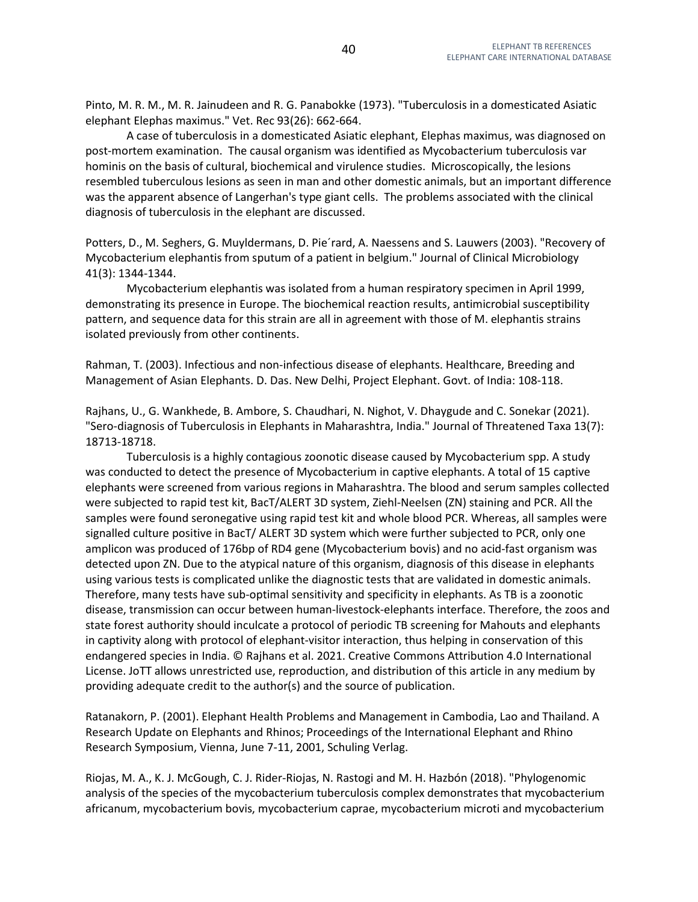Pinto, M. R. M., M. R. Jainudeen and R. G. Panabokke (1973). "Tuberculosis in a domesticated Asiatic elephant Elephas maximus." Vet. Rec 93(26): 662-664.

A case of tuberculosis in a domesticated Asiatic elephant, Elephas maximus, was diagnosed on post-mortem examination. The causal organism was identified as Mycobacterium tuberculosis var hominis on the basis of cultural, biochemical and virulence studies. Microscopically, the lesions resembled tuberculous lesions as seen in man and other domestic animals, but an important difference was the apparent absence of Langerhan's type giant cells. The problems associated with the clinical diagnosis of tuberculosis in the elephant are discussed.

Potters, D., M. Seghers, G. Muyldermans, D. Pie´rard, A. Naessens and S. Lauwers (2003). "Recovery of Mycobacterium elephantis from sputum of a patient in belgium." Journal of Clinical Microbiology 41(3): 1344-1344.

Mycobacterium elephantis was isolated from a human respiratory specimen in April 1999, demonstrating its presence in Europe. The biochemical reaction results, antimicrobial susceptibility pattern, and sequence data for this strain are all in agreement with those of M. elephantis strains isolated previously from other continents.

Rahman, T. (2003). Infectious and non-infectious disease of elephants. Healthcare, Breeding and Management of Asian Elephants. D. Das. New Delhi, Project Elephant. Govt. of India: 108-118.

Rajhans, U., G. Wankhede, B. Ambore, S. Chaudhari, N. Nighot, V. Dhaygude and C. Sonekar (2021). "Sero-diagnosis of Tuberculosis in Elephants in Maharashtra, India." Journal of Threatened Taxa 13(7): 18713-18718.

Tuberculosis is a highly contagious zoonotic disease caused by Mycobacterium spp. A study was conducted to detect the presence of Mycobacterium in captive elephants. A total of 15 captive elephants were screened from various regions in Maharashtra. The blood and serum samples collected were subjected to rapid test kit, BacT/ALERT 3D system, Ziehl-Neelsen (ZN) staining and PCR. All the samples were found seronegative using rapid test kit and whole blood PCR. Whereas, all samples were signalled culture positive in BacT/ ALERT 3D system which were further subjected to PCR, only one amplicon was produced of 176bp of RD4 gene (Mycobacterium bovis) and no acid-fast organism was detected upon ZN. Due to the atypical nature of this organism, diagnosis of this disease in elephants using various tests is complicated unlike the diagnostic tests that are validated in domestic animals. Therefore, many tests have sub-optimal sensitivity and specificity in elephants. As TB is a zoonotic disease, transmission can occur between human-livestock-elephants interface. Therefore, the zoos and state forest authority should inculcate a protocol of periodic TB screening for Mahouts and elephants in captivity along with protocol of elephant-visitor interaction, thus helping in conservation of this endangered species in India. © Rajhans et al. 2021. Creative Commons Attribution 4.0 International License. JoTT allows unrestricted use, reproduction, and distribution of this article in any medium by providing adequate credit to the author(s) and the source of publication.

Ratanakorn, P. (2001). Elephant Health Problems and Management in Cambodia, Lao and Thailand. A Research Update on Elephants and Rhinos; Proceedings of the International Elephant and Rhino Research Symposium, Vienna, June 7-11, 2001, Schuling Verlag.

Riojas, M. A., K. J. McGough, C. J. Rider-Riojas, N. Rastogi and M. H. Hazbón (2018). "Phylogenomic analysis of the species of the mycobacterium tuberculosis complex demonstrates that mycobacterium africanum, mycobacterium bovis, mycobacterium caprae, mycobacterium microti and mycobacterium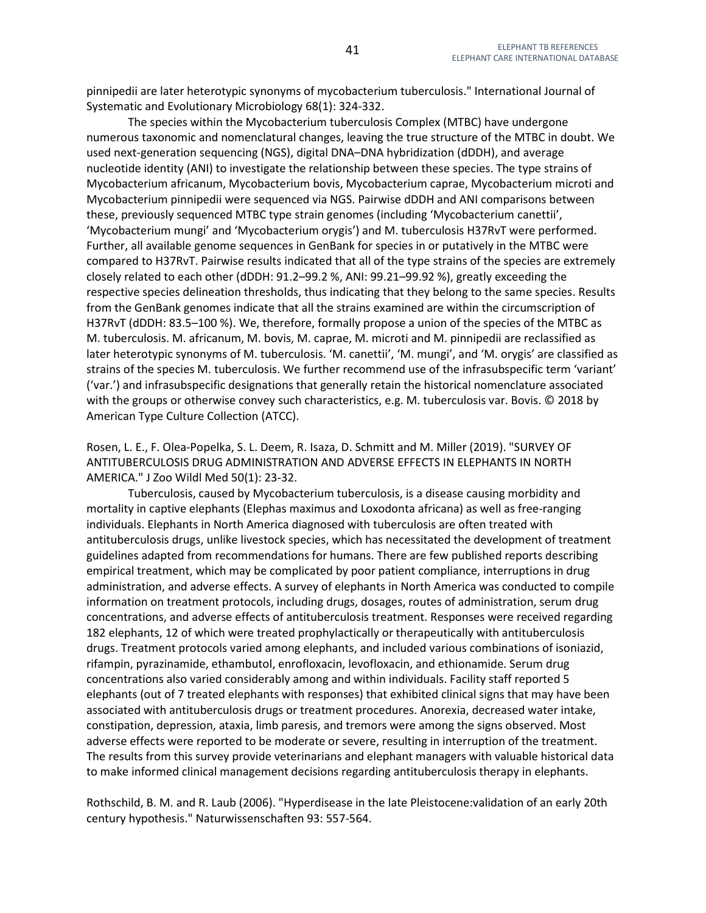pinnipedii are later heterotypic synonyms of mycobacterium tuberculosis." International Journal of Systematic and Evolutionary Microbiology 68(1): 324-332.

The species within the Mycobacterium tuberculosis Complex (MTBC) have undergone numerous taxonomic and nomenclatural changes, leaving the true structure of the MTBC in doubt. We used next-generation sequencing (NGS), digital DNA–DNA hybridization (dDDH), and average nucleotide identity (ANI) to investigate the relationship between these species. The type strains of Mycobacterium africanum, Mycobacterium bovis, Mycobacterium caprae, Mycobacterium microti and Mycobacterium pinnipedii were sequenced via NGS. Pairwise dDDH and ANI comparisons between these, previously sequenced MTBC type strain genomes (including 'Mycobacterium canettii', 'Mycobacterium mungi' and 'Mycobacterium orygis') and M. tuberculosis H37RvT were performed. Further, all available genome sequences in GenBank for species in or putatively in the MTBC were compared to H37RvT. Pairwise results indicated that all of the type strains of the species are extremely closely related to each other (dDDH: 91.2–99.2 %, ANI: 99.21–99.92 %), greatly exceeding the respective species delineation thresholds, thus indicating that they belong to the same species. Results from the GenBank genomes indicate that all the strains examined are within the circumscription of H37RvT (dDDH: 83.5–100 %). We, therefore, formally propose a union of the species of the MTBC as M. tuberculosis. M. africanum, M. bovis, M. caprae, M. microti and M. pinnipedii are reclassified as later heterotypic synonyms of M. tuberculosis. 'M. canettii', 'M. mungi', and 'M. orygis' are classified as strains of the species M. tuberculosis. We further recommend use of the infrasubspecific term 'variant' ('var.') and infrasubspecific designations that generally retain the historical nomenclature associated with the groups or otherwise convey such characteristics, e.g. M. tuberculosis var. Bovis. © 2018 by American Type Culture Collection (ATCC).

Rosen, L. E., F. Olea-Popelka, S. L. Deem, R. Isaza, D. Schmitt and M. Miller (2019). "SURVEY OF ANTITUBERCULOSIS DRUG ADMINISTRATION AND ADVERSE EFFECTS IN ELEPHANTS IN NORTH AMERICA." J Zoo Wildl Med 50(1): 23-32.

Tuberculosis, caused by Mycobacterium tuberculosis, is a disease causing morbidity and mortality in captive elephants (Elephas maximus and Loxodonta africana) as well as free-ranging individuals. Elephants in North America diagnosed with tuberculosis are often treated with antituberculosis drugs, unlike livestock species, which has necessitated the development of treatment guidelines adapted from recommendations for humans. There are few published reports describing empirical treatment, which may be complicated by poor patient compliance, interruptions in drug administration, and adverse effects. A survey of elephants in North America was conducted to compile information on treatment protocols, including drugs, dosages, routes of administration, serum drug concentrations, and adverse effects of antituberculosis treatment. Responses were received regarding 182 elephants, 12 of which were treated prophylactically or therapeutically with antituberculosis drugs. Treatment protocols varied among elephants, and included various combinations of isoniazid, rifampin, pyrazinamide, ethambutol, enrofloxacin, levofloxacin, and ethionamide. Serum drug concentrations also varied considerably among and within individuals. Facility staff reported 5 elephants (out of 7 treated elephants with responses) that exhibited clinical signs that may have been associated with antituberculosis drugs or treatment procedures. Anorexia, decreased water intake, constipation, depression, ataxia, limb paresis, and tremors were among the signs observed. Most adverse effects were reported to be moderate or severe, resulting in interruption of the treatment. The results from this survey provide veterinarians and elephant managers with valuable historical data to make informed clinical management decisions regarding antituberculosis therapy in elephants.

Rothschild, B. M. and R. Laub (2006). "Hyperdisease in the late Pleistocene:validation of an early 20th century hypothesis." Naturwissenschaften 93: 557-564.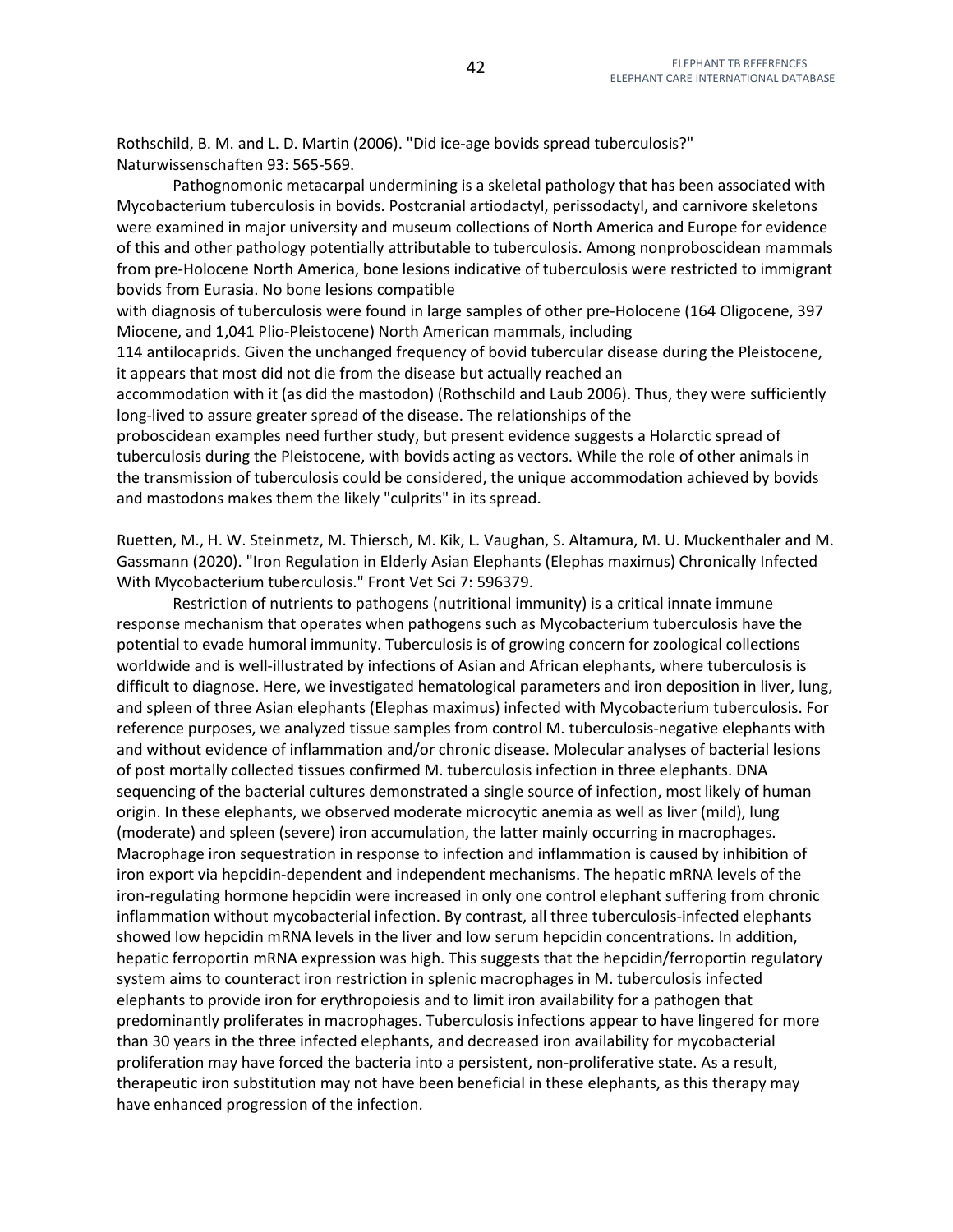Rothschild, B. M. and L. D. Martin (2006). "Did ice-age bovids spread tuberculosis?" Naturwissenschaften 93: 565-569.

Pathognomonic metacarpal undermining is a skeletal pathology that has been associated with Mycobacterium tuberculosis in bovids. Postcranial artiodactyl, perissodactyl, and carnivore skeletons were examined in major university and museum collections of North America and Europe for evidence of this and other pathology potentially attributable to tuberculosis. Among nonproboscidean mammals from pre-Holocene North America, bone lesions indicative of tuberculosis were restricted to immigrant bovids from Eurasia. No bone lesions compatible with diagnosis of tuberculosis were found in large samples of other pre-Holocene (164 Oligocene, 397 Miocene, and 1,041 Plio-Pleistocene) North American mammals, including 114 antilocaprids. Given the unchanged frequency of bovid tubercular disease during the Pleistocene, it appears that most did not die from the disease but actually reached an accommodation with it (as did the mastodon) (Rothschild and Laub 2006). Thus, they were sufficiently long-lived to assure greater spread of the disease. The relationships of the proboscidean examples need further study, but present evidence suggests a Holarctic spread of tuberculosis during the Pleistocene, with bovids acting as vectors. While the role of other animals in the transmission of tuberculosis could be considered, the unique accommodation achieved by bovids and mastodons makes them the likely "culprits" in its spread.

Ruetten, M., H. W. Steinmetz, M. Thiersch, M. Kik, L. Vaughan, S. Altamura, M. U. Muckenthaler and M. Gassmann (2020). "Iron Regulation in Elderly Asian Elephants (Elephas maximus) Chronically Infected With Mycobacterium tuberculosis." Front Vet Sci 7: 596379.

Restriction of nutrients to pathogens (nutritional immunity) is a critical innate immune response mechanism that operates when pathogens such as Mycobacterium tuberculosis have the potential to evade humoral immunity. Tuberculosis is of growing concern for zoological collections worldwide and is well-illustrated by infections of Asian and African elephants, where tuberculosis is difficult to diagnose. Here, we investigated hematological parameters and iron deposition in liver, lung, and spleen of three Asian elephants (Elephas maximus) infected with Mycobacterium tuberculosis. For reference purposes, we analyzed tissue samples from control M. tuberculosis-negative elephants with and without evidence of inflammation and/or chronic disease. Molecular analyses of bacterial lesions of post mortally collected tissues confirmed M. tuberculosis infection in three elephants. DNA sequencing of the bacterial cultures demonstrated a single source of infection, most likely of human origin. In these elephants, we observed moderate microcytic anemia as well as liver (mild), lung (moderate) and spleen (severe) iron accumulation, the latter mainly occurring in macrophages. Macrophage iron sequestration in response to infection and inflammation is caused by inhibition of iron export via hepcidin-dependent and independent mechanisms. The hepatic mRNA levels of the iron-regulating hormone hepcidin were increased in only one control elephant suffering from chronic inflammation without mycobacterial infection. By contrast, all three tuberculosis-infected elephants showed low hepcidin mRNA levels in the liver and low serum hepcidin concentrations. In addition, hepatic ferroportin mRNA expression was high. This suggests that the hepcidin/ferroportin regulatory system aims to counteract iron restriction in splenic macrophages in M. tuberculosis infected elephants to provide iron for erythropoiesis and to limit iron availability for a pathogen that predominantly proliferates in macrophages. Tuberculosis infections appear to have lingered for more than 30 years in the three infected elephants, and decreased iron availability for mycobacterial proliferation may have forced the bacteria into a persistent, non-proliferative state. As a result, therapeutic iron substitution may not have been beneficial in these elephants, as this therapy may have enhanced progression of the infection.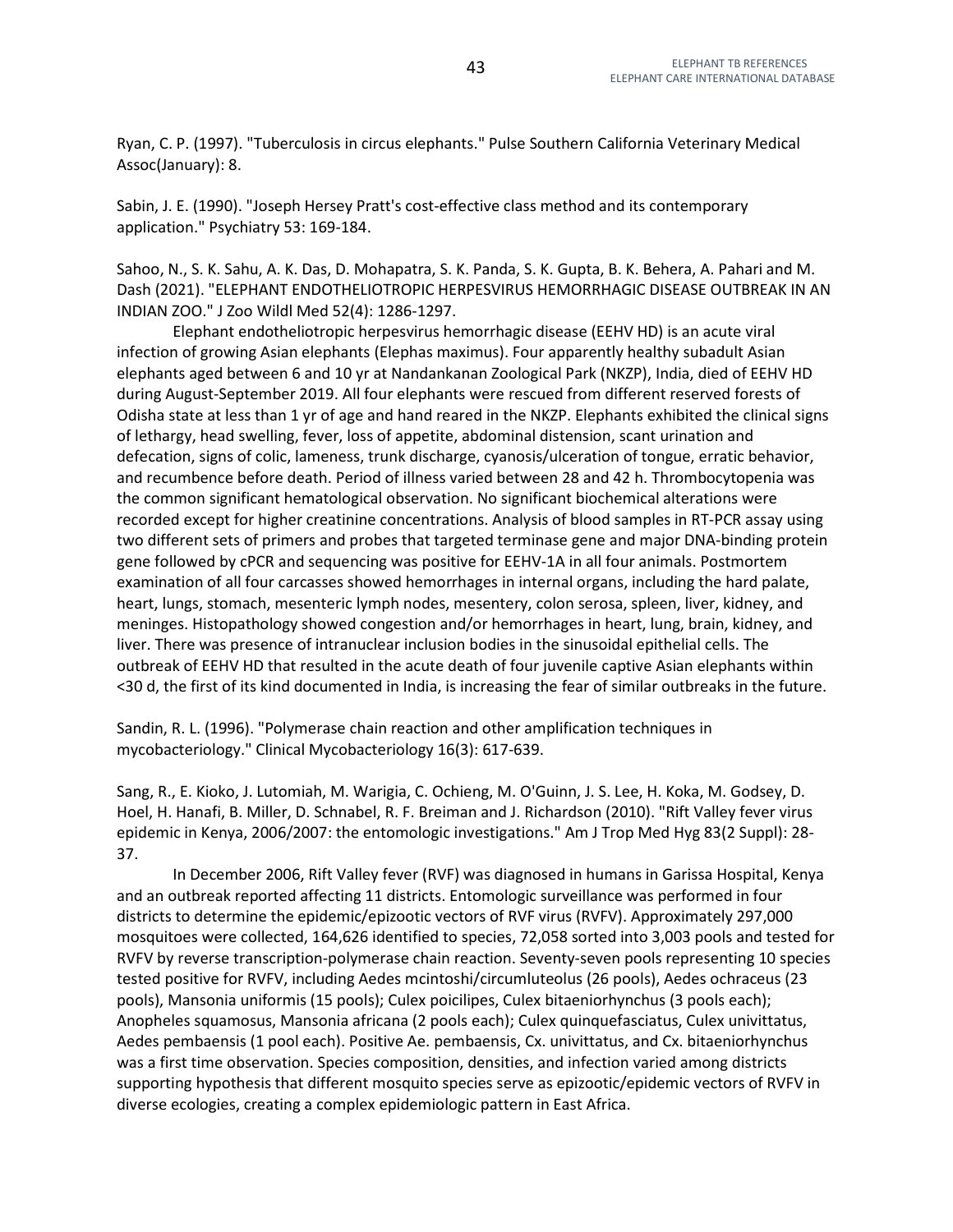Ryan, C. P. (1997). "Tuberculosis in circus elephants." Pulse Southern California Veterinary Medical Assoc(January): 8.

Sabin, J. E. (1990). "Joseph Hersey Pratt's cost-effective class method and its contemporary application." Psychiatry 53: 169-184.

Sahoo, N., S. K. Sahu, A. K. Das, D. Mohapatra, S. K. Panda, S. K. Gupta, B. K. Behera, A. Pahari and M. Dash (2021). "ELEPHANT ENDOTHELIOTROPIC HERPESVIRUS HEMORRHAGIC DISEASE OUTBREAK IN AN INDIAN ZOO." J Zoo Wildl Med 52(4): 1286-1297.

Elephant endotheliotropic herpesvirus hemorrhagic disease (EEHV HD) is an acute viral infection of growing Asian elephants (Elephas maximus). Four apparently healthy subadult Asian elephants aged between 6 and 10 yr at Nandankanan Zoological Park (NKZP), India, died of EEHV HD during August-September 2019. All four elephants were rescued from different reserved forests of Odisha state at less than 1 yr of age and hand reared in the NKZP. Elephants exhibited the clinical signs of lethargy, head swelling, fever, loss of appetite, abdominal distension, scant urination and defecation, signs of colic, lameness, trunk discharge, cyanosis/ulceration of tongue, erratic behavior, and recumbence before death. Period of illness varied between 28 and 42 h. Thrombocytopenia was the common significant hematological observation. No significant biochemical alterations were recorded except for higher creatinine concentrations. Analysis of blood samples in RT-PCR assay using two different sets of primers and probes that targeted terminase gene and major DNA-binding protein gene followed by cPCR and sequencing was positive for EEHV-1A in all four animals. Postmortem examination of all four carcasses showed hemorrhages in internal organs, including the hard palate, heart, lungs, stomach, mesenteric lymph nodes, mesentery, colon serosa, spleen, liver, kidney, and meninges. Histopathology showed congestion and/or hemorrhages in heart, lung, brain, kidney, and liver. There was presence of intranuclear inclusion bodies in the sinusoidal epithelial cells. The outbreak of EEHV HD that resulted in the acute death of four juvenile captive Asian elephants within <30 d, the first of its kind documented in India, is increasing the fear of similar outbreaks in the future.

Sandin, R. L. (1996). "Polymerase chain reaction and other amplification techniques in mycobacteriology." Clinical Mycobacteriology 16(3): 617-639.

Sang, R., E. Kioko, J. Lutomiah, M. Warigia, C. Ochieng, M. O'Guinn, J. S. Lee, H. Koka, M. Godsey, D. Hoel, H. Hanafi, B. Miller, D. Schnabel, R. F. Breiman and J. Richardson (2010). "Rift Valley fever virus epidemic in Kenya, 2006/2007: the entomologic investigations." Am J Trop Med Hyg 83(2 Suppl): 28-37.

In December 2006, Rift Valley fever (RVF) was diagnosed in humans in Garissa Hospital, Kenya and an outbreak reported affecting 11 districts. Entomologic surveillance was performed in four districts to determine the epidemic/epizootic vectors of RVF virus (RVFV). Approximately 297,000 mosquitoes were collected, 164,626 identified to species, 72,058 sorted into 3,003 pools and tested for RVFV by reverse transcription-polymerase chain reaction. Seventy-seven pools representing 10 species tested positive for RVFV, including Aedes mcintoshi/circumluteolus (26 pools), Aedes ochraceus (23 pools), Mansonia uniformis (15 pools); Culex poicilipes, Culex bitaeniorhynchus (3 pools each); Anopheles squamosus, Mansonia africana (2 pools each); Culex quinquefasciatus, Culex univittatus, Aedes pembaensis (1 pool each). Positive Ae. pembaensis, Cx. univittatus, and Cx. bitaeniorhynchus was a first time observation. Species composition, densities, and infection varied among districts supporting hypothesis that different mosquito species serve as epizootic/epidemic vectors of RVFV in diverse ecologies, creating a complex epidemiologic pattern in East Africa.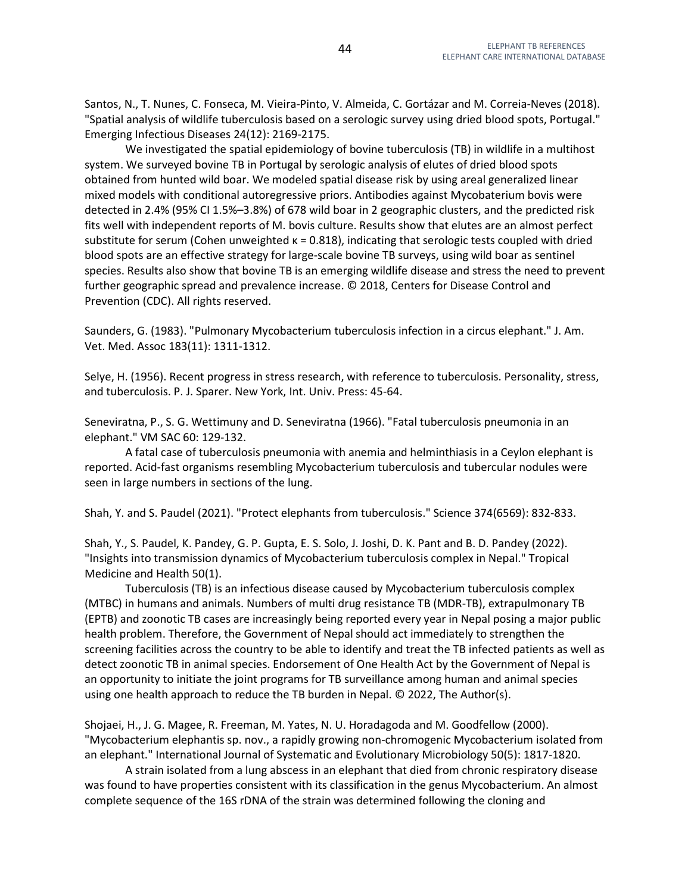Santos, N., T. Nunes, C. Fonseca, M. Vieira-Pinto, V. Almeida, C. Gortázar and M. Correia-Neves (2018). "Spatial analysis of wildlife tuberculosis based on a serologic survey using dried blood spots, Portugal." Emerging Infectious Diseases 24(12): 2169-2175.

We investigated the spatial epidemiology of bovine tuberculosis (TB) in wildlife in a multihost system. We surveyed bovine TB in Portugal by serologic analysis of elutes of dried blood spots obtained from hunted wild boar. We modeled spatial disease risk by using areal generalized linear mixed models with conditional autoregressive priors. Antibodies against Mycobaterium bovis were detected in 2.4% (95% CI 1.5%–3.8%) of 678 wild boar in 2 geographic clusters, and the predicted risk fits well with independent reports of M. bovis culture. Results show that elutes are an almost perfect substitute for serum (Cohen unweighted $\kappa = 0.818$), indicating that serologic tests coupled with dried blood spots are an effective strategy for large-scale bovine TB surveys, using wild boar as sentinel species. Results also show that bovine TB is an emerging wildlife disease and stress the need to prevent further geographic spread and prevalence increase. © 2018, Centers for Disease Control and Prevention (CDC). All rights reserved.

Saunders, G. (1983). "Pulmonary Mycobacterium tuberculosis infection in a circus elephant." J. Am. Vet. Med. Assoc 183(11): 1311-1312.

Selye, H. (1956). Recent progress in stress research, with reference to tuberculosis. Personality, stress, and tuberculosis. P. J. Sparer. New York, Int. Univ. Press: 45-64.

Seneviratna, P., S. G. Wettimuny and D. Seneviratna (1966). "Fatal tuberculosis pneumonia in an elephant." VM SAC 60: 129-132.

A fatal case of tuberculosis pneumonia with anemia and helminthiasis in a Ceylon elephant is reported. Acid-fast organisms resembling Mycobacterium tuberculosis and tubercular nodules were seen in large numbers in sections of the lung.

Shah, Y. and S. Paudel (2021). "Protect elephants from tuberculosis." Science 374(6569): 832-833.

Shah, Y., S. Paudel, K. Pandey, G. P. Gupta, E. S. Solo, J. Joshi, D. K. Pant and B. D. Pandey (2022). "Insights into transmission dynamics of Mycobacterium tuberculosis complex in Nepal." Tropical Medicine and Health 50(1).

Tuberculosis (TB) is an infectious disease caused by Mycobacterium tuberculosis complex (MTBC) in humans and animals. Numbers of multi drug resistance TB (MDR-TB), extrapulmonary TB (EPTB) and zoonotic TB cases are increasingly being reported every year in Nepal posing a major public health problem. Therefore, the Government of Nepal should act immediately to strengthen the screening facilities across the country to be able to identify and treat the TB infected patients as well as detect zoonotic TB in animal species. Endorsement of One Health Act by the Government of Nepal is an opportunity to initiate the joint programs for TB surveillance among human and animal species using one health approach to reduce the TB burden in Nepal. © 2022, The Author(s).

Shojaei, H., J. G. Magee, R. Freeman, M. Yates, N. U. Horadagoda and M. Goodfellow (2000). "Mycobacterium elephantis sp. nov., a rapidly growing non-chromogenic Mycobacterium isolated from an elephant." International Journal of Systematic and Evolutionary Microbiology 50(5): 1817-1820.

A strain isolated from a lung abscess in an elephant that died from chronic respiratory disease was found to have properties consistent with its classification in the genus Mycobacterium. An almost complete sequence of the 16S rDNA of the strain was determined following the cloning and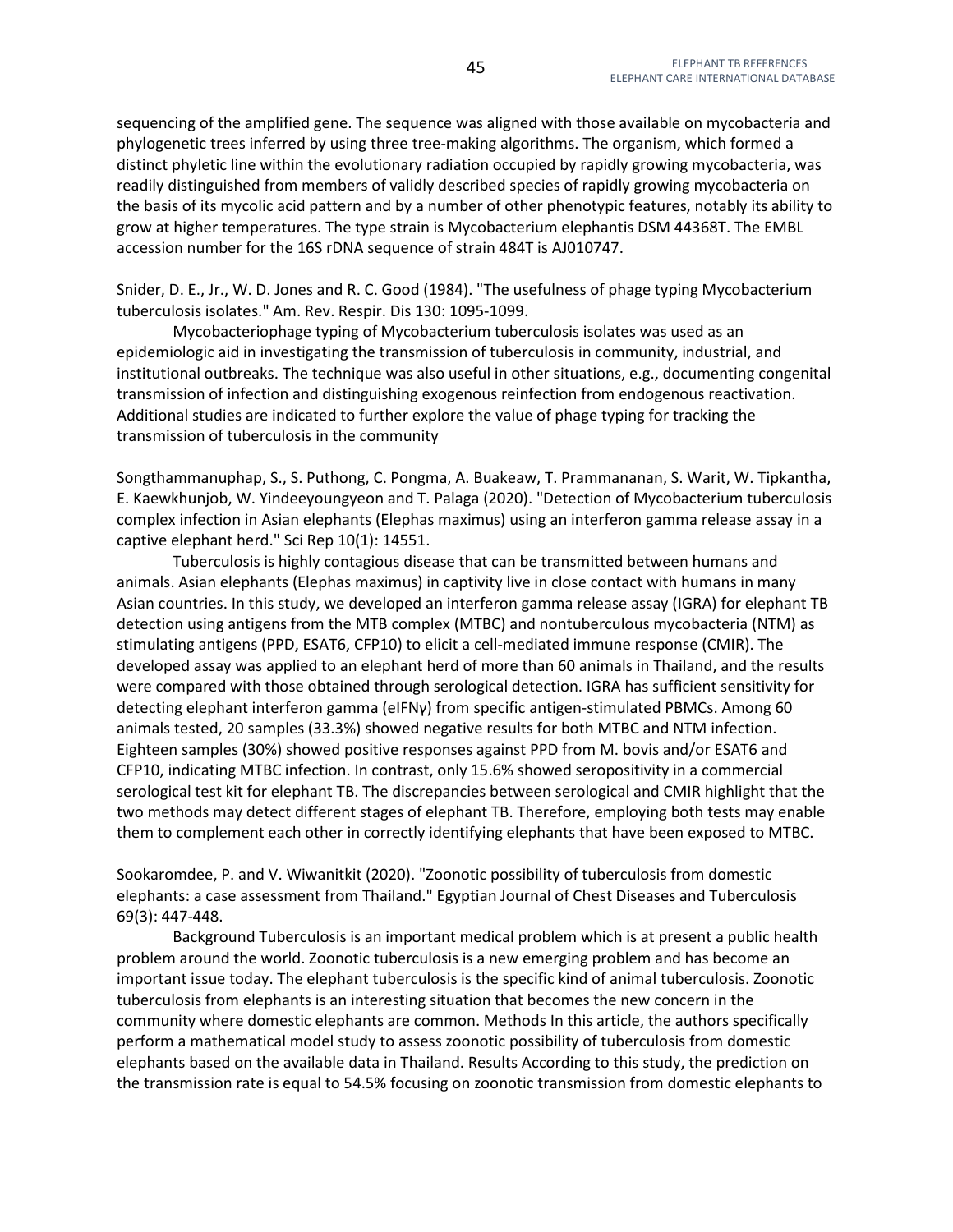sequencing of the amplified gene. The sequence was aligned with those available on mycobacteria and phylogenetic trees inferred by using three tree-making algorithms. The organism, which formed a distinct phyletic line within the evolutionary radiation occupied by rapidly growing mycobacteria, was readily distinguished from members of validly described species of rapidly growing mycobacteria on the basis of its mycolic acid pattern and by a number of other phenotypic features, notably its ability to grow at higher temperatures. The type strain is Mycobacterium elephantis DSM 44368T. The EMBL accession number for the 16S rDNA sequence of strain 484T is AJ010747.

Snider, D. E., Jr., W. D. Jones and R. C. Good (1984). "The usefulness of phage typing Mycobacterium tuberculosis isolates." Am. Rev. Respir. Dis 130: 1095-1099.

Mycobacteriophage typing of Mycobacterium tuberculosis isolates was used as an epidemiologic aid in investigating the transmission of tuberculosis in community, industrial, and institutional outbreaks. The technique was also useful in other situations, e.g., documenting congenital transmission of infection and distinguishing exogenous reinfection from endogenous reactivation. Additional studies are indicated to further explore the value of phage typing for tracking the transmission of tuberculosis in the community

Songthammanuphap, S., S. Puthong, C. Pongma, A. Buakeaw, T. Prammananan, S. Warit, W. Tipkantha, E. Kaewkhunjob, W. Yindeeyoungyeon and T. Palaga (2020). "Detection of Mycobacterium tuberculosis complex infection in Asian elephants (Elephas maximus) using an interferon gamma release assay in a captive elephant herd." Sci Rep 10(1): 14551.

Tuberculosis is highly contagious disease that can be transmitted between humans and animals. Asian elephants (Elephas maximus) in captivity live in close contact with humans in many Asian countries. In this study, we developed an interferon gamma release assay (IGRA) for elephant TB detection using antigens from the MTB complex (MTBC) and nontuberculous mycobacteria (NTM) as stimulating antigens (PPD, ESAT6, CFP10) to elicit a cell-mediated immune response (CMIR). The developed assay was applied to an elephant herd of more than 60 animals in Thailand, and the results were compared with those obtained through serological detection. IGRA has sufficient sensitivity for detecting elephant interferon gamma (eIFNγ) from specific antigen-stimulated PBMCs. Among 60 animals tested, 20 samples (33.3%) showed negative results for both MTBC and NTM infection. Eighteen samples (30%) showed positive responses against PPD from M. bovis and/or ESAT6 and CFP10, indicating MTBC infection. In contrast, only 15.6% showed seropositivity in a commercial serological test kit for elephant TB. The discrepancies between serological and CMIR highlight that the two methods may detect different stages of elephant TB. Therefore, employing both tests may enable them to complement each other in correctly identifying elephants that have been exposed to MTBC.

Sookaromdee, P. and V. Wiwanitkit (2020). "Zoonotic possibility of tuberculosis from domestic elephants: a case assessment from Thailand." Egyptian Journal of Chest Diseases and Tuberculosis 69(3): 447-448.

Background Tuberculosis is an important medical problem which is at present a public health problem around the world. Zoonotic tuberculosis is a new emerging problem and has become an important issue today. The elephant tuberculosis is the specific kind of animal tuberculosis. Zoonotic tuberculosis from elephants is an interesting situation that becomes the new concern in the community where domestic elephants are common. Methods In this article, the authors specifically perform a mathematical model study to assess zoonotic possibility of tuberculosis from domestic elephants based on the available data in Thailand. Results According to this study, the prediction on the transmission rate is equal to 54.5% focusing on zoonotic transmission from domestic elephants to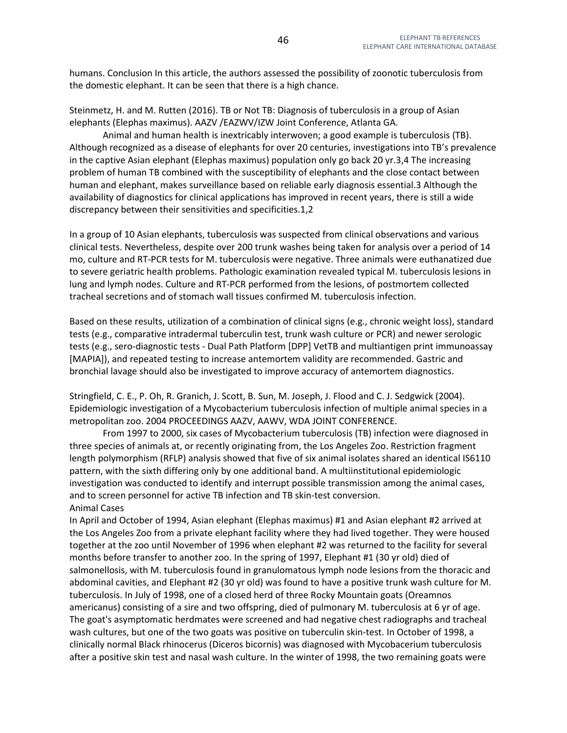humans. Conclusion In this article, the authors assessed the possibility of zoonotic tuberculosis from the domestic elephant. It can be seen that there is a high chance.

Steinmetz, H. and M. Rutten (2016). TB or Not TB: Diagnosis of tuberculosis in a group of Asian elephants (Elephas maximus). AAZV /EAZWV/IZW Joint Conference, Atlanta GA.

Animal and human health is inextricably interwoven; a good example is tuberculosis (TB). Although recognized as a disease of elephants for over 20 centuries, investigations into TB's prevalence in the captive Asian elephant (Elephas maximus) population only go back 20 yr.3,4 The increasing problem of human TB combined with the susceptibility of elephants and the close contact between human and elephant, makes surveillance based on reliable early diagnosis essential.3 Although the availability of diagnostics for clinical applications has improved in recent years, there is still a wide discrepancy between their sensitivities and specificities.1,2

In a group of 10 Asian elephants, tuberculosis was suspected from clinical observations and various clinical tests. Nevertheless, despite over 200 trunk washes being taken for analysis over a period of 14 mo, culture and RT-PCR tests for M. tuberculosis were negative. Three animals were euthanatized due to severe geriatric health problems. Pathologic examination revealed typical M. tuberculosis lesions in lung and lymph nodes. Culture and RT-PCR performed from the lesions, of postmortem collected tracheal secretions and of stomach wall tissues confirmed M. tuberculosis infection.

Based on these results, utilization of a combination of clinical signs (e.g., chronic weight loss), standard tests (e.g., comparative intradermal tuberculin test, trunk wash culture or PCR) and newer serologic tests (e.g., sero-diagnostic tests - Dual Path Platform [DPP] VetTB and multiantigen print immunoassay [MAPIA]), and repeated testing to increase antemortem validity are recommended. Gastric and bronchial lavage should also be investigated to improve accuracy of antemortem diagnostics.

Stringfield, C. E., P. Oh, R. Granich, J. Scott, B. Sun, M. Joseph, J. Flood and C. J. Sedgwick (2004). Epidemiologic investigation of a Mycobacterium tuberculosis infection of multiple animal species in a metropolitan zoo. 2004 PROCEEDINGS AAZV, AAWV, WDA JOINT CONFERENCE.

From 1997 to 2000, six cases of Mycobacterium tuberculosis (TB) infection were diagnosed in three species of animals at, or recently originating from, the Los Angeles Zoo. Restriction fragment length polymorphism (RFLP) analysis showed that five of six animal isolates shared an identical IS6110 pattern, with the sixth differing only by one additional band. A multiinstitutional epidemiologic investigation was conducted to identify and interrupt possible transmission among the animal cases, and to screen personnel for active TB infection and TB skin-test conversion.

Animal Cases

In April and October of 1994, Asian elephant (Elephas maximus) #1 and Asian elephant #2 arrived at the Los Angeles Zoo from a private elephant facility where they had lived together. They were housed together at the zoo until November of 1996 when elephant #2 was returned to the facility for several months before transfer to another zoo. In the spring of 1997, Elephant #1 (30 yr old) died of salmonellosis, with M. tuberculosis found in granulomatous lymph node lesions from the thoracic and abdominal cavities, and Elephant #2 (30 yr old) was found to have a positive trunk wash culture for M. tuberculosis. In July of 1998, one of a closed herd of three Rocky Mountain goats (Oreamnos americanus) consisting of a sire and two offspring, died of pulmonary M. tuberculosis at 6 yr of age. The goat's asymptomatic herdmates were screened and had negative chest radiographs and tracheal wash cultures, but one of the two goats was positive on tuberculin skin-test. In October of 1998, a clinically normal Black rhinocerus (Diceros bicornis) was diagnosed with Mycobacerium tuberculosis after a positive skin test and nasal wash culture. In the winter of 1998, the two remaining goats were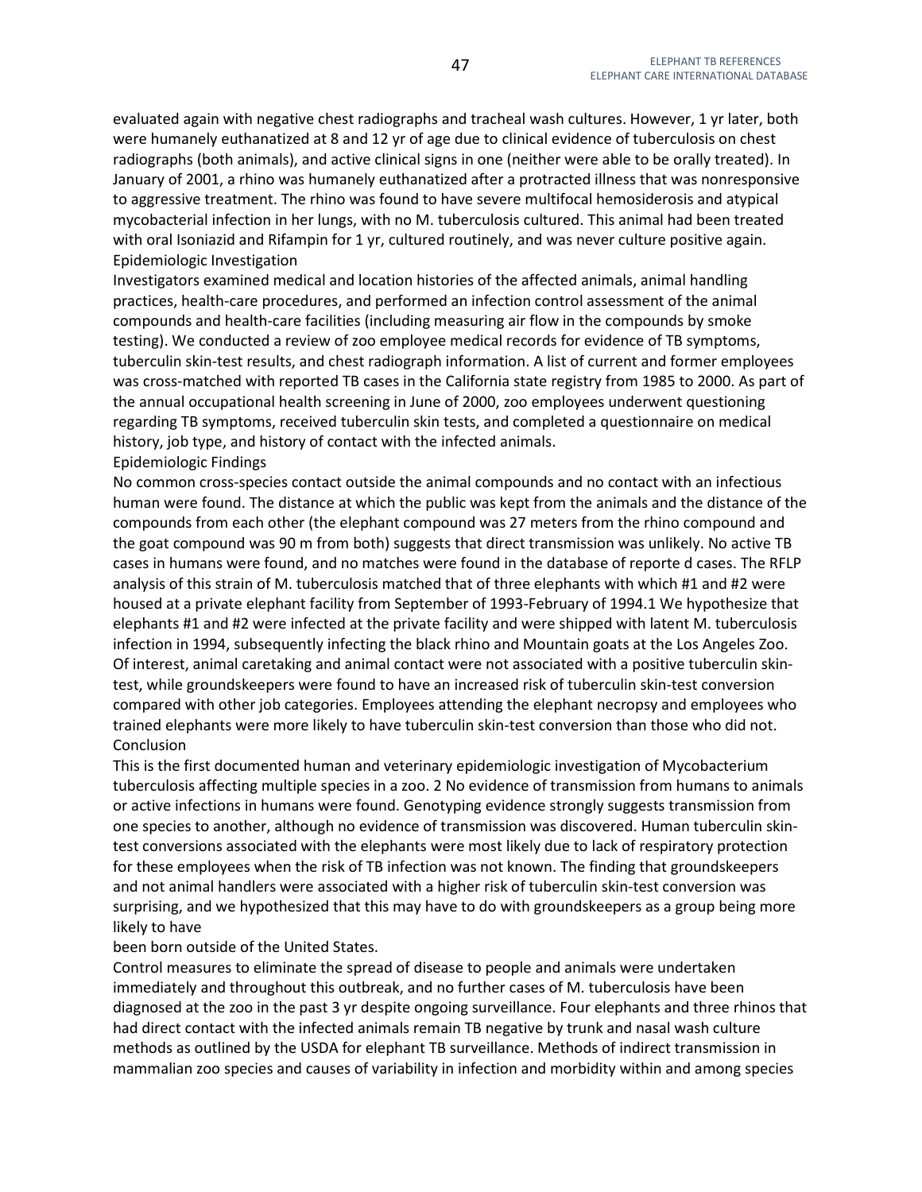evaluated again with negative chest radiographs and tracheal wash cultures. However, 1 yr later, both were humanely euthanatized at 8 and 12 yr of age due to clinical evidence of tuberculosis on chest radiographs (both animals), and active clinical signs in one (neither were able to be orally treated). In January of 2001, a rhino was humanely euthanatized after a protracted illness that was nonresponsive to aggressive treatment. The rhino was found to have severe multifocal hemosiderosis and atypical mycobacterial infection in her lungs, with no M. tuberculosis cultured. This animal had been treated with oral Isoniazid and Rifampin for 1 yr, cultured routinely, and was never culture positive again.

Epidemiologic Investigation

Investigators examined medical and location histories of the affected animals, animal handling practices, health-care procedures, and performed an infection control assessment of the animal compounds and health-care facilities (including measuring air flow in the compounds by smoke testing). We conducted a review of zoo employee medical records for evidence of TB symptoms, tuberculin skin-test results, and chest radiograph information. A list of current and former employees was cross-matched with reported TB cases in the California state registry from 1985 to 2000. As part of the annual occupational health screening in June of 2000, zoo employees underwent questioning regarding TB symptoms, received tuberculin skin tests, and completed a questionnaire on medical history, job type, and history of contact with the infected animals.

Epidemiologic Findings

No common cross-species contact outside the animal compounds and no contact with an infectious human were found. The distance at which the public was kept from the animals and the distance of the compounds from each other (the elephant compound was 27 meters from the rhino compound and the goat compound was 90 m from both) suggests that direct transmission was unlikely. No active TB cases in humans were found, and no matches were found in the database of reporte d cases. The RFLP analysis of this strain of M. tuberculosis matched that of three elephants with which #1 and #2 were housed at a private elephant facility from September of 1993-February of 1994.1 We hypothesize that elephants #1 and #2 were infected at the private facility and were shipped with latent M. tuberculosis infection in 1994, subsequently infecting the black rhino and Mountain goats at the Los Angeles Zoo. Of interest, animal caretaking and animal contact were not associated with a positive tuberculin skin-test, while groundskeepers were found to have an increased risk of tuberculin skin-test conversion compared with other job categories. Employees attending the elephant necropsy and employees who trained elephants were more likely to have tuberculin skin-test conversion than those who did not.

Conclusion

This is the first documented human and veterinary epidemiologic investigation of Mycobacterium tuberculosis affecting multiple species in a zoo. 2 No evidence of transmission from humans to animals or active infections in humans were found. Genotyping evidence strongly suggests transmission from one species to another, although no evidence of transmission was discovered. Human tuberculin skin-test conversions associated with the elephants were most likely due to lack of respiratory protection for these employees when the risk of TB infection was not known. The finding that groundskeepers and not animal handlers were associated with a higher risk of tuberculin skin-test conversion was surprising, and we hypothesized that this may have to do with groundskeepers as a group being more likely to have been born outside of the United States.

Control measures to eliminate the spread of disease to people and animals were undertaken immediately and throughout this outbreak, and no further cases of M. tuberculosis have been diagnosed at the zoo in the past 3 yr despite ongoing surveillance. Four elephants and three rhinos that had direct contact with the infected animals remain TB negative by trunk and nasal wash culture methods as outlined by the USDA for elephant TB surveillance. Methods of indirect transmission in mammalian zoo species and causes of variability in infection and morbidity within and among species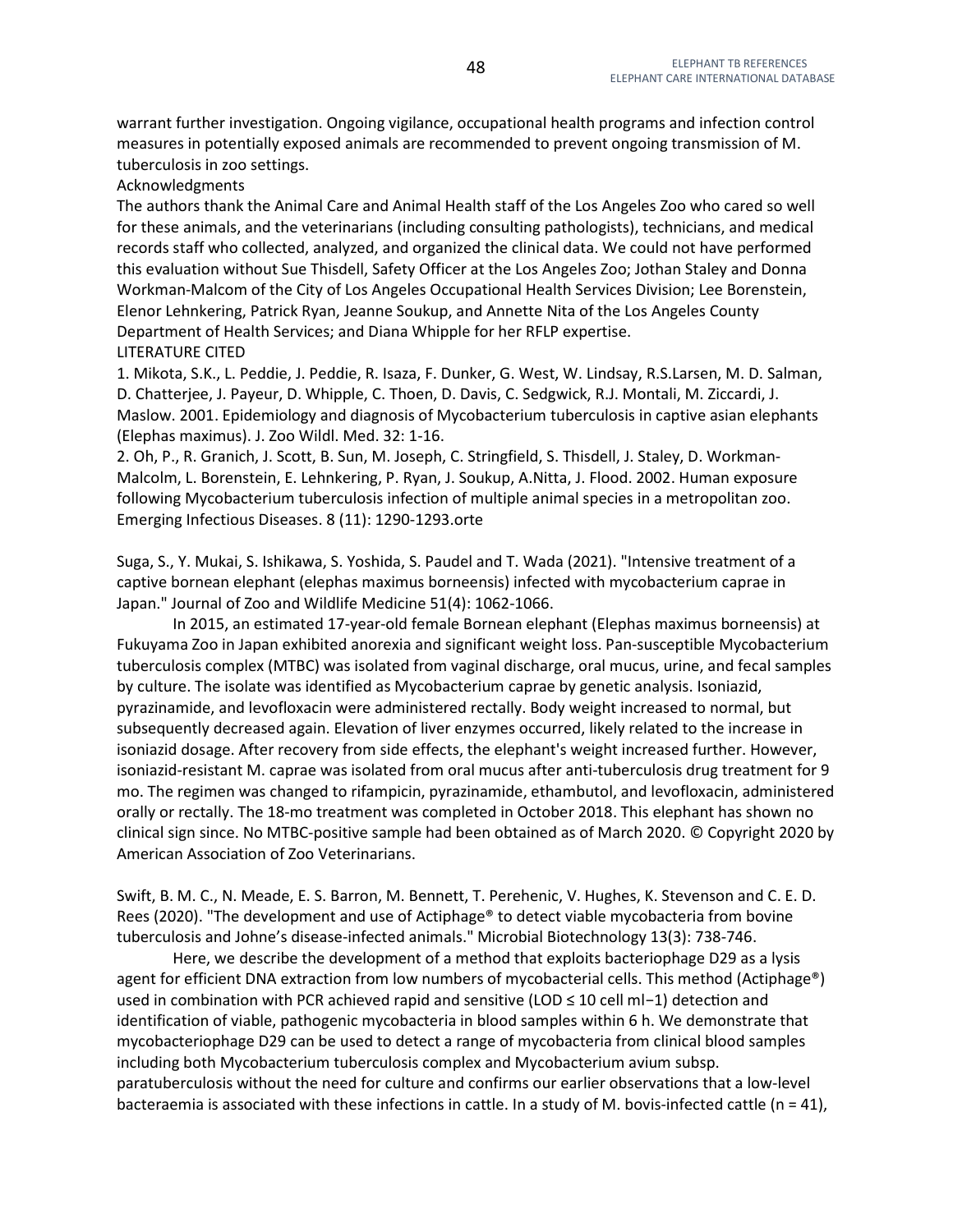warrant further investigation. Ongoing vigilance, occupational health programs and infection control measures in potentially exposed animals are recommended to prevent ongoing transmission of M. tuberculosis in zoo settings.

Acknowledgments

The authors thank the Animal Care and Animal Health staff of the Los Angeles Zoo who cared so well for these animals, and the veterinarians (including consulting pathologists), technicians, and medical records staff who collected, analyzed, and organized the clinical data. We could not have performed this evaluation without Sue Thisdell, Safety Officer at the Los Angeles Zoo; Jothan Staley and Donna Workman-Malcom of the City of Los Angeles Occupational Health Services Division; Lee Borenstein, Elenor Lehnkering, Patrick Ryan, Jeanne Soukup, and Annette Nita of the Los Angeles County Department of Health Services; and Diana Whipple for her RFLP expertise.

LITERATURE CITED

1. Mikota, S.K., L. Peddie, J. Peddie, R. Isaza, F. Dunker, G. West, W. Lindsay, R.S.Larsen, M. D. Salman, D. Chatterjee, J. Payeur, D. Whipple, C. Thoen, D. Davis, C. Sedgwick, R.J. Montali, M. Ziccardi, J. Maslow. 2001. Epidemiology and diagnosis of Mycobacterium tuberculosis in captive asian elephants (Elephas maximus). J. Zoo Wildl. Med. 32: 1-16.
2. Oh, P., R. Granich, J. Scott, B. Sun, M. Joseph, C. Stringfield, S. Thisdell, J. Staley, D. Workman-Malcolm, L. Borenstein, E. Lehnkering, P. Ryan, J. Soukup, A.Nitta, J. Flood. 2002. Human exposure following Mycobacterium tuberculosis infection of multiple animal species in a metropolitan zoo. Emerging Infectious Diseases. 8 (11): 1290-1293.orte

Suga, S., Y. Mukai, S. Ishikawa, S. Yoshida, S. Paudel and T. Wada (2021). "Intensive treatment of a captive bornean elephant (elephas maximus borneensis) infected with mycobacterium caprae in Japan." Journal of Zoo and Wildlife Medicine 51(4): 1062-1066.

In 2015, an estimated 17-year-old female Bornean elephant (Elephas maximus borneensis) at Fukuyama Zoo in Japan exhibited anorexia and significant weight loss. Pan-susceptible Mycobacterium tuberculosis complex (MTBC) was isolated from vaginal discharge, oral mucus, urine, and fecal samples by culture. The isolate was identified as Mycobacterium caprae by genetic analysis. Isoniazid, pyrazinamide, and levofloxacin were administered rectally. Body weight increased to normal, but subsequently decreased again. Elevation of liver enzymes occurred, likely related to the increase in isoniazid dosage. After recovery from side effects, the elephant's weight increased further. However, isoniazid-resistant M. caprae was isolated from oral mucus after anti-tuberculosis drug treatment for 9 mo. The regimen was changed to rifampicin, pyrazinamide, ethambutol, and levofloxacin, administered orally or rectally. The 18-mo treatment was completed in October 2018. This elephant has shown no clinical sign since. No MTBC-positive sample had been obtained as of March 2020. © Copyright 2020 by American Association of Zoo Veterinarians.

Swift, B. M. C., N. Meade, E. S. Barron, M. Bennett, T. Perehenic, V. Hughes, K. Stevenson and C. E. D. Rees (2020). "The development and use of Actiphage® to detect viable mycobacteria from bovine tuberculosis and Johne's disease-infected animals." Microbial Biotechnology 13(3): 738-746.

Here, we describe the development of a method that exploits bacteriophage D29 as a lysis agent for efficient DNA extraction from low numbers of mycobacterial cells. This method (Actiphage®) used in combination with PCR achieved rapid and sensitive (LOD ≤ 10 cell $ml^{-1}$) detection and identification of viable, pathogenic mycobacteria in blood samples within 6 h. We demonstrate that mycobacteriophage D29 can be used to detect a range of mycobacteria from clinical blood samples including both Mycobacterium tuberculosis complex and Mycobacterium avium subsp. paratuberculosis without the need for culture and confirms our earlier observations that a low-level bacteraemia is associated with these infections in cattle. In a study of M. bovis-infected cattle (n = 41),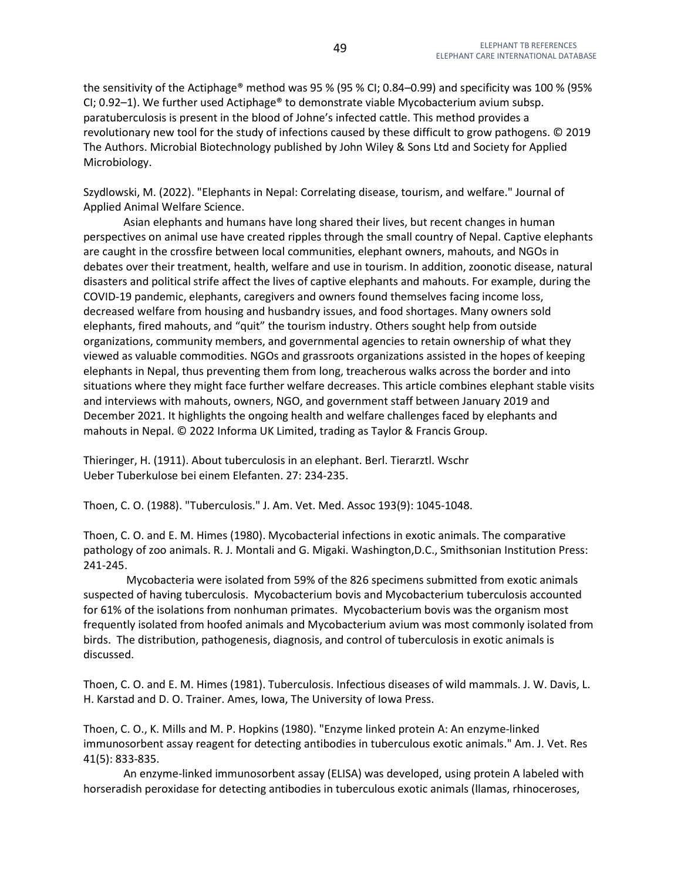the sensitivity of the Actiphage® method was 95 % (95 % CI; 0.84–0.99) and specificity was 100 % (95% CI; 0.92–1). We further used Actiphage® to demonstrate viable Mycobacterium avium subsp. paratuberculosis is present in the blood of Johne's infected cattle. This method provides a revolutionary new tool for the study of infections caused by these difficult to grow pathogens. © 2019 The Authors. Microbial Biotechnology published by John Wiley & Sons Ltd and Society for Applied Microbiology.

Szydlowski, M. (2022). "Elephants in Nepal: Correlating disease, tourism, and welfare." Journal of Applied Animal Welfare Science.

Asian elephants and humans have long shared their lives, but recent changes in human perspectives on animal use have created ripples through the small country of Nepal. Captive elephants are caught in the crossfire between local communities, elephant owners, mahouts, and NGOs in debates over their treatment, health, welfare and use in tourism. In addition, zoonotic disease, natural disasters and political strife affect the lives of captive elephants and mahouts. For example, during the COVID-19 pandemic, elephants, caregivers and owners found themselves facing income loss, decreased welfare from housing and husbandry issues, and food shortages. Many owners sold elephants, fired mahouts, and "quit" the tourism industry. Others sought help from outside organizations, community members, and governmental agencies to retain ownership of what they viewed as valuable commodities. NGOs and grassroots organizations assisted in the hopes of keeping elephants in Nepal, thus preventing them from long, treacherous walks across the border and into situations where they might face further welfare decreases. This article combines elephant stable visits and interviews with mahouts, owners, NGO, and government staff between January 2019 and December 2021. It highlights the ongoing health and welfare challenges faced by elephants and mahouts in Nepal. © 2022 Informa UK Limited, trading as Taylor & Francis Group.

Thieringer, H. (1911). About tuberculosis in an elephant. Berl. Tierarztl. Wschr
Ueber Tuberkulose bei einem Elefanten. 27: 234-235.

Thoen, C. O. (1988). "Tuberculosis." J. Am. Vet. Med. Assoc 193(9): 1045-1048.

Thoen, C. O. and E. M. Himes (1980). Mycobacterial infections in exotic animals. The comparative pathology of zoo animals. R. J. Montali and G. Migaki. Washington,D.C., Smithsonian Institution Press: 241-245.

Mycobacteria were isolated from 59% of the 826 specimens submitted from exotic animals suspected of having tuberculosis. Mycobacterium bovis and Mycobacterium tuberculosis accounted for 61% of the isolations from nonhuman primates. Mycobacterium bovis was the organism most frequently isolated from hoofed animals and Mycobacterium avium was most commonly isolated from birds. The distribution, pathogenesis, diagnosis, and control of tuberculosis in exotic animals is discussed.

Thoen, C. O. and E. M. Himes (1981). Tuberculosis. Infectious diseases of wild mammals. J. W. Davis, L. H. Karstad and D. O. Trainer. Ames, Iowa, The University of Iowa Press.

Thoen, C. O., K. Mills and M. P. Hopkins (1980). "Enzyme linked protein A: An enzyme-linked immunosorbent assay reagent for detecting antibodies in tuberculous exotic animals." Am. J. Vet. Res 41(5): 833-835.

An enzyme-linked immunosorbent assay (ELISA) was developed, using protein A labeled with horseradish peroxidase for detecting antibodies in tuberculous exotic animals (llamas, rhinoceroses,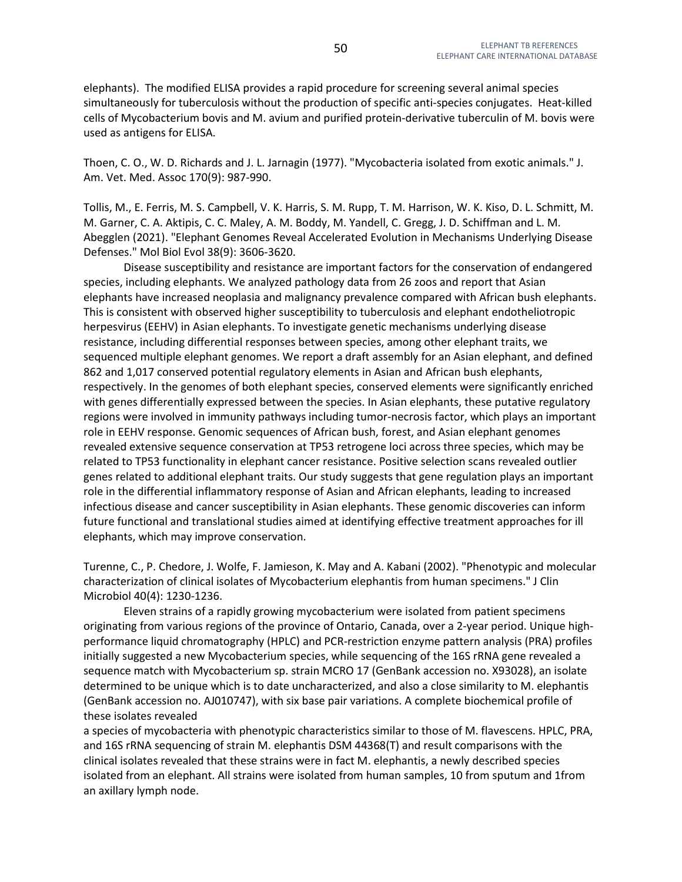elephants). The modified ELISA provides a rapid procedure for screening several animal species simultaneously for tuberculosis without the production of specific anti-species conjugates. Heat-killed cells of Mycobacterium bovis and M. avium and purified protein-derivative tuberculin of M. bovis were used as antigens for ELISA.

Thoen, C. O., W. D. Richards and J. L. Jarnagin (1977). "Mycobacteria isolated from exotic animals." J. Am. Vet. Med. Assoc 170(9): 987-990.

Tollis, M., E. Ferris, M. S. Campbell, V. K. Harris, S. M. Rupp, T. M. Harrison, W. K. Kiso, D. L. Schmitt, M. M. Garner, C. A. Aktipis, C. C. Maley, A. M. Boddy, M. Yandell, C. Gregg, J. D. Schiffman and L. M. Abegglen (2021). "Elephant Genomes Reveal Accelerated Evolution in Mechanisms Underlying Disease Defenses." Mol Biol Evol 38(9): 3606-3620.

Disease susceptibility and resistance are important factors for the conservation of endangered species, including elephants. We analyzed pathology data from 26 zoos and report that Asian elephants have increased neoplasia and malignancy prevalence compared with African bush elephants. This is consistent with observed higher susceptibility to tuberculosis and elephant endotheliotropic herpesvirus (EEHV) in Asian elephants. To investigate genetic mechanisms underlying disease resistance, including differential responses between species, among other elephant traits, we sequenced multiple elephant genomes. We report a draft assembly for an Asian elephant, and defined 862 and 1,017 conserved potential regulatory elements in Asian and African bush elephants, respectively. In the genomes of both elephant species, conserved elements were significantly enriched with genes differentially expressed between the species. In Asian elephants, these putative regulatory regions were involved in immunity pathways including tumor-necrosis factor, which plays an important role in EEHV response. Genomic sequences of African bush, forest, and Asian elephant genomes revealed extensive sequence conservation at TP53 retrogene loci across three species, which may be related to TP53 functionality in elephant cancer resistance. Positive selection scans revealed outlier genes related to additional elephant traits. Our study suggests that gene regulation plays an important role in the differential inflammatory response of Asian and African elephants, leading to increased infectious disease and cancer susceptibility in Asian elephants. These genomic discoveries can inform future functional and translational studies aimed at identifying effective treatment approaches for ill elephants, which may improve conservation.

Turenne, C., P. Chedore, J. Wolfe, F. Jamieson, K. May and A. Kabani (2002). "Phenotypic and molecular characterization of clinical isolates of Mycobacterium elephantis from human specimens." J Clin Microbiol 40(4): 1230-1236.

Eleven strains of a rapidly growing mycobacterium were isolated from patient specimens originating from various regions of the province of Ontario, Canada, over a 2-year period. Unique high-performance liquid chromatography (HPLC) and PCR-restriction enzyme pattern analysis (PRA) profiles initially suggested a new Mycobacterium species, while sequencing of the 16S rRNA gene revealed a sequence match with Mycobacterium sp. strain MCRO 17 (GenBank accession no. X93028), an isolate determined to be unique which is to date uncharacterized, and also a close similarity to M. elephantis (GenBank accession no. AJ010747), with six base pair variations. A complete biochemical profile of these isolates revealed
a species of mycobacteria with phenotypic characteristics similar to those of M. flavescens. HPLC, PRA, and 16S rRNA sequencing of strain M. elephantis DSM 44368(T) and result comparisons with the clinical isolates revealed that these strains were in fact M. elephantis, a newly described species isolated from an elephant. All strains were isolated from human samples, 10 from sputum and 1from an axillary lymph node.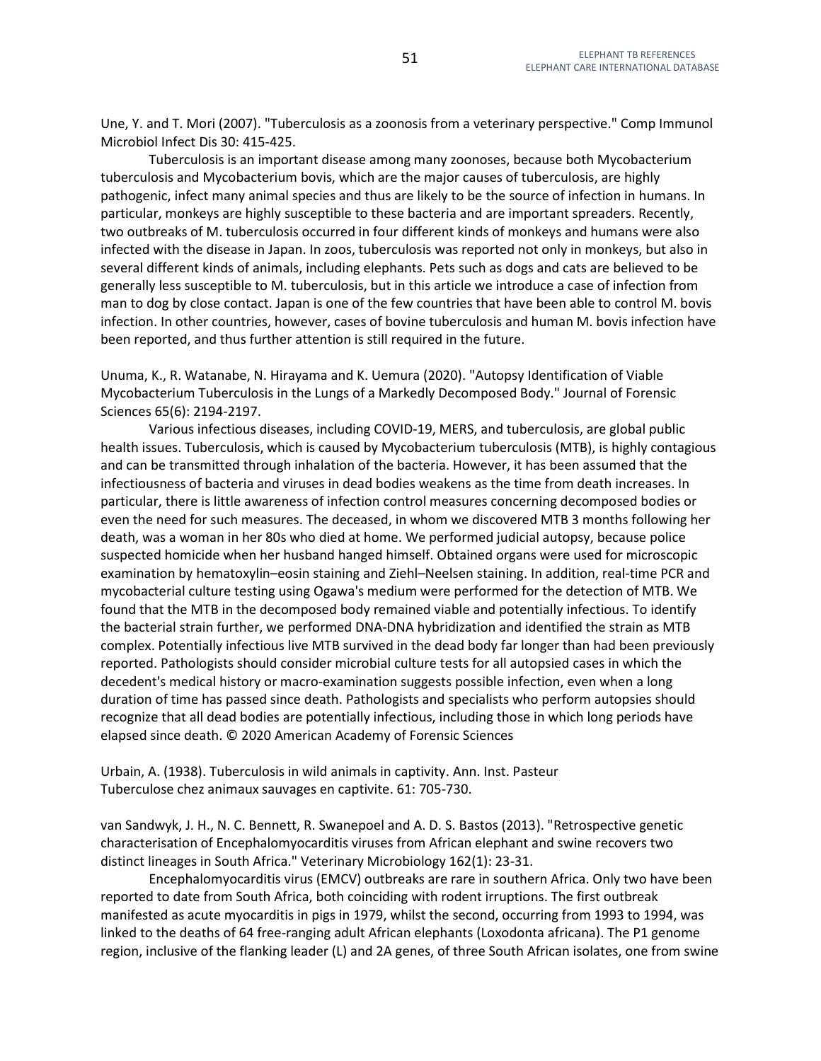Une, Y. and T. Mori (2007). "Tuberculosis as a zoonosis from a veterinary perspective." Comp Immunol Microbiol Infect Dis 30: 415-425.

Tuberculosis is an important disease among many zoonoses, because both Mycobacterium tuberculosis and Mycobacterium bovis, which are the major causes of tuberculosis, are highly pathogenic, infect many animal species and thus are likely to be the source of infection in humans. In particular, monkeys are highly susceptible to these bacteria and are important spreaders. Recently, two outbreaks of M. tuberculosis occurred in four different kinds of monkeys and humans were also infected with the disease in Japan. In zoos, tuberculosis was reported not only in monkeys, but also in several different kinds of animals, including elephants. Pets such as dogs and cats are believed to be generally less susceptible to M. tuberculosis, but in this article we introduce a case of infection from man to dog by close contact. Japan is one of the few countries that have been able to control M. bovis infection. In other countries, however, cases of bovine tuberculosis and human M. bovis infection have been reported, and thus further attention is still required in the future.

Unuma, K., R. Watanabe, N. Hirayama and K. Uemura (2020). "Autopsy Identification of Viable Mycobacterium Tuberculosis in the Lungs of a Markedly Decomposed Body." Journal of Forensic Sciences 65(6): 2194-2197.

Various infectious diseases, including COVID-19, MERS, and tuberculosis, are global public health issues. Tuberculosis, which is caused by Mycobacterium tuberculosis (MTB), is highly contagious and can be transmitted through inhalation of the bacteria. However, it has been assumed that the infectiousness of bacteria and viruses in dead bodies weakens as the time from death increases. In particular, there is little awareness of infection control measures concerning decomposed bodies or even the need for such measures. The deceased, in whom we discovered MTB 3 months following her death, was a woman in her 80s who died at home. We performed judicial autopsy, because police suspected homicide when her husband hanged himself. Obtained organs were used for microscopic examination by hematoxylin–eosin staining and Ziehl–Neelsen staining. In addition, real-time PCR and mycobacterial culture testing using Ogawa's medium were performed for the detection of MTB. We found that the MTB in the decomposed body remained viable and potentially infectious. To identify the bacterial strain further, we performed DNA-DNA hybridization and identified the strain as MTB complex. Potentially infectious live MTB survived in the dead body far longer than had been previously reported. Pathologists should consider microbial culture tests for all autopsied cases in which the decedent's medical history or macro-examination suggests possible infection, even when a long duration of time has passed since death. Pathologists and specialists who perform autopsies should recognize that all dead bodies are potentially infectious, including those in which long periods have elapsed since death. © 2020 American Academy of Forensic Sciences

Urbain, A. (1938). Tuberculosis in wild animals in captivity. Ann. Inst. Pasteur
Tuberculose chez animaux sauvages en captivite. 61: 705-730.

van Sandwyk, J. H., N. C. Bennett, R. Swanepoel and A. D. S. Bastos (2013). "Retrospective genetic characterisation of Encephalomyocarditis viruses from African elephant and swine recovers two distinct lineages in South Africa." Veterinary Microbiology 162(1): 23-31.

Encephalomyocarditis virus (EMCV) outbreaks are rare in southern Africa. Only two have been reported to date from South Africa, both coinciding with rodent irruptions. The first outbreak manifested as acute myocarditis in pigs in 1979, whilst the second, occurring from 1993 to 1994, was linked to the deaths of 64 free-ranging adult African elephants (Loxodonta africana). The P1 genome region, inclusive of the flanking leader (L) and 2A genes, of three South African isolates, one from swine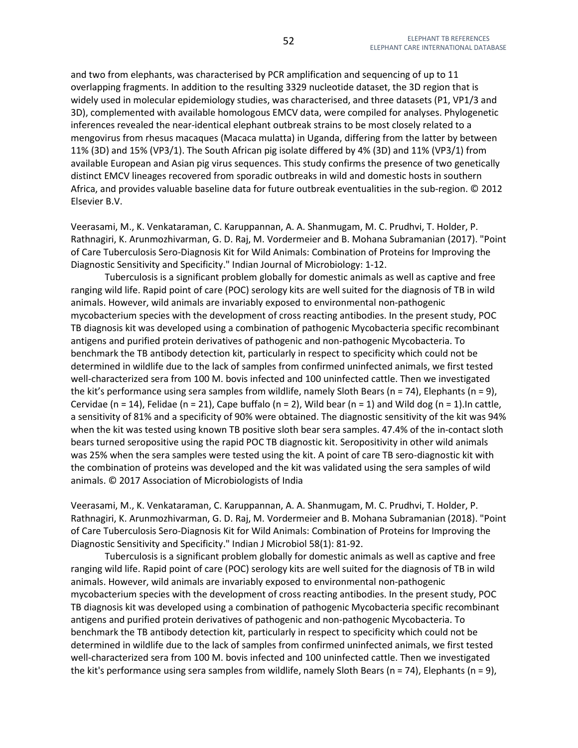and two from elephants, was characterised by PCR amplification and sequencing of up to 11 overlapping fragments. In addition to the resulting 3329 nucleotide dataset, the 3D region that is widely used in molecular epidemiology studies, was characterised, and three datasets (P1, VP1/3 and 3D), complemented with available homologous EMCV data, were compiled for analyses. Phylogenetic inferences revealed the near-identical elephant outbreak strains to be most closely related to a mengovirus from rhesus macaques (Macaca mulatta) in Uganda, differing from the latter by between 11% (3D) and 15% (VP3/1). The South African pig isolate differed by 4% (3D) and 11% (VP3/1) from available European and Asian pig virus sequences. This study confirms the presence of two genetically distinct EMCV lineages recovered from sporadic outbreaks in wild and domestic hosts in southern Africa, and provides valuable baseline data for future outbreak eventualities in the sub-region. © 2012 Elsevier B.V.

Veerasami, M., K. Venkataraman, C. Karuppannan, A. A. Shanmugam, M. C. Prudhvi, T. Holder, P. Rathnagiri, K. Arunmozhivarman, G. D. Raj, M. Vordermeier and B. Mohana Subramanian (2017). "Point of Care Tuberculosis Sero-Diagnosis Kit for Wild Animals: Combination of Proteins for Improving the Diagnostic Sensitivity and Specificity." Indian Journal of Microbiology: 1-12.

Tuberculosis is a significant problem globally for domestic animals as well as captive and free ranging wild life. Rapid point of care (POC) serology kits are well suited for the diagnosis of TB in wild animals. However, wild animals are invariably exposed to environmental non-pathogenic mycobacterium species with the development of cross reacting antibodies. In the present study, POC TB diagnosis kit was developed using a combination of pathogenic Mycobacteria specific recombinant antigens and purified protein derivatives of pathogenic and non-pathogenic Mycobacteria. To benchmark the TB antibody detection kit, particularly in respect to specificity which could not be determined in wildlife due to the lack of samples from confirmed uninfected animals, we first tested well-characterized sera from 100 M. bovis infected and 100 uninfected cattle. Then we investigated the kit's performance using sera samples from wildlife, namely Sloth Bears (n = 74), Elephants (n = 9), Cervidae (n = 14), Felidae (n = 21), Cape buffalo (n = 2), Wild bear (n = 1) and Wild dog (n = 1).In cattle, a sensitivity of 81% and a specificity of 90% were obtained. The diagnostic sensitivity of the kit was 94% when the kit was tested using known TB positive sloth bear sera samples. 47.4% of the in-contact sloth bears turned seropositive using the rapid POC TB diagnostic kit. Seropositivity in other wild animals was 25% when the sera samples were tested using the kit. A point of care TB sero-diagnostic kit with the combination of proteins was developed and the kit was validated using the sera samples of wild animals. © 2017 Association of Microbiologists of India

Veerasami, M., K. Venkataraman, C. Karuppannan, A. A. Shanmugam, M. C. Prudhvi, T. Holder, P. Rathnagiri, K. Arunmozhivarman, G. D. Raj, M. Vordermeier and B. Mohana Subramanian (2018). "Point of Care Tuberculosis Sero-Diagnosis Kit for Wild Animals: Combination of Proteins for Improving the Diagnostic Sensitivity and Specificity." Indian J Microbiol 58(1): 81-92.

Tuberculosis is a significant problem globally for domestic animals as well as captive and free ranging wild life. Rapid point of care (POC) serology kits are well suited for the diagnosis of TB in wild animals. However, wild animals are invariably exposed to environmental non-pathogenic mycobacterium species with the development of cross reacting antibodies. In the present study, POC TB diagnosis kit was developed using a combination of pathogenic Mycobacteria specific recombinant antigens and purified protein derivatives of pathogenic and non-pathogenic Mycobacteria. To benchmark the TB antibody detection kit, particularly in respect to specificity which could not be determined in wildlife due to the lack of samples from confirmed uninfected animals, we first tested well-characterized sera from 100 M. bovis infected and 100 uninfected cattle. Then we investigated the kit's performance using sera samples from wildlife, namely Sloth Bears (n = 74), Elephants (n = 9),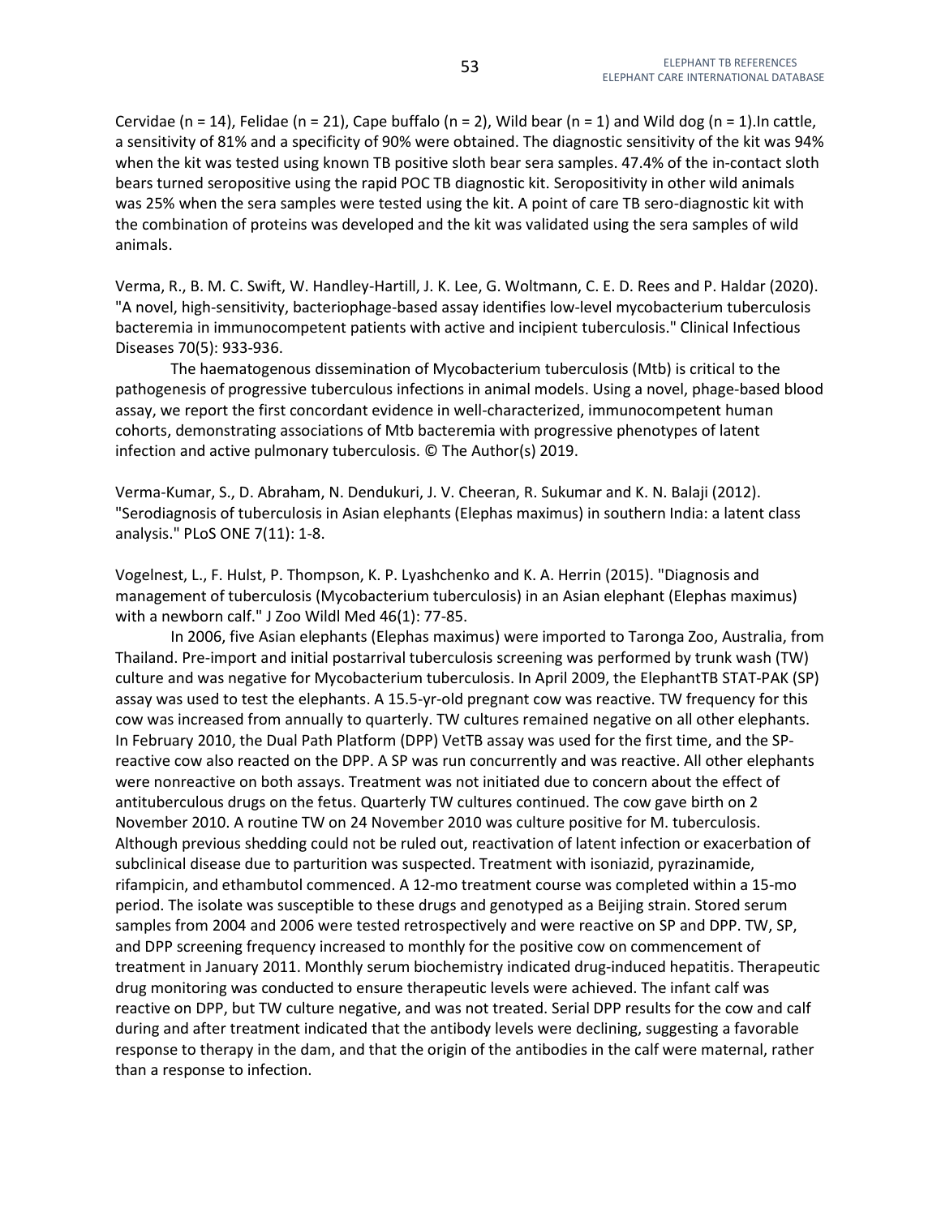Cervidae (n = 14), Felidae (n = 21), Cape buffalo (n = 2), Wild bear (n = 1) and Wild dog (n = 1).In cattle, a sensitivity of 81% and a specificity of 90% were obtained. The diagnostic sensitivity of the kit was 94% when the kit was tested using known TB positive sloth bear sera samples. 47.4% of the in-contact sloth bears turned seropositive using the rapid POC TB diagnostic kit. Seropositivity in other wild animals was 25% when the sera samples were tested using the kit. A point of care TB sero-diagnostic kit with the combination of proteins was developed and the kit was validated using the sera samples of wild animals.

Verma, R., B. M. C. Swift, W. Handley-Hartill, J. K. Lee, G. Woltmann, C. E. D. Rees and P. Haldar (2020). "A novel, high-sensitivity, bacteriophage-based assay identifies low-level mycobacterium tuberculosis bacteremia in immunocompetent patients with active and incipient tuberculosis." Clinical Infectious Diseases 70(5): 933-936.

The haematogenous dissemination of Mycobacterium tuberculosis (Mtb) is critical to the pathogenesis of progressive tuberculous infections in animal models. Using a novel, phage-based blood assay, we report the first concordant evidence in well-characterized, immunocompetent human cohorts, demonstrating associations of Mtb bacteremia with progressive phenotypes of latent infection and active pulmonary tuberculosis. © The Author(s) 2019.

Verma-Kumar, S., D. Abraham, N. Dendukuri, J. V. Cheeran, R. Sukumar and K. N. Balaji (2012). "Serodiagnosis of tuberculosis in Asian elephants (Elephas maximus) in southern India: a latent class analysis." PLoS ONE 7(11): 1-8.

Vogelnest, L., F. Hulst, P. Thompson, K. P. Lyashchenko and K. A. Herrin (2015). "Diagnosis and management of tuberculosis (Mycobacterium tuberculosis) in an Asian elephant (Elephas maximus) with a newborn calf." J Zoo Wildl Med 46(1): 77-85.

In 2006, five Asian elephants (Elephas maximus) were imported to Taronga Zoo, Australia, from Thailand. Pre-import and initial postarrival tuberculosis screening was performed by trunk wash (TW) culture and was negative for Mycobacterium tuberculosis. In April 2009, the ElephantTB STAT-PAK (SP) assay was used to test the elephants. A 15.5-yr-old pregnant cow was reactive. TW frequency for this cow was increased from annually to quarterly. TW cultures remained negative on all other elephants. In February 2010, the Dual Path Platform (DPP) VetTB assay was used for the first time, and the SP-reactive cow also reacted on the DPP. A SP was run concurrently and was reactive. All other elephants were nonreactive on both assays. Treatment was not initiated due to concern about the effect of antituberculous drugs on the fetus. Quarterly TW cultures continued. The cow gave birth on 2 November 2010. A routine TW on 24 November 2010 was culture positive for M. tuberculosis. Although previous shedding could not be ruled out, reactivation of latent infection or exacerbation of subclinical disease due to parturition was suspected. Treatment with isoniazid, pyrazinamide, rifampicin, and ethambutol commenced. A 12-mo treatment course was completed within a 15-mo period. The isolate was susceptible to these drugs and genotyped as a Beijing strain. Stored serum samples from 2004 and 2006 were tested retrospectively and were reactive on SP and DPP. TW, SP, and DPP screening frequency increased to monthly for the positive cow on commencement of treatment in January 2011. Monthly serum biochemistry indicated drug-induced hepatitis. Therapeutic drug monitoring was conducted to ensure therapeutic levels were achieved. The infant calf was reactive on DPP, but TW culture negative, and was not treated. Serial DPP results for the cow and calf during and after treatment indicated that the antibody levels were declining, suggesting a favorable response to therapy in the dam, and that the origin of the antibodies in the calf were maternal, rather than a response to infection.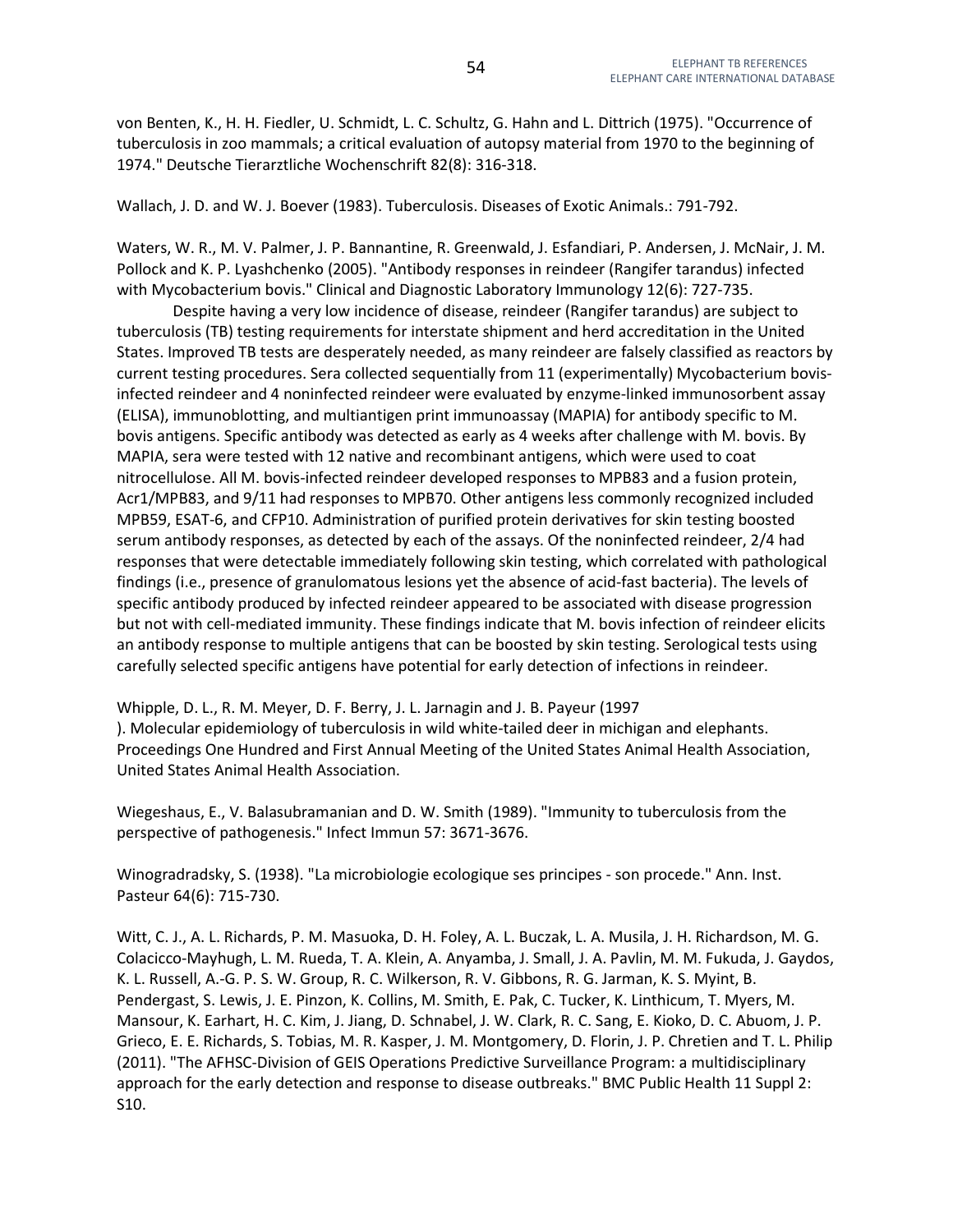von Benten, K., H. H. Fiedler, U. Schmidt, L. C. Schultz, G. Hahn and L. Dittrich (1975). "Occurrence of tuberculosis in zoo mammals; a critical evaluation of autopsy material from 1970 to the beginning of 1974." Deutsche Tierarztliche Wochenschrift 82(8): 316-318.

Wallach, J. D. and W. J. Boever (1983). Tuberculosis. Diseases of Exotic Animals.: 791-792.

Waters, W. R., M. V. Palmer, J. P. Bannantine, R. Greenwald, J. Esfandiari, P. Andersen, J. McNair, J. M. Pollock and K. P. Lyashchenko (2005). "Antibody responses in reindeer (Rangifer tarandus) infected with Mycobacterium bovis." Clinical and Diagnostic Laboratory Immunology 12(6): 727-735.

Despite having a very low incidence of disease, reindeer (Rangifer tarandus) are subject to tuberculosis (TB) testing requirements for interstate shipment and herd accreditation in the United States. Improved TB tests are desperately needed, as many reindeer are falsely classified as reactors by current testing procedures. Sera collected sequentially from 11 (experimentally) Mycobacterium bovis-infected reindeer and 4 noninfected reindeer were evaluated by enzyme-linked immunosorbent assay (ELISA), immunoblotting, and multiantigen print immunoassay (MAPIA) for antibody specific to M. bovis antigens. Specific antibody was detected as early as 4 weeks after challenge with M. bovis. By MAPIA, sera were tested with 12 native and recombinant antigens, which were used to coat nitrocellulose. All M. bovis-infected reindeer developed responses to MPB83 and a fusion protein, Acr1/MPB83, and 9/11 had responses to MPB70. Other antigens less commonly recognized included MPB59, ESAT-6, and CFP10. Administration of purified protein derivatives for skin testing boosted serum antibody responses, as detected by each of the assays. Of the noninfected reindeer, 2/4 had responses that were detectable immediately following skin testing, which correlated with pathological findings (i.e., presence of granulomatous lesions yet the absence of acid-fast bacteria). The levels of specific antibody produced by infected reindeer appeared to be associated with disease progression but not with cell-mediated immunity. These findings indicate that M. bovis infection of reindeer elicits an antibody response to multiple antigens that can be boosted by skin testing. Serological tests using carefully selected specific antigens have potential for early detection of infections in reindeer.

Whipple, D. L., R. M. Meyer, D. F. Berry, J. L. Jarnagin and J. B. Payeur (1997
). Molecular epidemiology of tuberculosis in wild white-tailed deer in michigan and elephants. Proceedings One Hundred and First Annual Meeting of the United States Animal Health Association, United States Animal Health Association.

Wiegeshaus, E., V. Balasubramanian and D. W. Smith (1989). "Immunity to tuberculosis from the perspective of pathogenesis." Infect Immun 57: 3671-3676.

Winogradradsky, S. (1938). "La microbiologie ecologique ses principes - son procede." Ann. Inst. Pasteur 64(6): 715-730.

Witt, C. J., A. L. Richards, P. M. Masuoka, D. H. Foley, A. L. Buczak, L. A. Musila, J. H. Richardson, M. G. Colacicco-Mayhugh, L. M. Rueda, T. A. Klein, A. Anyamba, J. Small, J. A. Pavlin, M. M. Fukuda, J. Gaydos, K. L. Russell, A.-G. P. S. W. Group, R. C. Wilkerson, R. V. Gibbons, R. G. Jarman, K. S. Myint, B. Pendergast, S. Lewis, J. E. Pinzon, K. Collins, M. Smith, E. Pak, C. Tucker, K. Linthicum, T. Myers, M. Mansour, K. Earhart, H. C. Kim, J. Jiang, D. Schnabel, J. W. Clark, R. C. Sang, E. Kioko, D. C. Abuom, J. P. Grieco, E. E. Richards, S. Tobias, M. R. Kasper, J. M. Montgomery, D. Florin, J. P. Chretien and T. L. Philip (2011). "The AFHSC-Division of GEIS Operations Predictive Surveillance Program: a multidisciplinary approach for the early detection and response to disease outbreaks." BMC Public Health 11 Suppl 2: S10.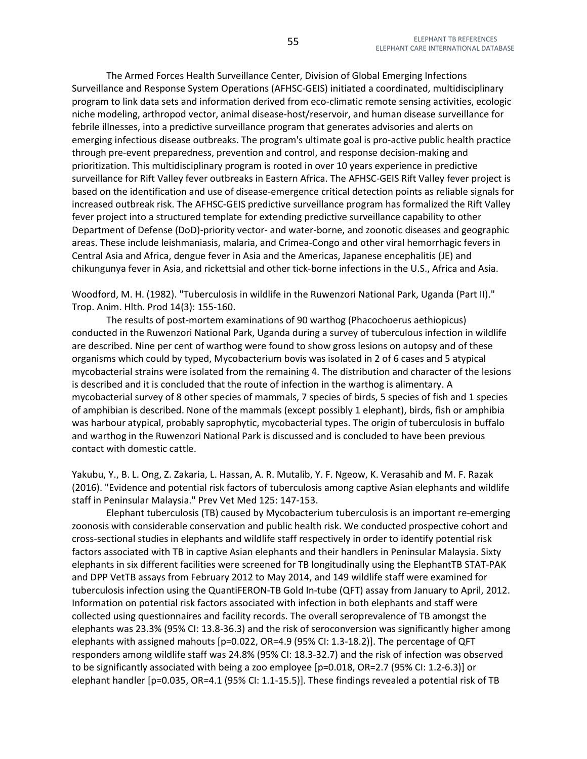The Armed Forces Health Surveillance Center, Division of Global Emerging Infections Surveillance and Response System Operations (AFHSC-GEIS) initiated a coordinated, multidisciplinary program to link data sets and information derived from eco-climatic remote sensing activities, ecologic niche modeling, arthropod vector, animal disease-host/reservoir, and human disease surveillance for febrile illnesses, into a predictive surveillance program that generates advisories and alerts on emerging infectious disease outbreaks. The program's ultimate goal is pro-active public health practice through pre-event preparedness, prevention and control, and response decision-making and prioritization. This multidisciplinary program is rooted in over 10 years experience in predictive surveillance for Rift Valley fever outbreaks in Eastern Africa. The AFHSC-GEIS Rift Valley fever project is based on the identification and use of disease-emergence critical detection points as reliable signals for increased outbreak risk. The AFHSC-GEIS predictive surveillance program has formalized the Rift Valley fever project into a structured template for extending predictive surveillance capability to other Department of Defense (DoD)-priority vector- and water-borne, and zoonotic diseases and geographic areas. These include leishmaniasis, malaria, and Crimea-Congo and other viral hemorrhagic fevers in Central Asia and Africa, dengue fever in Asia and the Americas, Japanese encephalitis (JE) and chikungunya fever in Asia, and rickettsial and other tick-borne infections in the U.S., Africa and Asia.

Woodford, M. H. (1982). "Tuberculosis in wildlife in the Ruwenzori National Park, Uganda (Part II)." Trop. Anim. Hlth. Prod 14(3): 155-160.

The results of post-mortem examinations of 90 warthog (Phacochoerus aethiopicus) conducted in the Ruwenzori National Park, Uganda during a survey of tuberculous infection in wildlife are described. Nine per cent of warthog were found to show gross lesions on autopsy and of these organisms which could by typed, Mycobacterium bovis was isolated in 2 of 6 cases and 5 atypical mycobacterial strains were isolated from the remaining 4. The distribution and character of the lesions is described and it is concluded that the route of infection in the warthog is alimentary. A mycobacterial survey of 8 other species of mammals, 7 species of birds, 5 species of fish and 1 species of amphibian is described. None of the mammals (except possibly 1 elephant), birds, fish or amphibia was harbour atypical, probably saprophytic, mycobacterial types. The origin of tuberculosis in buffalo and warthog in the Ruwenzori National Park is discussed and is concluded to have been previous contact with domestic cattle.

Yakubu, Y., B. L. Ong, Z. Zakaria, L. Hassan, A. R. Mutalib, Y. F. Ngeow, K. Verasahib and M. F. Razak (2016). "Evidence and potential risk factors of tuberculosis among captive Asian elephants and wildlife staff in Peninsular Malaysia." Prev Vet Med 125: 147-153.

Elephant tuberculosis (TB) caused by Mycobacterium tuberculosis is an important re-emerging zoonosis with considerable conservation and public health risk. We conducted prospective cohort and cross-sectional studies in elephants and wildlife staff respectively in order to identify potential risk factors associated with TB in captive Asian elephants and their handlers in Peninsular Malaysia. Sixty elephants in six different facilities were screened for TB longitudinally using the ElephantTB STAT-PAK and DPP VetTB assays from February 2012 to May 2014, and 149 wildlife staff were examined for tuberculosis infection using the QuantiFERON-TB Gold In-tube (QFT) assay from January to April, 2012. Information on potential risk factors associated with infection in both elephants and staff were collected using questionnaires and facility records. The overall seroprevalence of TB amongst the elephants was 23.3% (95% CI: 13.8-36.3) and the risk of seroconversion was significantly higher among elephants with assigned mahouts [p=0.022, OR=4.9 (95% CI: 1.3-18.2)]. The percentage of QFT responders among wildlife staff was 24.8% (95% CI: 18.3-32.7) and the risk of infection was observed to be significantly associated with being a zoo employee [p=0.018, OR=2.7 (95% CI: 1.2-6.3)] or elephant handler [p=0.035, OR=4.1 (95% CI: 1.1-15.5)]. These findings revealed a potential risk of TB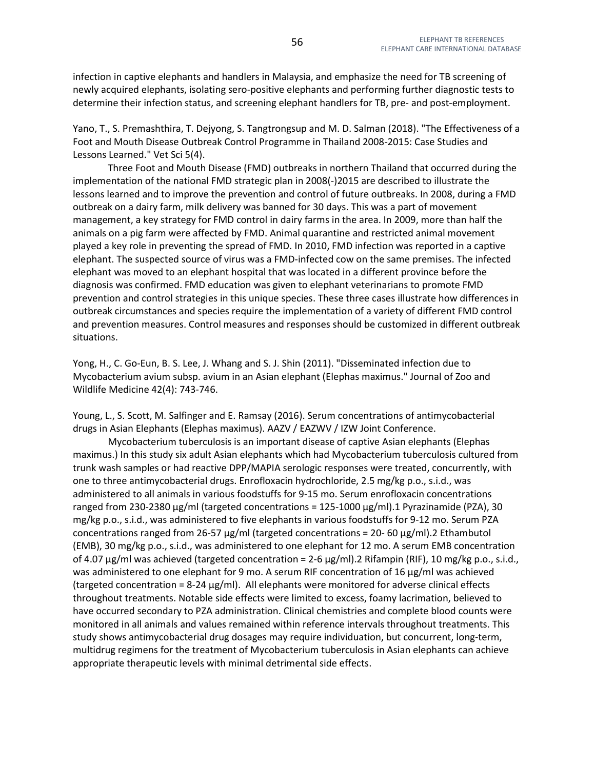infection in captive elephants and handlers in Malaysia, and emphasize the need for TB screening of newly acquired elephants, isolating sero-positive elephants and performing further diagnostic tests to determine their infection status, and screening elephant handlers for TB, pre- and post-employment.

Yano, T., S. Premashthira, T. Dejyong, S. Tangtrongsup and M. D. Salman (2018). "The Effectiveness of a Foot and Mouth Disease Outbreak Control Programme in Thailand 2008-2015: Case Studies and Lessons Learned." Vet Sci 5(4).

Three Foot and Mouth Disease (FMD) outbreaks in northern Thailand that occurred during the implementation of the national FMD strategic plan in 2008(-)2015 are described to illustrate the lessons learned and to improve the prevention and control of future outbreaks. In 2008, during a FMD outbreak on a dairy farm, milk delivery was banned for 30 days. This was a part of movement management, a key strategy for FMD control in dairy farms in the area. In 2009, more than half the animals on a pig farm were affected by FMD. Animal quarantine and restricted animal movement played a key role in preventing the spread of FMD. In 2010, FMD infection was reported in a captive elephant. The suspected source of virus was a FMD-infected cow on the same premises. The infected elephant was moved to an elephant hospital that was located in a different province before the diagnosis was confirmed. FMD education was given to elephant veterinarians to promote FMD prevention and control strategies in this unique species. These three cases illustrate how differences in outbreak circumstances and species require the implementation of a variety of different FMD control and prevention measures. Control measures and responses should be customized in different outbreak situations.

Yong, H., C. Go-Eun, B. S. Lee, J. Whang and S. J. Shin (2011). "Disseminated infection due to Mycobacterium avium subsp. avium in an Asian elephant (Elephas maximus." Journal of Zoo and Wildlife Medicine 42(4): 743-746.

Young, L., S. Scott, M. Salfinger and E. Ramsay (2016). Serum concentrations of antimycobacterial drugs in Asian Elephants (Elephas maximus). AAZV / EAZWV / IZW Joint Conference.

Mycobacterium tuberculosis is an important disease of captive Asian elephants (Elephas maximus.) In this study six adult Asian elephants which had Mycobacterium tuberculosis cultured from trunk wash samples or had reactive DPP/MAPIA serologic responses were treated, concurrently, with one to three antimycobacterial drugs. Enrofloxacin hydrochloride, 2.5 mg/kg p.o., s.i.d., was administered to all animals in various foodstuffs for 9-15 mo. Serum enrofloxacin concentrations ranged from 230-2380 µg/ml (targeted concentrations = 125-1000 µg/ml).1 Pyrazinamide (PZA), 30 mg/kg p.o., s.i.d., was administered to five elephants in various foodstuffs for 9-12 mo. Serum PZA concentrations ranged from 26-57 µg/ml (targeted concentrations = 20- 60 µg/ml).2 Ethambutol (EMB), 30 mg/kg p.o., s.i.d., was administered to one elephant for 12 mo. A serum EMB concentration of 4.07 µg/ml was achieved (targeted concentration = 2-6 µg/ml).2 Rifampin (RIF), 10 mg/kg p.o., s.i.d., was administered to one elephant for 9 mo. A serum RIF concentration of 16 µg/ml was achieved (targeted concentration = 8-24 µg/ml). All elephants were monitored for adverse clinical effects throughout treatments. Notable side effects were limited to excess, foamy lacrimation, believed to have occurred secondary to PZA administration. Clinical chemistries and complete blood counts were monitored in all animals and values remained within reference intervals throughout treatments. This study shows antimycobacterial drug dosages may require individuation, but concurrent, long-term, multidrug regimens for the treatment of Mycobacterium tuberculosis in Asian elephants can achieve appropriate therapeutic levels with minimal detrimental side effects.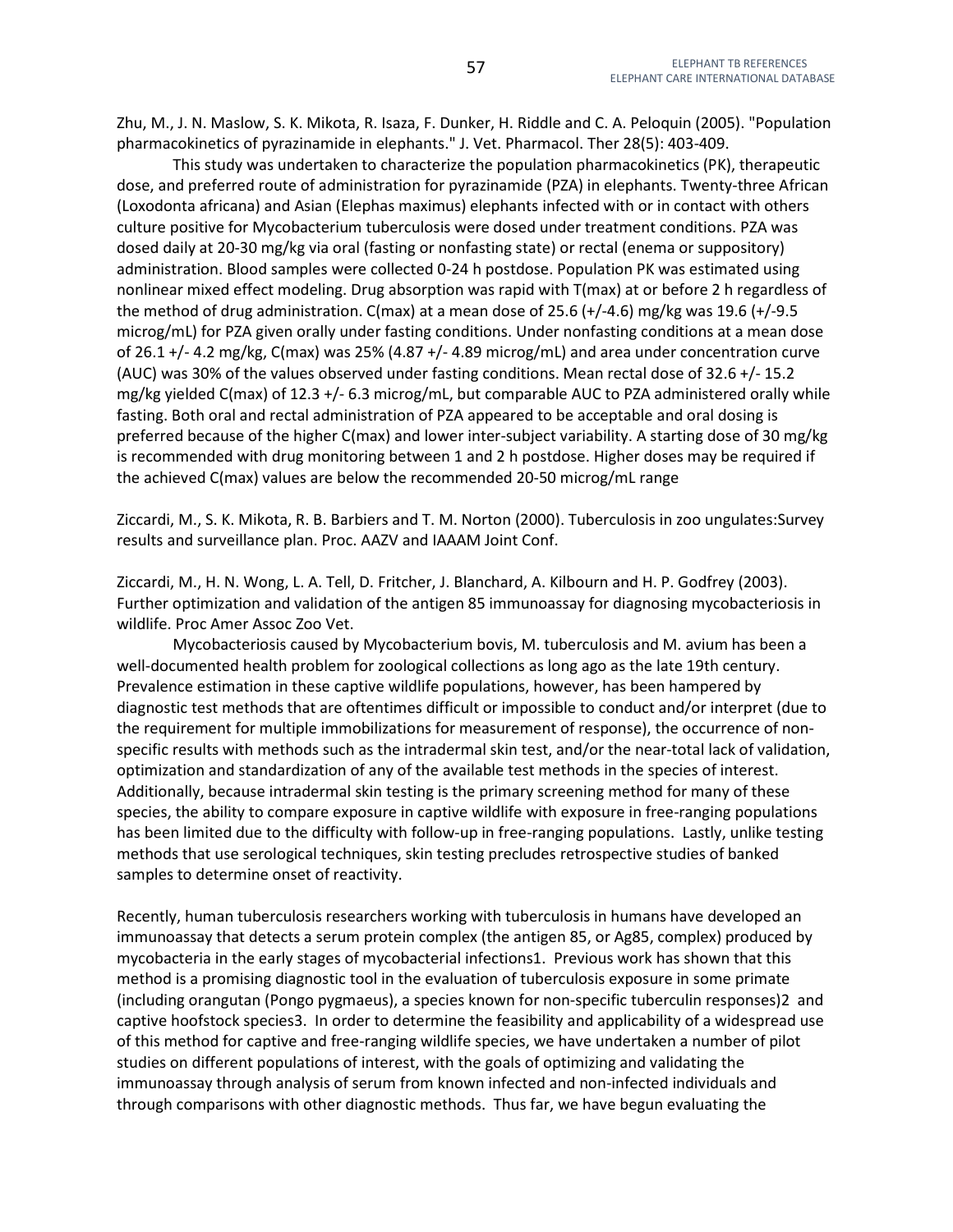Zhu, M., J. N. Maslow, S. K. Mikota, R. Isaza, F. Dunker, H. Riddle and C. A. Peloquin (2005). "Population pharmacokinetics of pyrazinamide in elephants." J. Vet. Pharmacol. Ther 28(5): 403-409.

This study was undertaken to characterize the population pharmacokinetics (PK), therapeutic dose, and preferred route of administration for pyrazinamide (PZA) in elephants. Twenty-three African (Loxodonta africana) and Asian (Elephas maximus) elephants infected with or in contact with others culture positive for Mycobacterium tuberculosis were dosed under treatment conditions. PZA was dosed daily at 20-30 mg/kg via oral (fasting or nonfasting state) or rectal (enema or suppository) administration. Blood samples were collected 0-24 h postdose. Population PK was estimated using nonlinear mixed effect modeling. Drug absorption was rapid with T(max) at or before 2 h regardless of the method of drug administration. C(max) at a mean dose of 25.6 (+/-4.6) mg/kg was 19.6 (+/-9.5 microg/mL) for PZA given orally under fasting conditions. Under nonfasting conditions at a mean dose of 26.1 +/- 4.2 mg/kg, C(max) was 25% (4.87 +/- 4.89 microg/mL) and area under concentration curve (AUC) was 30% of the values observed under fasting conditions. Mean rectal dose of 32.6 +/- 15.2 mg/kg yielded C(max) of 12.3 +/- 6.3 microg/mL, but comparable AUC to PZA administered orally while fasting. Both oral and rectal administration of PZA appeared to be acceptable and oral dosing is preferred because of the higher C(max) and lower inter-subject variability. A starting dose of 30 mg/kg is recommended with drug monitoring between 1 and 2 h postdose. Higher doses may be required if the achieved C(max) values are below the recommended 20-50 microg/mL range

Ziccardi, M., S. K. Mikota, R. B. Barbiers and T. M. Norton (2000). Tuberculosis in zoo ungulates:Survey results and surveillance plan. Proc. AAZV and IAAAM Joint Conf.

Ziccardi, M., H. N. Wong, L. A. Tell, D. Fritcher, J. Blanchard, A. Kilbourn and H. P. Godfrey (2003). Further optimization and validation of the antigen 85 immunoassay for diagnosing mycobacteriosis in wildlife. Proc Amer Assoc Zoo Vet.

Mycobacteriosis caused by Mycobacterium bovis, M. tuberculosis and M. avium has been a well-documented health problem for zoological collections as long ago as the late 19th century. Prevalence estimation in these captive wildlife populations, however, has been hampered by diagnostic test methods that are oftentimes difficult or impossible to conduct and/or interpret (due to the requirement for multiple immobilizations for measurement of response), the occurrence of non-specific results with methods such as the intradermal skin test, and/or the near-total lack of validation, optimization and standardization of any of the available test methods in the species of interest. Additionally, because intradermal skin testing is the primary screening method for many of these species, the ability to compare exposure in captive wildlife with exposure in free-ranging populations has been limited due to the difficulty with follow-up in free-ranging populations. Lastly, unlike testing methods that use serological techniques, skin testing precludes retrospective studies of banked samples to determine onset of reactivity.

Recently, human tuberculosis researchers working with tuberculosis in humans have developed an immunoassay that detects a serum protein complex (the antigen 85, or Ag85, complex) produced by mycobacteria in the early stages of mycobacterial infections[1]. Previous work has shown that this method is a promising diagnostic tool in the evaluation of tuberculosis exposure in some primate (including orangutan (Pongo pygmaeus), a species known for non-specific tuberculin responses)[2] and captive hoofstock species[3]. In order to determine the feasibility and applicability of a widespread use of this method for captive and free-ranging wildlife species, we have undertaken a number of pilot studies on different populations of interest, with the goals of optimizing and validating the immunoassay through analysis of serum from known infected and non-infected individuals and through comparisons with other diagnostic methods. Thus far, we have begun evaluating the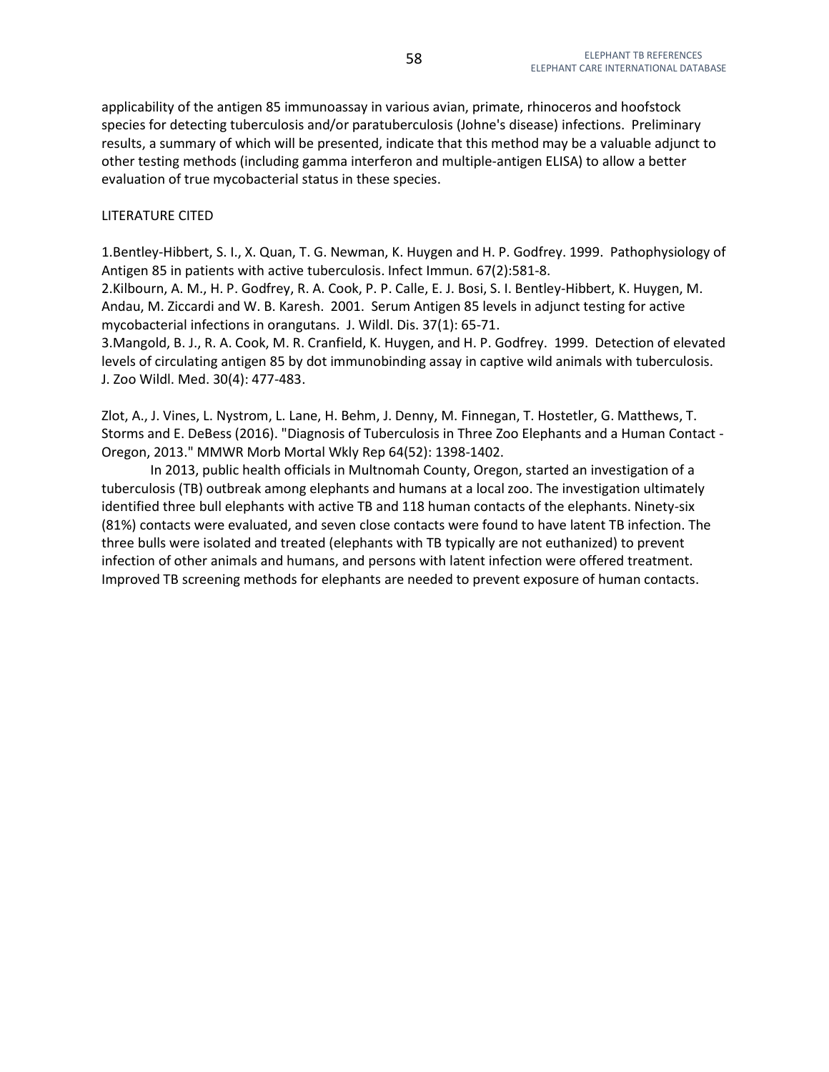applicability of the antigen 85 immunoassay in various avian, primate, rhinoceros and hoofstock species for detecting tuberculosis and/or paratuberculosis (Johne's disease) infections. Preliminary results, a summary of which will be presented, indicate that this method may be a valuable adjunct to other testing methods (including gamma interferon and multiple-antigen ELISA) to allow a better evaluation of true mycobacterial status in these species.

LITERATURE CITED

1.Bentley-Hibbert, S. I., X. Quan, T. G. Newman, K. Huygen and H. P. Godfrey. 1999. Pathophysiology of Antigen 85 in patients with active tuberculosis. Infect Immun. 67(2):581-8.
2.Kilbourn, A. M., H. P. Godfrey, R. A. Cook, P. P. Calle, E. J. Bosi, S. I. Bentley-Hibbert, K. Huygen, M. Andau, M. Ziccardi and W. B. Karesh. 2001. Serum Antigen 85 levels in adjunct testing for active mycobacterial infections in orangutans. J. Wildl. Dis. 37(1): 65-71.
3.Mangold, B. J., R. A. Cook, M. R. Cranfield, K. Huygen, and H. P. Godfrey. 1999. Detection of elevated levels of circulating antigen 85 by dot immunobinding assay in captive wild animals with tuberculosis. J. Zoo Wildl. Med. 30(4): 477-483.

Zlot, A., J. Vines, L. Nystrom, L. Lane, H. Behm, J. Denny, M. Finnegan, T. Hostetler, G. Matthews, T. Storms and E. DeBess (2016). "Diagnosis of Tuberculosis in Three Zoo Elephants and a Human Contact - Oregon, 2013." MMWR Morb Mortal Wkly Rep 64(52): 1398-1402.

In 2013, public health officials in Multnomah County, Oregon, started an investigation of a tuberculosis (TB) outbreak among elephants and humans at a local zoo. The investigation ultimately identified three bull elephants with active TB and 118 human contacts of the elephants. Ninety-six (81%) contacts were evaluated, and seven close contacts were found to have latent TB infection. The three bulls were isolated and treated (elephants with TB typically are not euthanized) to prevent infection of other animals and humans, and persons with latent infection were offered treatment. Improved TB screening methods for elephants are needed to prevent exposure of human contacts.